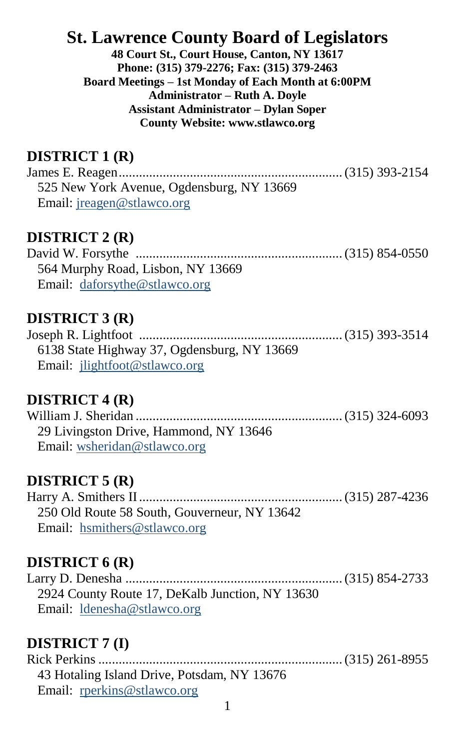# St. Lawrence County Board of Legislators

**48 Court St., Court House, Canton, NY 13617**
**Phone: (315) 379-2276; Fax: (315) 379-2463**
**Board Meetings – 1st Monday of Each Month at 6:00PM**
**Administrator – Ruth A. Doyle**
**Assistant Administrator – Dylan Soper**
**County Website: www.stlawco.org**

## DISTRICT 1 (R)

James E. Reagen................................................................. (315) 393-2154
525 New York Avenue, Ogdensburg, NY 13669
Email: jreagen@stlawco.org

## DISTRICT 2 (R)

David W. Forsythe ............................................................. (315) 854-0550
564 Murphy Road, Lisbon, NY 13669
Email: daforsythe@stlawco.org

## DISTRICT 3 (R)

Joseph R. Lightfoot ............................................................ (315) 393-3514
6138 State Highway 37, Ogdensburg, NY 13669
Email: jlightfoot@stlawco.org

## DISTRICT 4 (R)

William J. Sheridan ............................................................ (315) 324-6093
29 Livingston Drive, Hammond, NY 13646
Email: wsheridan@stlawco.org

## DISTRICT 5 (R)

Harry A. Smithers II............................................................ (315) 287-4236
250 Old Route 58 South, Gouverneur, NY 13642
Email: hsmithers@stlawco.org

## DISTRICT 6 (R)

Larry D. Denesha ............................................................... (315) 854-2733
2924 County Route 17, DeKalb Junction, NY 13630
Email: ldenesha@stlawco.org

## DISTRICT 7 (I)

Rick Perkins ....................................................................... (315) 261-8955
43 Hotaling Island Drive, Potsdam, NY 13676
Email: rperkins@stlawco.org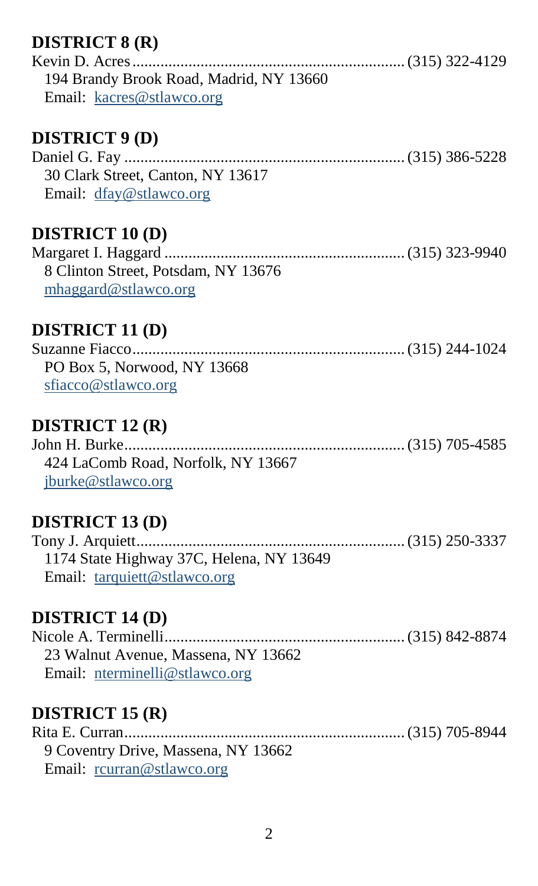## DISTRICT 8 (R)

Kevin D. Acres.................................................................... (315) 322-4129
194 Brandy Brook Road, Madrid, NY 13660
Email: kacres@stlawco.org

## DISTRICT 9 (D)

Daniel G. Fay .................................................................... (315) 386-5228
30 Clark Street, Canton, NY 13617
Email: dfay@stlawco.org

## DISTRICT 10 (D)

Margaret I. Haggard .......................................................... (315) 323-9940
8 Clinton Street, Potsdam, NY 13676
mhaggard@stlawco.org

## DISTRICT 11 (D)

Suzanne Fiacco.................................................................. (315) 244-1024
PO Box 5, Norwood, NY 13668
sfiacco@stlawco.org

## DISTRICT 12 (R)

John H. Burke..................................................................... (315) 705-4585
424 LaComb Road, Norfolk, NY 13667
jburke@stlawco.org

## DISTRICT 13 (D)

Tony J. Arquiett.................................................................. (315) 250-3337
1174 State Highway 37C, Helena, NY 13649
Email: tarquiett@stlawco.org

## DISTRICT 14 (D)

Nicole A. Terminelli........................................................... (315) 842-8874
23 Walnut Avenue, Massena, NY 13662
Email: nterminelli@stlawco.org

## DISTRICT 15 (R)

Rita E. Curran..................................................................... (315) 705-8944
9 Coventry Drive, Massena, NY 13662
Email: rcurran@stlawco.org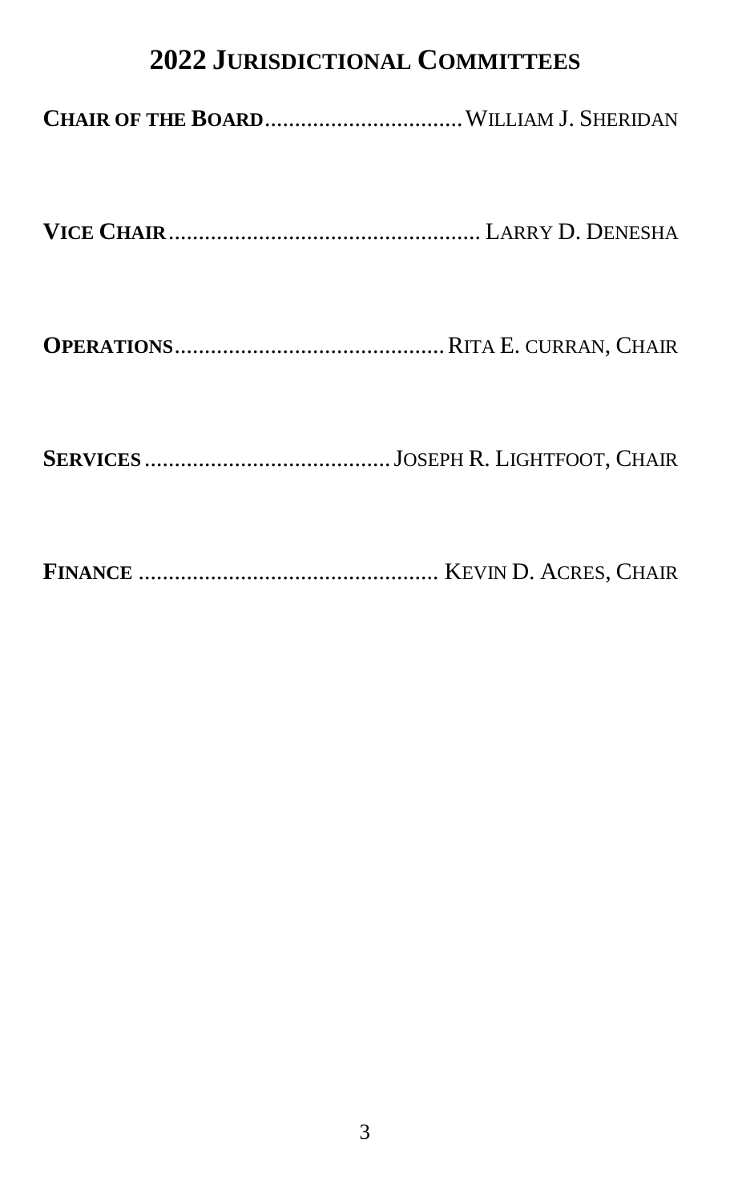# 2022 Jurisdictional Committees

**Chair of the Board**.................................William J. Sheridan

**Vice Chair**.................................................... Larry D. Denesha

**Operations**.............................................Rita E. curran, Chair

**Services**..........................................Joseph R. Lightfoot, Chair

**Finance** .................................................. Kevin D. Acres, Chair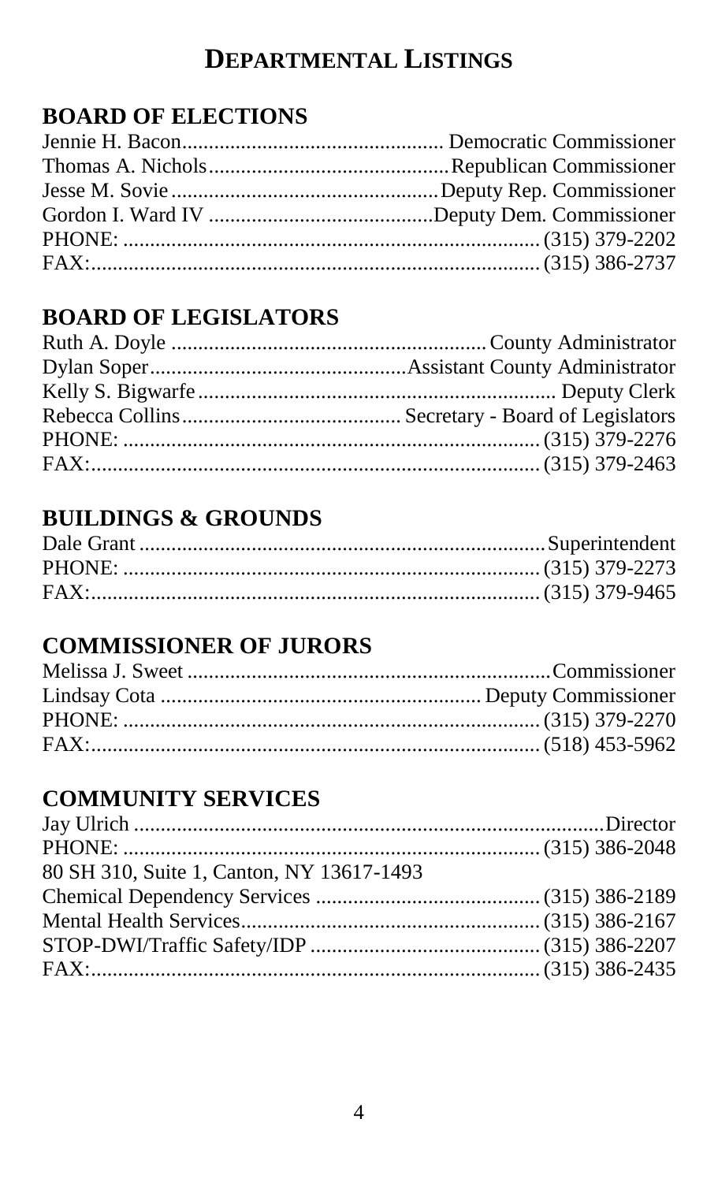# DEPARTMENTAL LISTINGS

## BOARD OF ELECTIONS

Jennie H. Bacon.................................................. Democratic Commissioner
Thomas A. Nichols.............................................Republican Commissioner
Jesse M. Sovie...................................................Deputy Rep. Commissioner
Gordon I. Ward IV ..........................................Deputy Dem. Commissioner
PHONE: ............................................................................. (315) 379-2202
FAX:.................................................................................... (315) 386-2737

## BOARD OF LEGISLATORS

Ruth A. Doyle .......................................................... County Administrator
Dylan Soper...............................................Assistant County Administrator
Kelly S. Bigwarfe ................................................................... Deputy Clerk
Rebecca Collins........................................ Secretary - Board of Legislators
PHONE: ............................................................................. (315) 379-2276
FAX:.................................................................................... (315) 379-2463

## BUILDINGS & GROUNDS

Dale Grant ............................................................................Superintendent
PHONE: ............................................................................. (315) 379-2273
FAX:.................................................................................... (315) 379-9465

## COMMISSIONER OF JURORS

Melissa J. Sweet ..................................................................Commissioner
Lindsay Cota ........................................................... Deputy Commissioner
PHONE: ............................................................................. (315) 379-2270
FAX:.................................................................................... (518) 453-5962

## COMMUNITY SERVICES

Jay Ulrich .........................................................................................Director
PHONE: ............................................................................. (315) 386-2048
80 SH 310, Suite 1, Canton, NY 13617-1493
Chemical Dependency Services .......................................... (315) 386-2189
Mental Health Services........................................................ (315) 386-2167
STOP-DWI/Traffic Safety/IDP ........................................... (315) 386-2207
FAX:.................................................................................... (315) 386-2435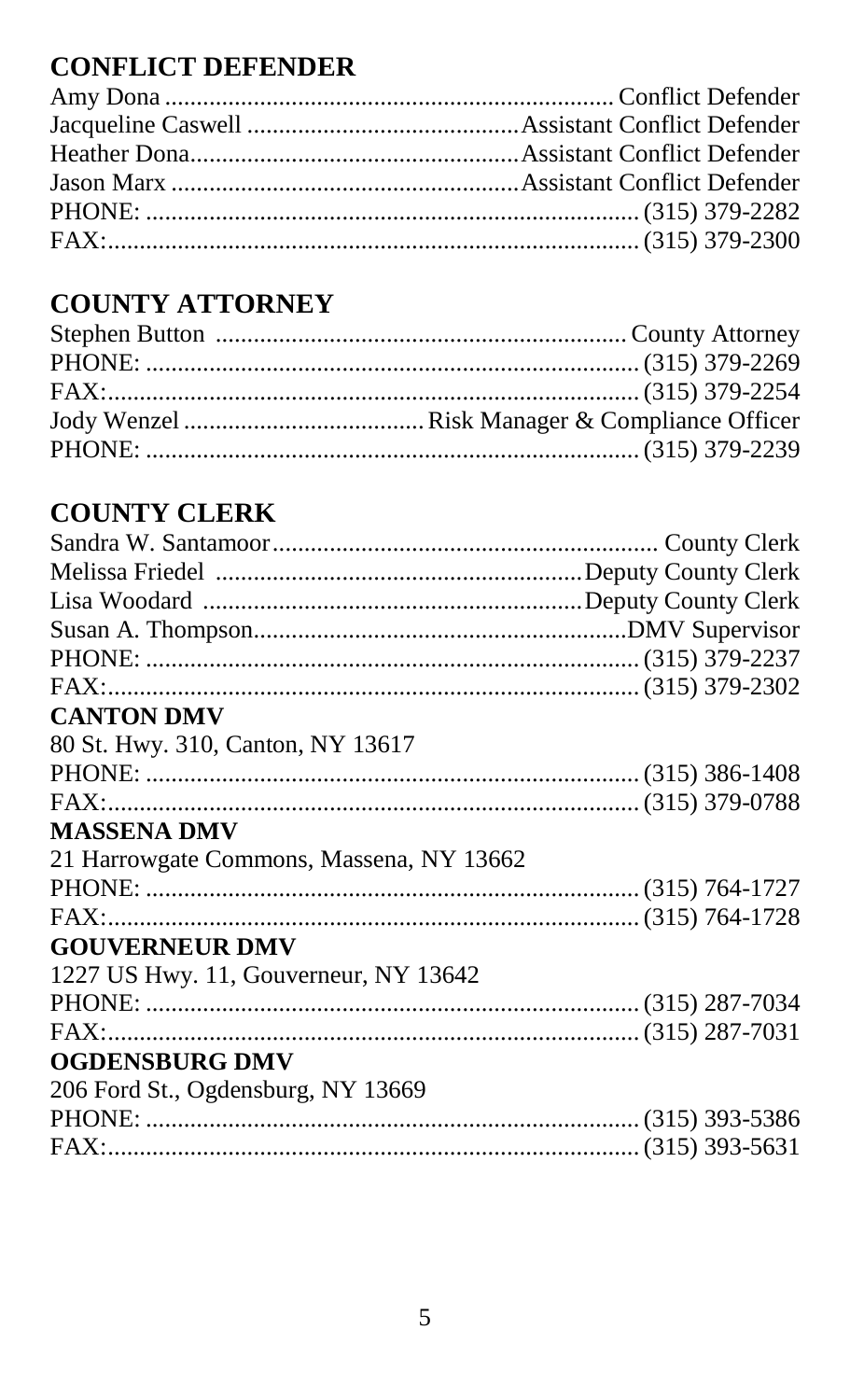## CONFLICT DEFENDER

Amy Dona ........................................................................ Conflict Defender
Jacqueline Caswell ............................................ Assistant Conflict Defender
Heather Dona..................................................... Assistant Conflict Defender
Jason Marx ........................................................ Assistant Conflict Defender
PHONE: ............................................................................... (315) 379-2282
FAX:..................................................................................... (315) 379-2300

## COUNTY ATTORNEY

Stephen Button ................................................................ County Attorney
PHONE: ............................................................................... (315) 379-2269
FAX:..................................................................................... (315) 379-2254
Jody Wenzel ....................................... Risk Manager & Compliance Officer
PHONE: ............................................................................... (315) 379-2239

## COUNTY CLERK

Sandra W. Santamoor............................................................. County Clerk
Melissa Friedel .......................................................... Deputy County Clerk
Lisa Woodard ............................................................ Deputy County Clerk
Susan A. Thompson............................................................DMV Supervisor
PHONE: ............................................................................... (315) 379-2237
FAX:..................................................................................... (315) 379-2302

**CANTON DMV**

80 St. Hwy. 310, Canton, NY 13617
PHONE: ............................................................................... (315) 386-1408
FAX:..................................................................................... (315) 379-0788

**MASSENA DMV**

21 Harrowgate Commons, Massena, NY 13662
PHONE: ............................................................................... (315) 764-1727
FAX:..................................................................................... (315) 764-1728

**GOUVERNEUR DMV**

1227 US Hwy. 11, Gouverneur, NY 13642
PHONE: ............................................................................... (315) 287-7034
FAX:..................................................................................... (315) 287-7031

**OGDENSBURG DMV**

206 Ford St., Ogdensburg, NY 13669
PHONE: ............................................................................... (315) 393-5386
FAX:..................................................................................... (315) 393-5631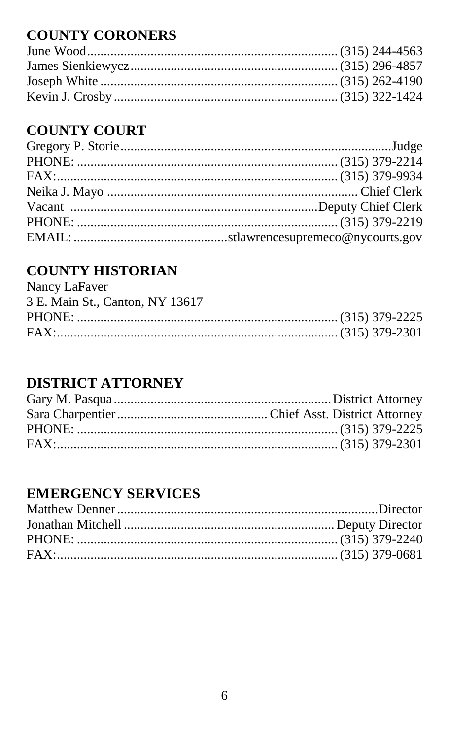## COUNTY CORONERS

June Wood........................................................................(315) 244-4563
James Sienkiewycz.............................................................(315) 296-4857
Joseph White .....................................................................(315) 262-4190
Kevin J. Crosby..................................................................(315) 322-1424

## COUNTY COURT

Gregory P. Storie.................................................................................Judge
PHONE: ............................................................................(315) 379-2214
FAX:...................................................................................(315) 379-9934
Neika J. Mayo ....................................................................... Chief Clerk
Vacant ..........................................................................Deputy Chief Clerk
PHONE: ............................................................................(315) 379-2219
EMAIL: ............................................stlawrencesupremeco@nycourts.gov

## COUNTY HISTORIAN

Nancy LaFaver
3 E. Main St., Canton, NY 13617
PHONE: ............................................................................(315) 379-2225
FAX:...................................................................................(315) 379-2301

## DISTRICT ATTORNEY

Gary M. Pasqua ..................................................................District Attorney
Sara Charpentier.............................................Chief Asst. District Attorney
PHONE: ............................................................................(315) 379-2225
FAX:...................................................................................(315) 379-2301

## EMERGENCY SERVICES

Matthew Denner...............................................................................Director
Jonathan Mitchell ...............................................................Deputy Director
PHONE: ............................................................................(315) 379-2240
FAX:...................................................................................(315) 379-0681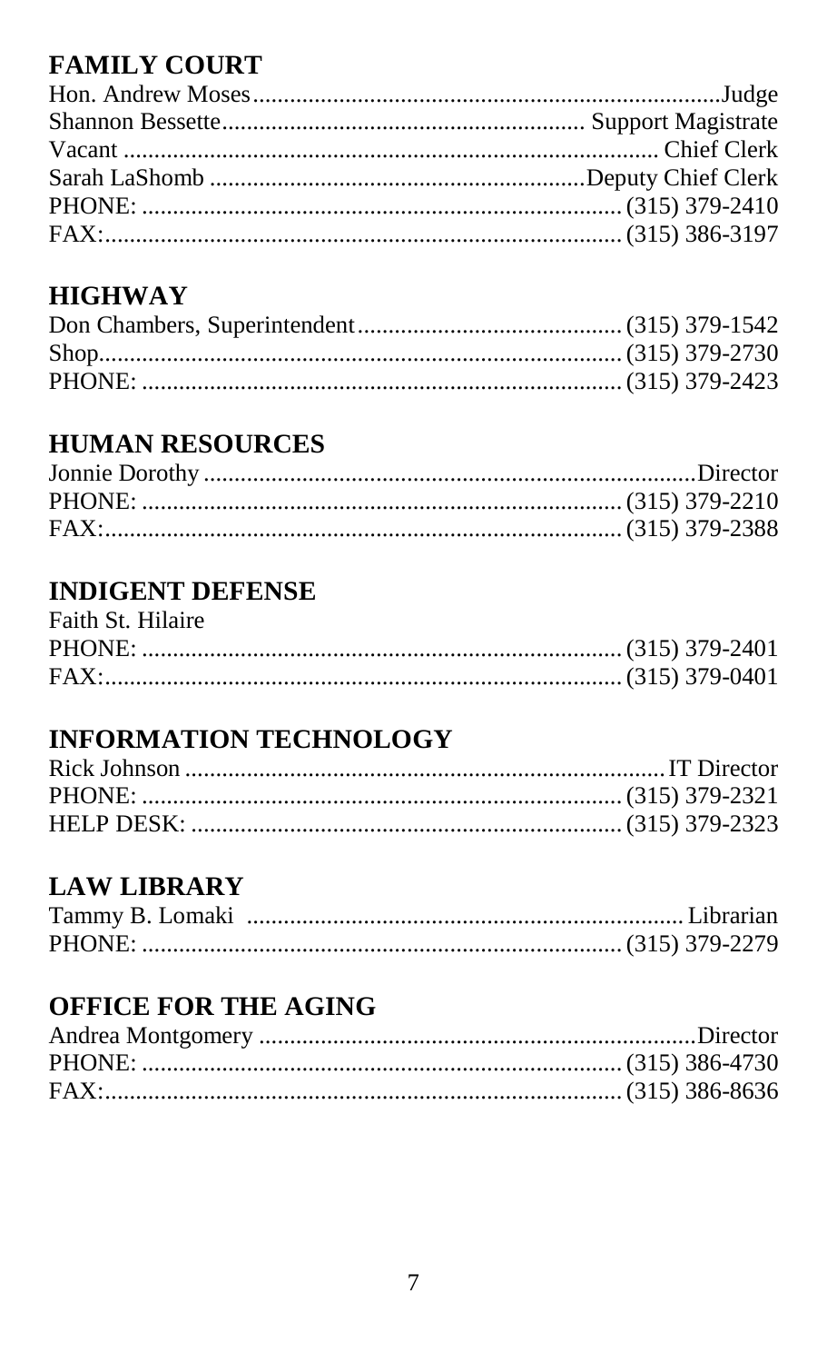## FAMILY COURT

Hon. Andrew Moses............................................................................Judge
Shannon Bessette.......................................................... Support Magistrate
Vacant ................................................................................... Chief Clerk
Sarah LaShomb .............................................................Deputy Chief Clerk
PHONE: ............................................................................. (315) 379-2410
FAX:................................................................................... (315) 386-3197

## HIGHWAY

Don Chambers, Superintendent........................................... (315) 379-1542
Shop.................................................................................... (315) 379-2730
PHONE: ............................................................................. (315) 379-2423

## HUMAN RESOURCES

Jonnie Dorothy ................................................................................Director
PHONE: ............................................................................. (315) 379-2210
FAX:................................................................................... (315) 379-2388

## INDIGENT DEFENSE

Faith St. Hilaire
PHONE: ............................................................................. (315) 379-2401
FAX:................................................................................... (315) 379-0401

## INFORMATION TECHNOLOGY

Rick Johnson .............................................................................IT Director
PHONE: ............................................................................. (315) 379-2321
HELP DESK: ...................................................................... (315) 379-2323

## LAW LIBRARY

Tammy B. Lomaki ...................................................................... Librarian
PHONE: ............................................................................. (315) 379-2279

## OFFICE FOR THE AGING

Andrea Montgomery .......................................................................Director
PHONE: ............................................................................. (315) 386-4730
FAX:................................................................................... (315) 386-8636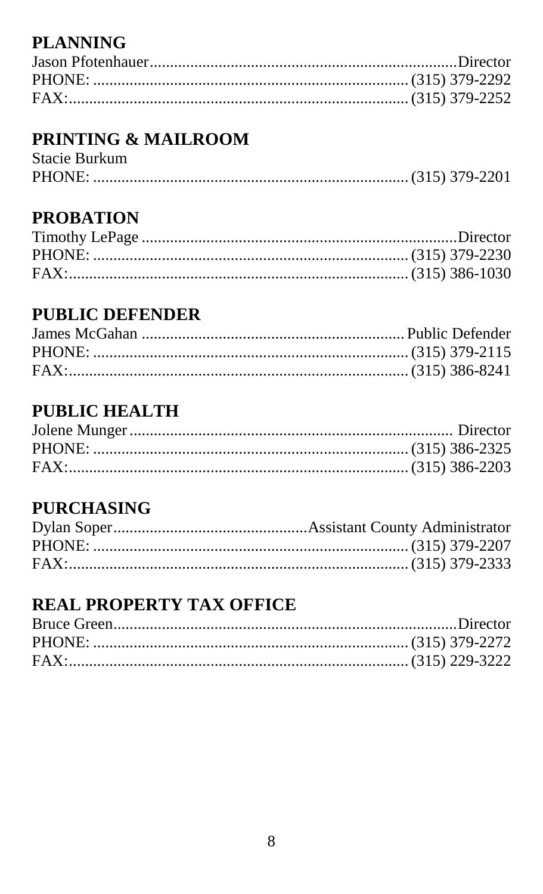## PLANNING

Jason Pfotenhauer............................................................................Director
PHONE: ............................................................................. (315) 379-2292
FAX:................................................................................... (315) 379-2252

## PRINTING & MAILROOM

Stacie Burkum
PHONE: ............................................................................. (315) 379-2201

## PROBATION

Timothy LePage ..............................................................................Director
PHONE: ............................................................................. (315) 379-2230
FAX:................................................................................... (315) 386-1030

## PUBLIC DEFENDER

James McGahan ................................................................ Public Defender
PHONE: ............................................................................. (315) 379-2115
FAX:................................................................................... (315) 386-8241

## PUBLIC HEALTH

Jolene Munger................................................................................ Director
PHONE: ............................................................................. (315) 386-2325
FAX:................................................................................... (315) 386-2203

## PURCHASING

Dylan Soper................................................Assistant County Administrator
PHONE: ............................................................................. (315) 379-2207
FAX:................................................................................... (315) 379-2333

## REAL PROPERTY TAX OFFICE

Bruce Green......................................................................................Director
PHONE: ............................................................................. (315) 379-2272
FAX:................................................................................... (315) 229-3222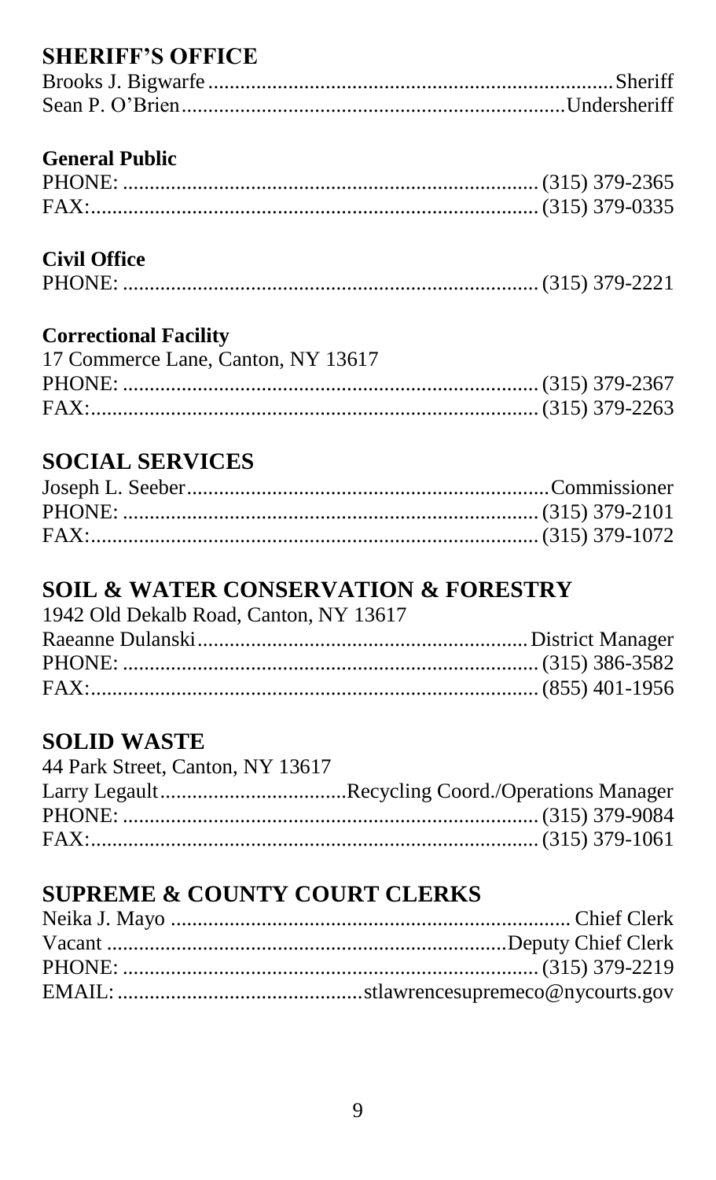## SHERIFF'S OFFICE

Brooks J. Bigwarfe............................................................................Sheriff
Sean P. O'Brien.......................................................................Undersheriff

### General Public

PHONE: ............................................................................ (315) 379-2365
FAX:................................................................................... (315) 379-0335

### Civil Office

PHONE: ............................................................................ (315) 379-2221

### Correctional Facility

17 Commerce Lane, Canton, NY 13617
PHONE: ............................................................................ (315) 379-2367
FAX:................................................................................... (315) 379-2263

## SOCIAL SERVICES

Joseph L. Seeber...................................................................Commissioner
PHONE: ............................................................................ (315) 379-2101
FAX:................................................................................... (315) 379-1072

## SOIL & WATER CONSERVATION & FORESTRY

1942 Old Dekalb Road, Canton, NY 13617
Raeanne Dulanski.............................................................District Manager
PHONE: ............................................................................ (315) 386-3582
FAX:................................................................................... (855) 401-1956

## SOLID WASTE

44 Park Street, Canton, NY 13617
Larry Legault..................................Recycling Coord./Operations Manager
PHONE: ............................................................................ (315) 379-9084
FAX:................................................................................... (315) 379-1061

## SUPREME & COUNTY COURT CLERKS

Neika J. Mayo .......................................................................... Chief Clerk
Vacant ..........................................................................Deputy Chief Clerk
PHONE: ............................................................................ (315) 379-2219
EMAIL: .............................................stlawrencesupremeco@nycourts.gov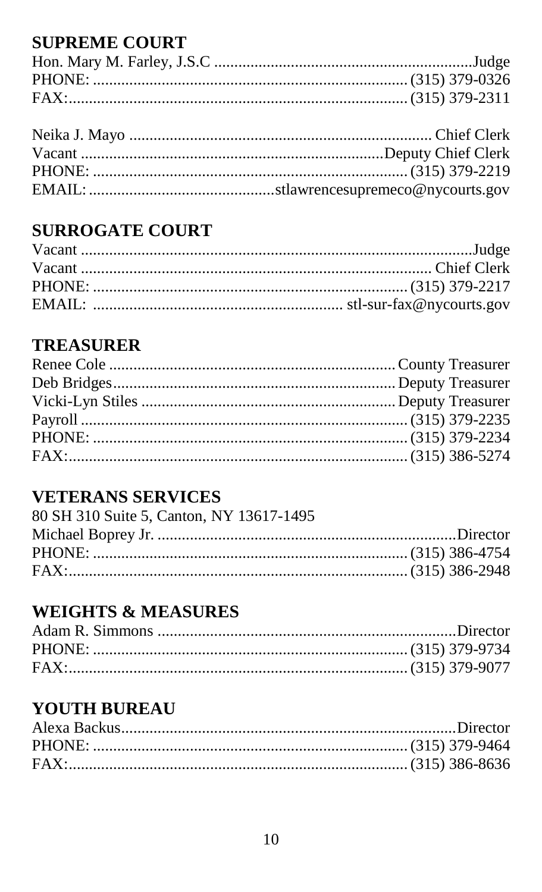## SUPREME COURT

Hon. Mary M. Farley, J.S.C ................................................................Judge
PHONE: ............................................................................ (315) 379-0326
FAX:.................................................................................. (315) 379-2311

Neika J. Mayo ........................................................................ Chief Clerk
Vacant ...........................................................................Deputy Chief Clerk
PHONE: ............................................................................ (315) 379-2219
EMAIL: .............................................stlawrencesupremeco@nycourts.gov

## SURROGATE COURT

Vacant ..................................................................................................Judge
Vacant ..................................................................................... Chief Clerk
PHONE: ............................................................................ (315) 379-2217
EMAIL: ............................................................ stl-sur-fax@nycourts.gov

## TREASURER

Renee Cole ....................................................................... County Treasurer
Deb Bridges...................................................................... Deputy Treasurer
Vicki-Lyn Stiles ............................................................... Deputy Treasurer
Payroll ............................................................................... (315) 379-2235
PHONE: ............................................................................ (315) 379-2234
FAX:.................................................................................. (315) 386-5274

## VETERANS SERVICES

80 SH 310 Suite 5, Canton, NY 13617-1495
Michael Boprey Jr. ..........................................................................Director
PHONE: ............................................................................ (315) 386-4754
FAX:.................................................................................. (315) 386-2948

## WEIGHTS & MEASURES

Adam R. Simmons ..........................................................................Director
PHONE: ............................................................................ (315) 379-9734
FAX:.................................................................................. (315) 379-9077

## YOUTH BUREAU

Alexa Backus...................................................................................Director
PHONE: ............................................................................ (315) 379-9464
FAX:.................................................................................. (315) 386-8636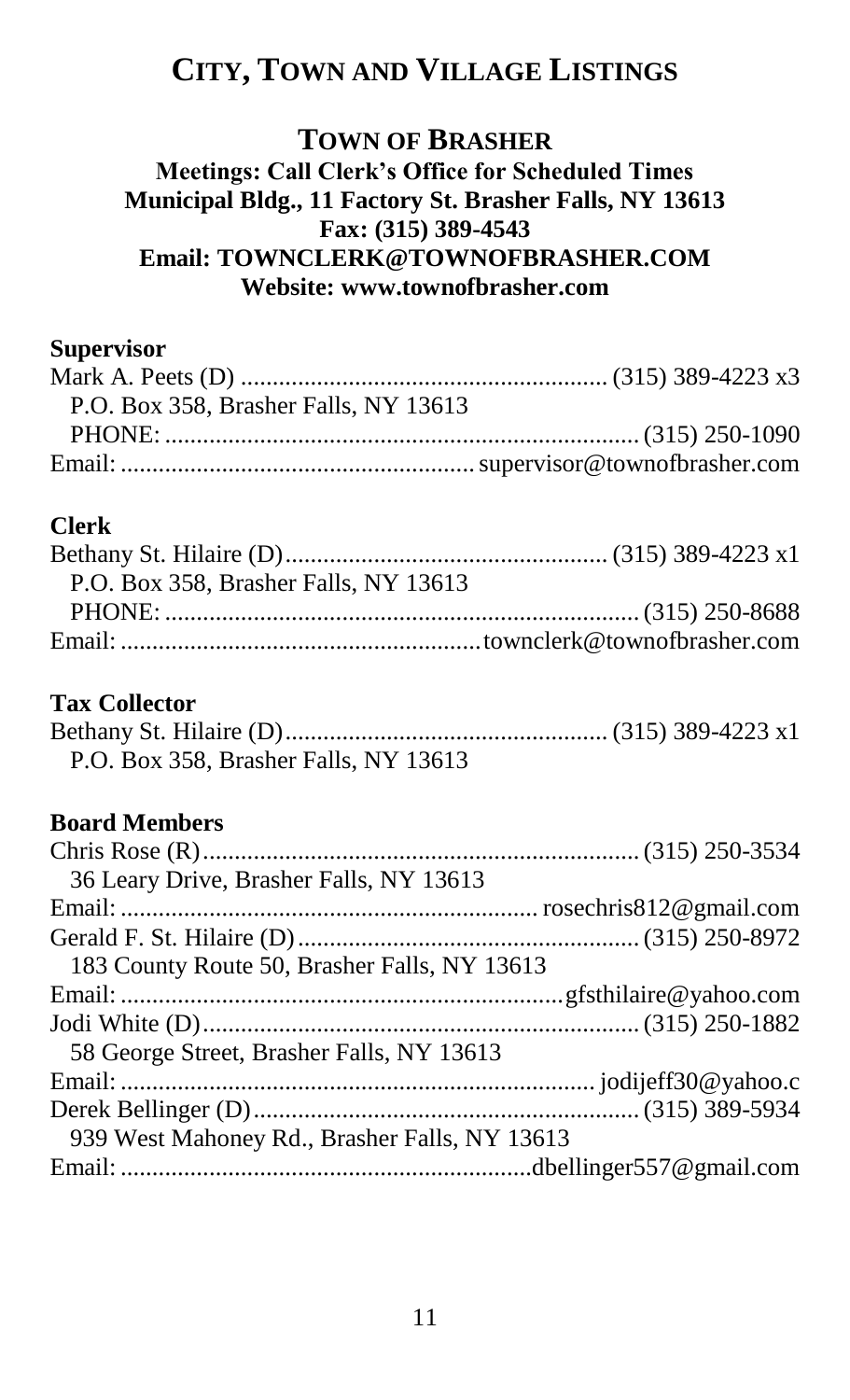# CITY, TOWN AND VILLAGE LISTINGS

## TOWN OF BRASHER

**Meetings: Call Clerk's Office for Scheduled Times**
**Municipal Bldg., 11 Factory St. Brasher Falls, NY 13613**
**Fax: (315) 389-4543**
**Email: TOWNCLERK@TOWNOFBRASHER.COM**
**Website: www.townofbrasher.com**

### Supervisor

Mark A. Peets (D) .......................................................... (315) 389-4223 x3
P.O. Box 358, Brasher Falls, NY 13613
PHONE: .......................................................................... (315) 250-1090
Email: ....................................................... supervisor@townofbrasher.com

### Clerk

Bethany St. Hilaire (D).................................................. (315) 389-4223 x1
P.O. Box 358, Brasher Falls, NY 13613
PHONE: .......................................................................... (315) 250-8688
Email: ........................................................townclerk@townofbrasher.com

### Tax Collector

Bethany St. Hilaire (D).................................................. (315) 389-4223 x1
P.O. Box 358, Brasher Falls, NY 13613

### Board Members

Chris Rose (R)..................................................................... (315) 250-3534
36 Leary Drive, Brasher Falls, NY 13613
Email: ................................................................. rosechris812@gmail.com
Gerald F. St. Hilaire (D)...................................................... (315) 250-8972
183 County Route 50, Brasher Falls, NY 13613
Email: ....................................................................gfsthilaire@yahoo.com
Jodi White (D)..................................................................... (315) 250-1882
58 George Street, Brasher Falls, NY 13613
Email: .......................................................................... jodijeff30@yahoo.c
Derek Bellinger (D)............................................................ (315) 389-5934
939 West Mahoney Rd., Brasher Falls, NY 13613
Email: ................................................................dbellinger557@gmail.com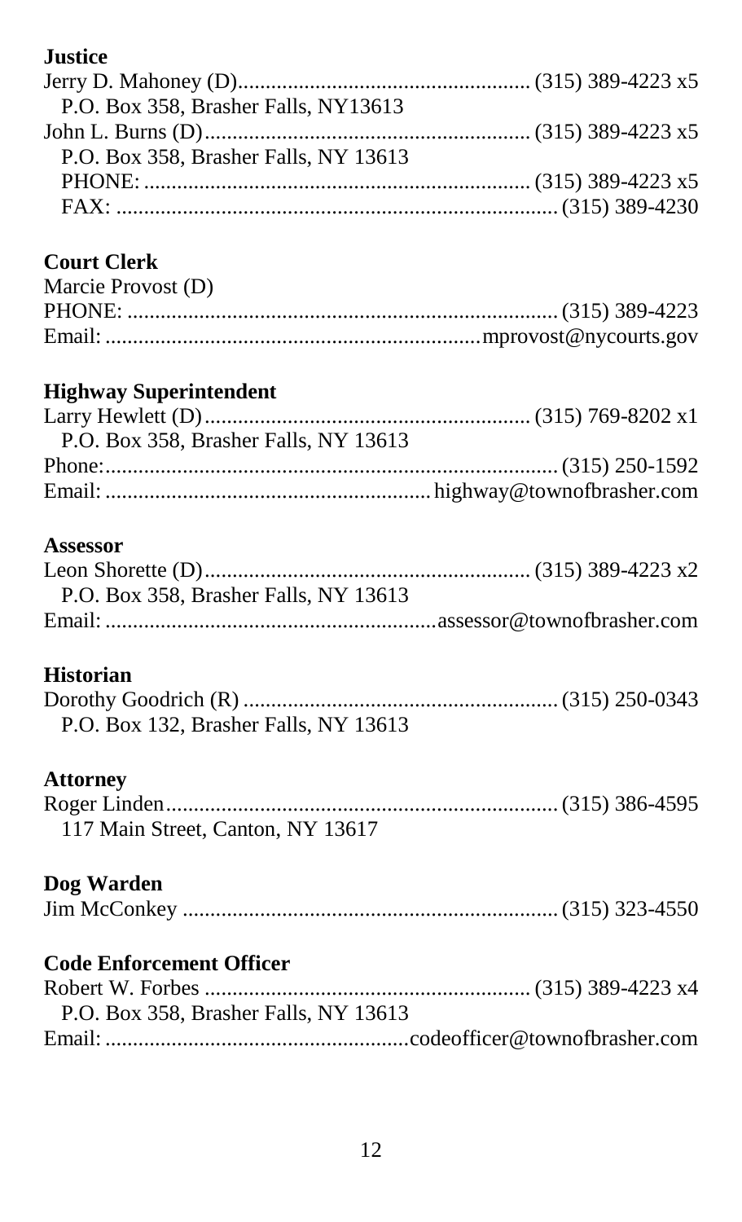**Justice**

Jerry D. Mahoney (D)..................................................... (315) 389-4223 x5
P.O. Box 358, Brasher Falls, NY13613
John L. Burns (D)........................................................... (315) 389-4223 x5
P.O. Box 358, Brasher Falls, NY 13613
PHONE:.......................................................................... (315) 389-4223 x5
FAX: ................................................................................ (315) 389-4230

**Court Clerk**

Marcie Provost (D)
PHONE: ............................................................................ (315) 389-4223
Email: ..................................................................mprovost@nycourts.gov

**Highway Superintendent**

Larry Hewlett (D)........................................................... (315) 769-8202 x1
P.O. Box 358, Brasher Falls, NY 13613
Phone:................................................................................. (315) 250-1592
Email: .......................................................... highway@townofbrasher.com

**Assessor**

Leon Shorette (D)........................................................... (315) 389-4223 x2
P.O. Box 358, Brasher Falls, NY 13613
Email: ...........................................................assessor@townofbrasher.com

**Historian**

Dorothy Goodrich (R) ......................................................... (315) 250-0343
P.O. Box 132, Brasher Falls, NY 13613

**Attorney**

Roger Linden...................................................................... (315) 386-4595
117 Main Street, Canton, NY 13617

**Dog Warden**

Jim McConkey .................................................................... (315) 323-4550

**Code Enforcement Officer**

Robert W. Forbes ............................................................ (315) 389-4223 x4
P.O. Box 358, Brasher Falls, NY 13613
Email: .....................................................codeofficer@townofbrasher.com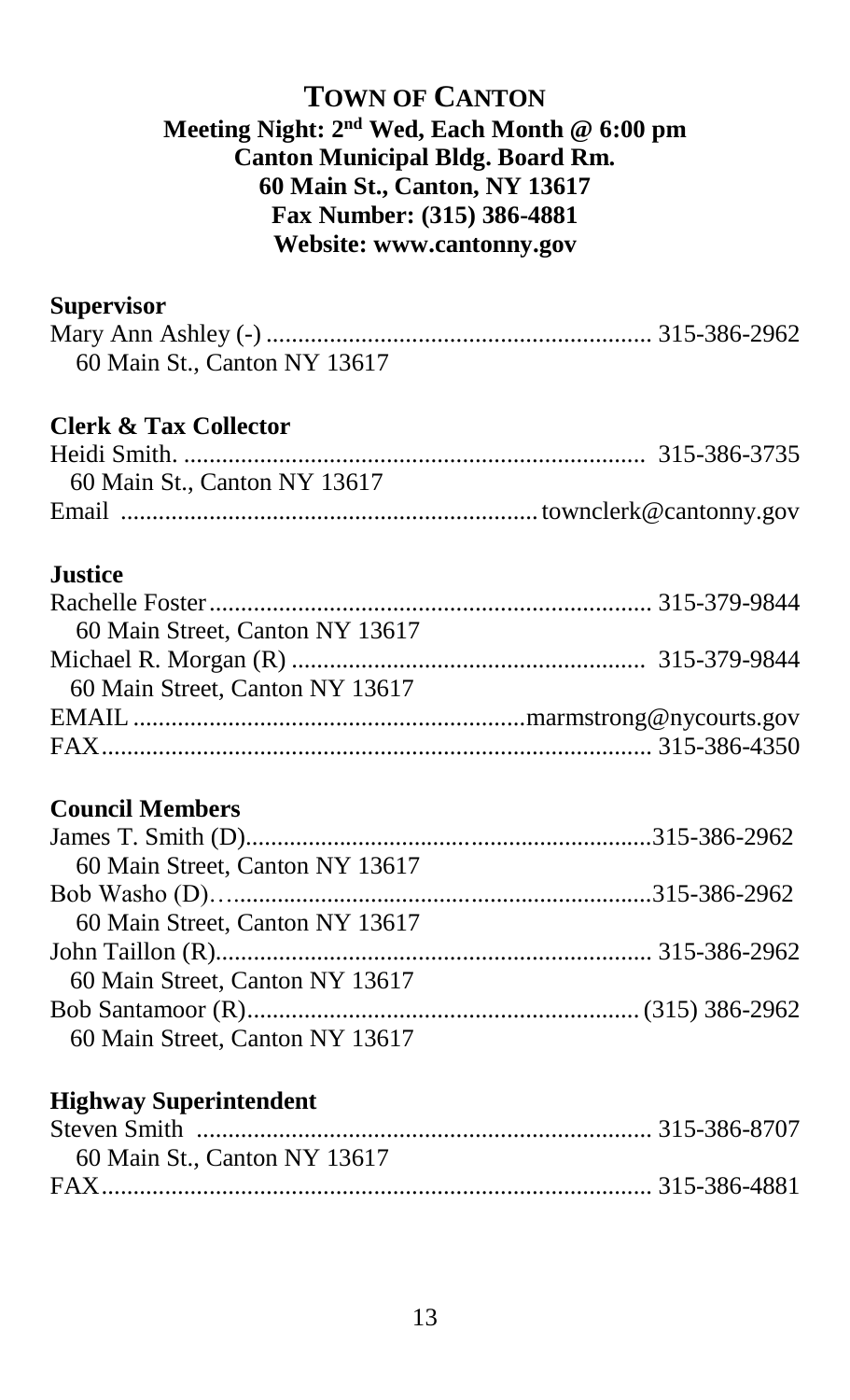# TOWN OF CANTON

**Meeting Night: 2nd Wed, Each Month @ 6:00 pm**
**Canton Municipal Bldg. Board Rm.**
**60 Main St., Canton, NY 13617**
**Fax Number: (315) 386-4881**
**Website: www.cantonny.gov**

### Supervisor

Mary Ann Ashley (-) ........................................................... 315-386-2962
60 Main St., Canton NY 13617

### Clerk & Tax Collector

Heidi Smith. ........................................................................ 315-386-3735
60 Main St., Canton NY 13617
Email ................................................................ townclerk@cantonny.gov

### Justice

Rachelle Foster ..................................................................... 315-379-9844
60 Main Street, Canton NY 13617
Michael R. Morgan (R) ....................................................... 315-379-9844
60 Main Street, Canton NY 13617
EMAIL ............................................................marmstrong@nycourts.gov
FAX..................................................................................... 315-386-4350

### Council Members

James T. Smith (D)................................................................315-386-2962
60 Main Street, Canton NY 13617
Bob Washo (D)…................................................................315-386-2962
60 Main Street, Canton NY 13617
John Taillon (R).................................................................. 315-386-2962
60 Main Street, Canton NY 13617
Bob Santamoor (R)............................................................ (315) 386-2962
60 Main Street, Canton NY 13617

### Highway Superintendent

Steven Smith ...................................................................... 315-386-8707
60 Main St., Canton NY 13617
FAX..................................................................................... 315-386-4881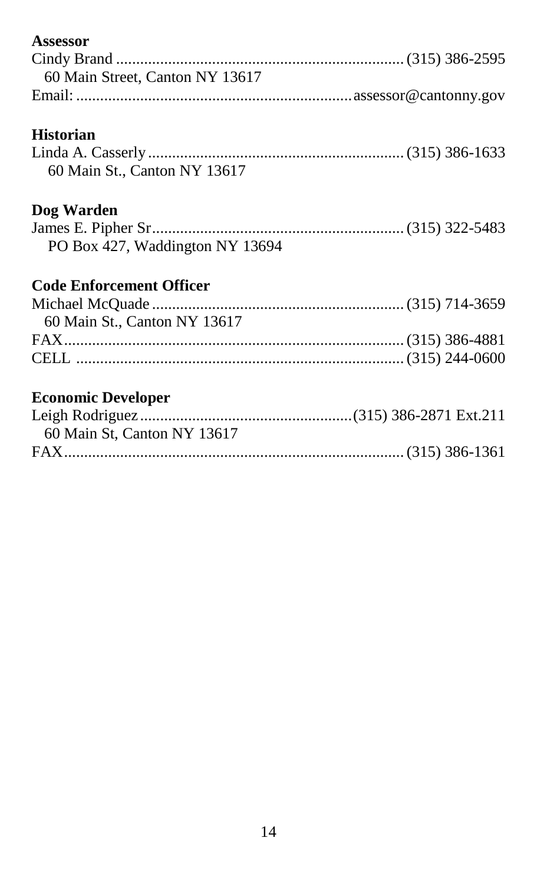**Assessor**

Cindy Brand ........................................................................ (315) 386-2595
60 Main Street, Canton NY 13617
Email: ....................................................................assessor@cantonny.gov

**Historian**

Linda A. Casserly ................................................................ (315) 386-1633
60 Main St., Canton NY 13617

**Dog Warden**

James E. Pipher Sr............................................................... (315) 322-5483
PO Box 427, Waddington NY 13694

**Code Enforcement Officer**

Michael McQuade ............................................................... (315) 714-3659
60 Main St., Canton NY 13617
FAX..................................................................................... (315) 386-4881
CELL .................................................................................. (315) 244-0600

**Economic Developer**

Leigh Rodriguez....................................................(315) 386-2871 Ext.211
60 Main St, Canton NY 13617
FAX..................................................................................... (315) 386-1361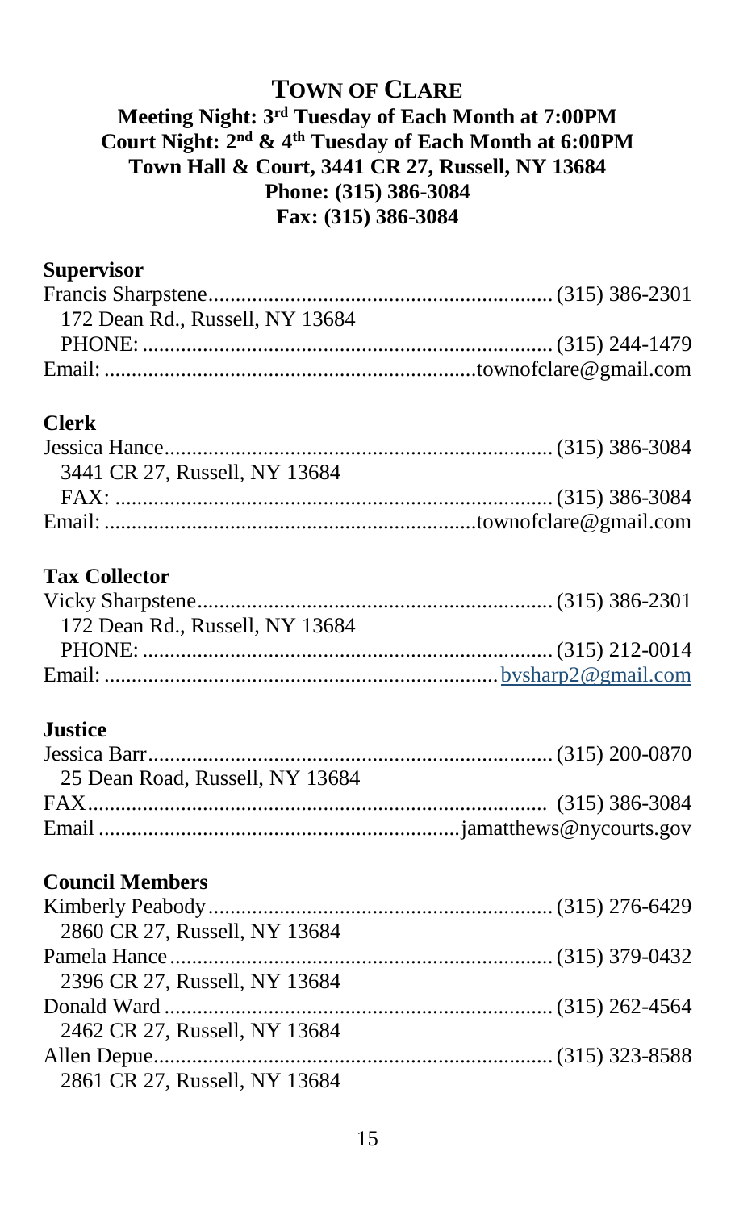## TOWN OF CLARE

**Meeting Night: 3rd Tuesday of Each Month at 7:00PM**
**Court Night: 2nd & 4th Tuesday of Each Month at 6:00PM**
**Town Hall & Court, 3441 CR 27, Russell, NY 13684**
**Phone: (315) 386-3084**
**Fax: (315) 386-3084**

### Supervisor

Francis Sharpstene............................................................ (315) 386-2301
172 Dean Rd., Russell, NY 13684
PHONE: ........................................................................ (315) 244-1479
Email: ................................................................townofclare@gmail.com

### Clerk

Jessica Hance.................................................................... (315) 386-3084
3441 CR 27, Russell, NY 13684
FAX: ............................................................................ (315) 386-3084
Email: ................................................................townofclare@gmail.com

### Tax Collector

Vicky Sharpstene.............................................................. (315) 386-2301
172 Dean Rd., Russell, NY 13684
PHONE: ........................................................................ (315) 212-0014
Email: ...................................................................bvsharp2@gmail.com

### Justice

Jessica Barr...................................................................... (315) 200-0870
25 Dean Road, Russell, NY 13684
FAX................................................................................. (315) 386-3084
Email .............................................................jamatthews@nycourts.gov

### Council Members

Kimberly Peabody............................................................ (315) 276-6429
2860 CR 27, Russell, NY 13684
Pamela Hance................................................................... (315) 379-0432
2396 CR 27, Russell, NY 13684
Donald Ward.................................................................... (315) 262-4564
2462 CR 27, Russell, NY 13684
Allen Depue..................................................................... (315) 323-8588
2861 CR 27, Russell, NY 13684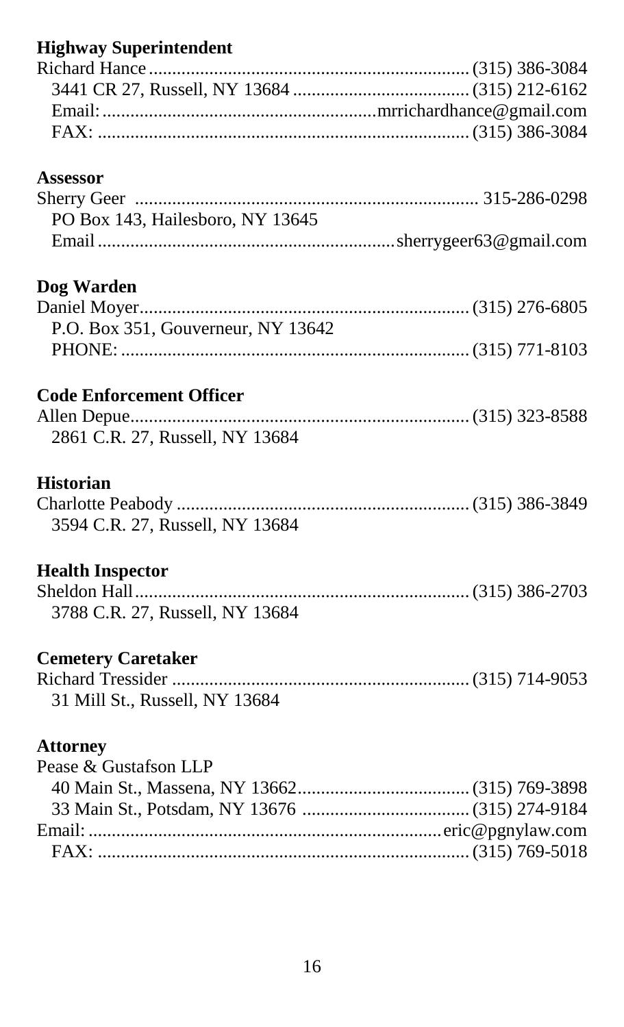**Highway Superintendent**

Richard Hance .................................................................... (315) 386-3084
 3441 CR 27, Russell, NY 13684 ...................................... (315) 212-6162
 Email: ..........................................................mrrichardhance@gmail.com
 FAX: ............................................................................... (315) 386-3084

**Assessor**

Sherry Geer ......................................................................... 315-286-0298
 PO Box 143, Hailesboro, NY 13645
 Email ...............................................................sherrygeer63@gmail.com

**Dog Warden**

Daniel Moyer...................................................................... (315) 276-6805
 P.O. Box 351, Gouverneur, NY 13642
 PHONE: .......................................................................... (315) 771-8103

**Code Enforcement Officer**

Allen Depue........................................................................ (315) 323-8588
 2861 C.R. 27, Russell, NY 13684

**Historian**

Charlotte Peabody .............................................................. (315) 386-3849
 3594 C.R. 27, Russell, NY 13684

**Health Inspector**

Sheldon Hall....................................................................... (315) 386-2703
 3788 C.R. 27, Russell, NY 13684

**Cemetery Caretaker**

Richard Tressider ................................................................ (315) 714-9053
 31 Mill St., Russell, NY 13684

**Attorney**

Pease & Gustafson LLP
 40 Main St., Massena, NY 13662..................................... (315) 769-3898
 33 Main St., Potsdam, NY 13676 .................................... (315) 274-9184
Email: ...........................................................................eric@pgnylaw.com
 FAX: ............................................................................... (315) 769-5018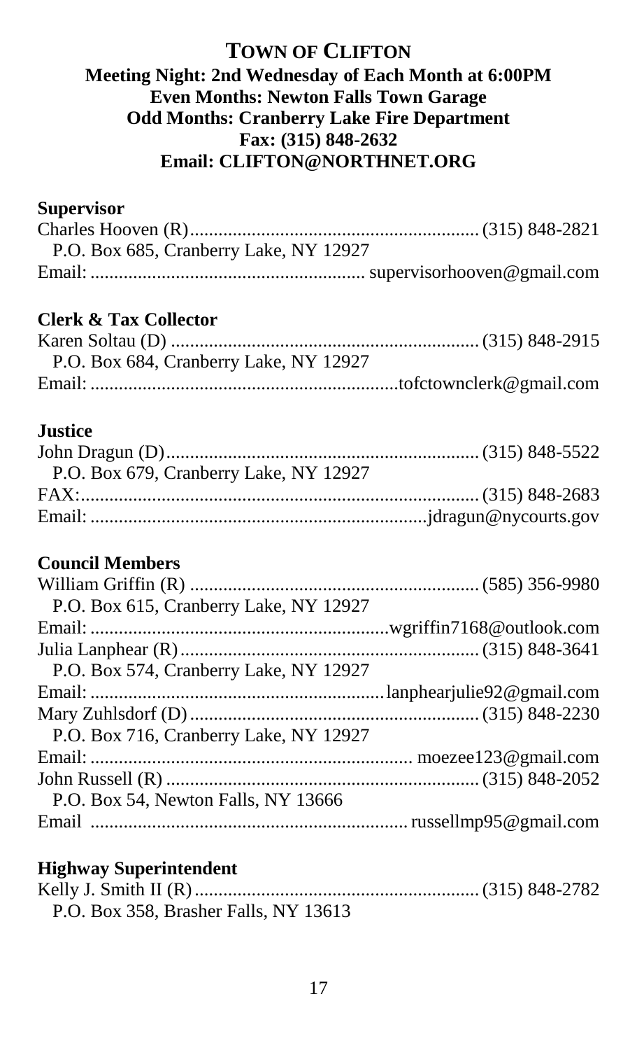# Town of Clifton

**Meeting Night: 2nd Wednesday of Each Month at 6:00PM**
**Even Months: Newton Falls Town Garage**
**Odd Months: Cranberry Lake Fire Department**
**Fax: (315) 848-2632**
**Email: CLIFTON@NORTHNET.ORG**

### Supervisor

Charles Hooven (R) ............ (315) 848-2821
P.O. Box 685, Cranberry Lake, NY 12927
Email: ............ supervisorhooven@gmail.com

### Clerk & Tax Collector

Karen Soltau (D) ............ (315) 848-2915
P.O. Box 684, Cranberry Lake, NY 12927
Email: ............ tofctownclerk@gmail.com

### Justice

John Dragun (D) ............ (315) 848-5522
P.O. Box 679, Cranberry Lake, NY 12927
FAX: ............ (315) 848-2683
Email: ............ jdragun@nycourts.gov

### Council Members

William Griffin (R) ............ (585) 356-9980
P.O. Box 615, Cranberry Lake, NY 12927
Email: ............ wgriffin7168@outlook.com

Julia Lanphear (R) ............ (315) 848-3641
P.O. Box 574, Cranberry Lake, NY 12927
Email: ............ lanphearjulie92@gmail.com

Mary Zuhlsdorf (D) ............ (315) 848-2230
P.O. Box 716, Cranberry Lake, NY 12927
Email: ............ moezee123@gmail.com

John Russell (R) ............ (315) 848-2052
P.O. Box 54, Newton Falls, NY 13666
Email ............ russellmp95@gmail.com

### Highway Superintendent

Kelly J. Smith II (R) ............ (315) 848-2782
P.O. Box 358, Brasher Falls, NY 13613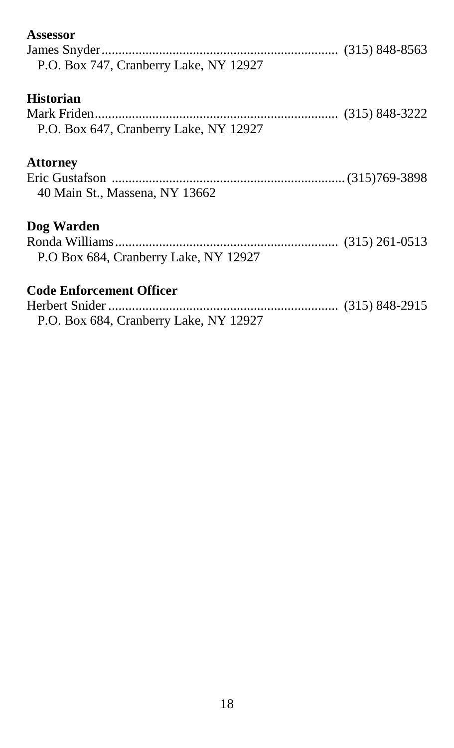**Assessor**

James Snyder...................................................................... (315) 848-8563
P.O. Box 747, Cranberry Lake, NY 12927

**Historian**

Mark Friden....................................................................... (315) 848-3222
P.O. Box 647, Cranberry Lake, NY 12927

**Attorney**

Eric Gustafson ....................................................................(315)769-3898
40 Main St., Massena, NY 13662

**Dog Warden**

Ronda Williams................................................................. (315) 261-0513
P.O Box 684, Cranberry Lake, NY 12927

**Code Enforcement Officer**

Herbert Snider .................................................................... (315) 848-2915
P.O. Box 684, Cranberry Lake, NY 12927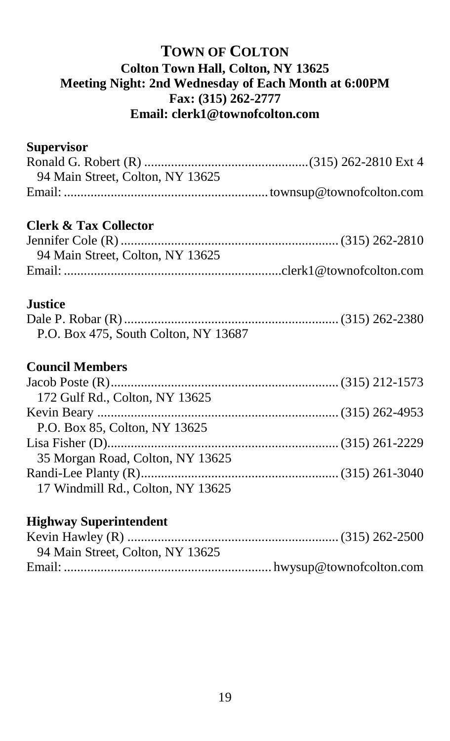# TOWN OF COLTON

**Colton Town Hall, Colton, NY 13625**
**Meeting Night: 2nd Wednesday of Each Month at 6:00PM**
**Fax: (315) 262-2777**
**Email: clerk1@townofcolton.com**

### Supervisor

Ronald G. Robert (R) ................................................(315) 262-2810 Ext 4
94 Main Street, Colton, NY 13625
Email: ............................................................ townsup@townofcolton.com

### Clerk & Tax Collector

Jennifer Cole (R) ................................................................ (315) 262-2810
94 Main Street, Colton, NY 13625
Email: ................................................................clerk1@townofcolton.com

### Justice

Dale P. Robar (R) ................................................................ (315) 262-2380
P.O. Box 475, South Colton, NY 13687

### Council Members

Jacob Poste (R)................................................................... (315) 212-1573
172 Gulf Rd., Colton, NY 13625
Kevin Beary ....................................................................... (315) 262-4953
P.O. Box 85, Colton, NY 13625
Lisa Fisher (D).................................................................... (315) 261-2229
35 Morgan Road, Colton, NY 13625
Randi-Lee Planty (R)........................................................... (315) 261-3040
17 Windmill Rd., Colton, NY 13625

### Highway Superintendent

Kevin Hawley (R) .............................................................. (315) 262-2500
94 Main Street, Colton, NY 13625
Email: ............................................................. hwysup@townofcolton.com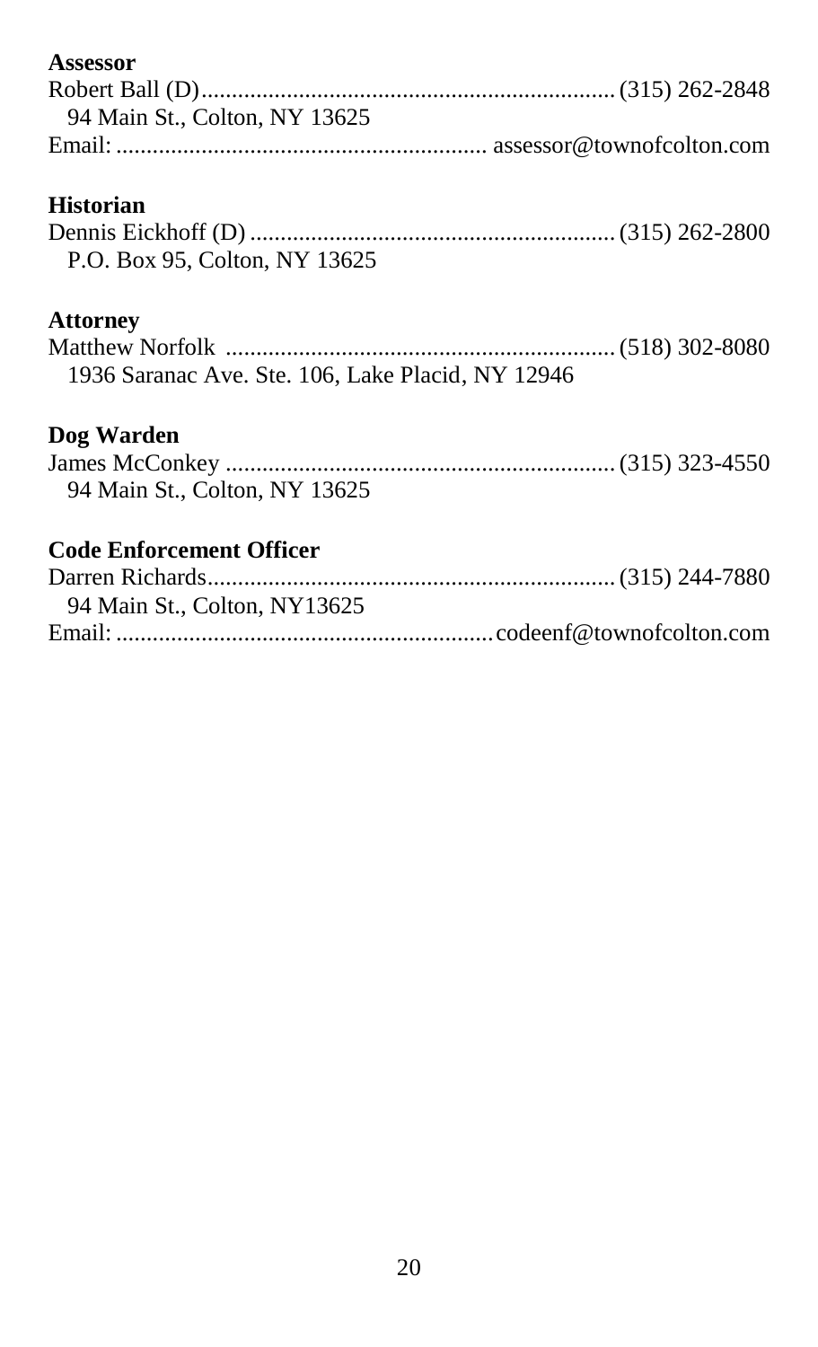**Assessor**

Robert Ball (D)................................................................... (315) 262-2848
94 Main St., Colton, NY 13625
Email: ............................................................ assessor@townofcolton.com

**Historian**

Dennis Eickhoff (D) .......................................................... (315) 262-2800
P.O. Box 95, Colton, NY 13625

**Attorney**

Matthew Norfolk ............................................................... (518) 302-8080
1936 Saranac Ave. Ste. 106, Lake Placid, NY 12946

**Dog Warden**

James McConkey ............................................................... (315) 323-4550
94 Main St., Colton, NY 13625

**Code Enforcement Officer**

Darren Richards.................................................................. (315) 244-7880
94 Main St., Colton, NY13625
Email: ............................................................codeenf@townofcolton.com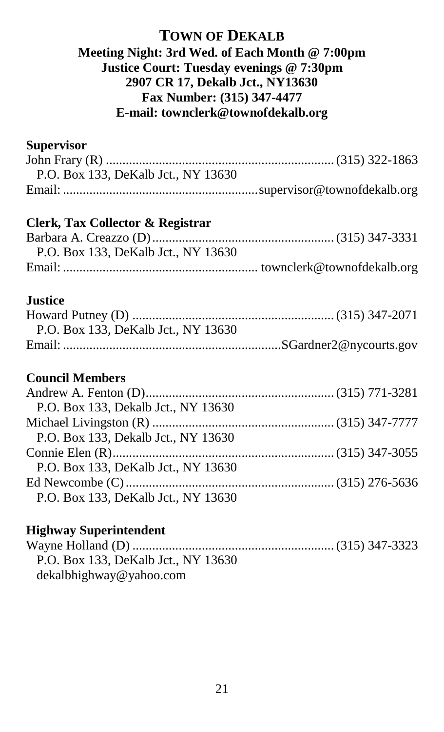# TOWN OF DEKALB

**Meeting Night: 3rd Wed. of Each Month @ 7:00pm**
**Justice Court: Tuesday evenings @ 7:30pm**
**2907 CR 17, Dekalb Jct., NY13630**
**Fax Number: (315) 347-4477**
**E-mail: townclerk@townofdekalb.org**

### Supervisor

John Frary (R) .................................................................... (315) 322-1863
P.O. Box 133, DeKalb Jct., NY 13630
Email: ..........................................................supervisor@townofdekalb.org

### Clerk, Tax Collector & Registrar

Barbara A. Creazzo (D)...................................................... (315) 347-3331
P.O. Box 133, DeKalb Jct., NY 13630
Email: .......................................................... townclerk@townofdekalb.org

### Justice

Howard Putney (D) ............................................................. (315) 347-2071
P.O. Box 133, DeKalb Jct., NY 13630
Email: .................................................................SGardner2@nycourts.gov

### Council Members

Andrew A. Fenton (D)......................................................... (315) 771-3281
P.O. Box 133, Dekalb Jct., NY 13630
Michael Livingston (R) ....................................................... (315) 347-7777
P.O. Box 133, Dekalb Jct., NY 13630
Connie Elen (R)................................................................... (315) 347-3055
P.O. Box 133, DeKalb Jct., NY 13630
Ed Newcombe (C)............................................................... (315) 276-5636
P.O. Box 133, DeKalb Jct., NY 13630

### Highway Superintendent

Wayne Holland (D) ............................................................. (315) 347-3323
P.O. Box 133, DeKalb Jct., NY 13630
dekalbhighway@yahoo.com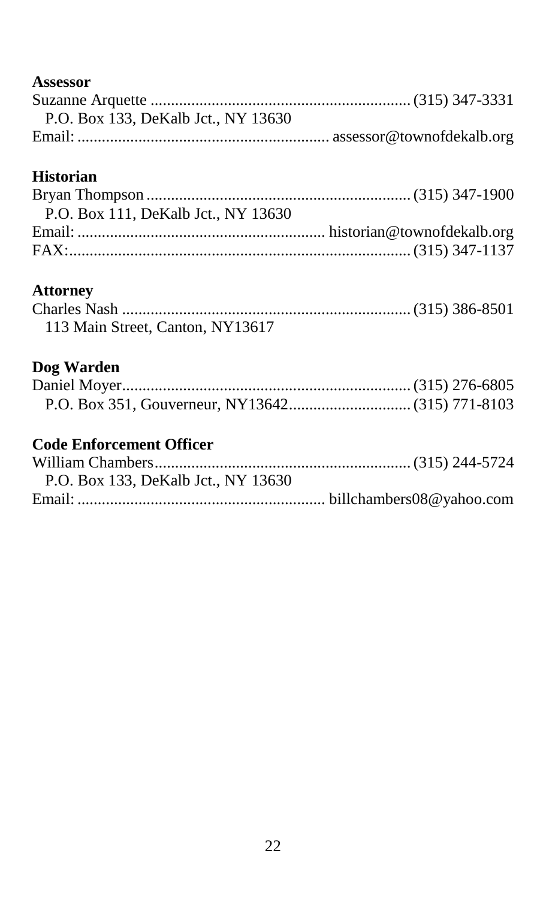**Assessor**

Suzanne Arquette ................................................................ (315) 347-3331
P.O. Box 133, DeKalb Jct., NY 13630
Email: ............................................................ assessor@townofdekalb.org

**Historian**

Bryan Thompson ................................................................ (315) 347-1900
P.O. Box 111, DeKalb Jct., NY 13630
Email: ............................................................ historian@townofdekalb.org
FAX: .................................................................................. (315) 347-1137

**Attorney**

Charles Nash ...................................................................... (315) 386-8501
113 Main Street, Canton, NY13617

**Dog Warden**

Daniel Moyer ...................................................................... (315) 276-6805
P.O. Box 351, Gouverneur, NY13642 .............................. (315) 771-8103

**Code Enforcement Officer**

William Chambers .............................................................. (315) 244-5724
P.O. Box 133, DeKalb Jct., NY 13630
Email: ............................................................ billchambers08@yahoo.com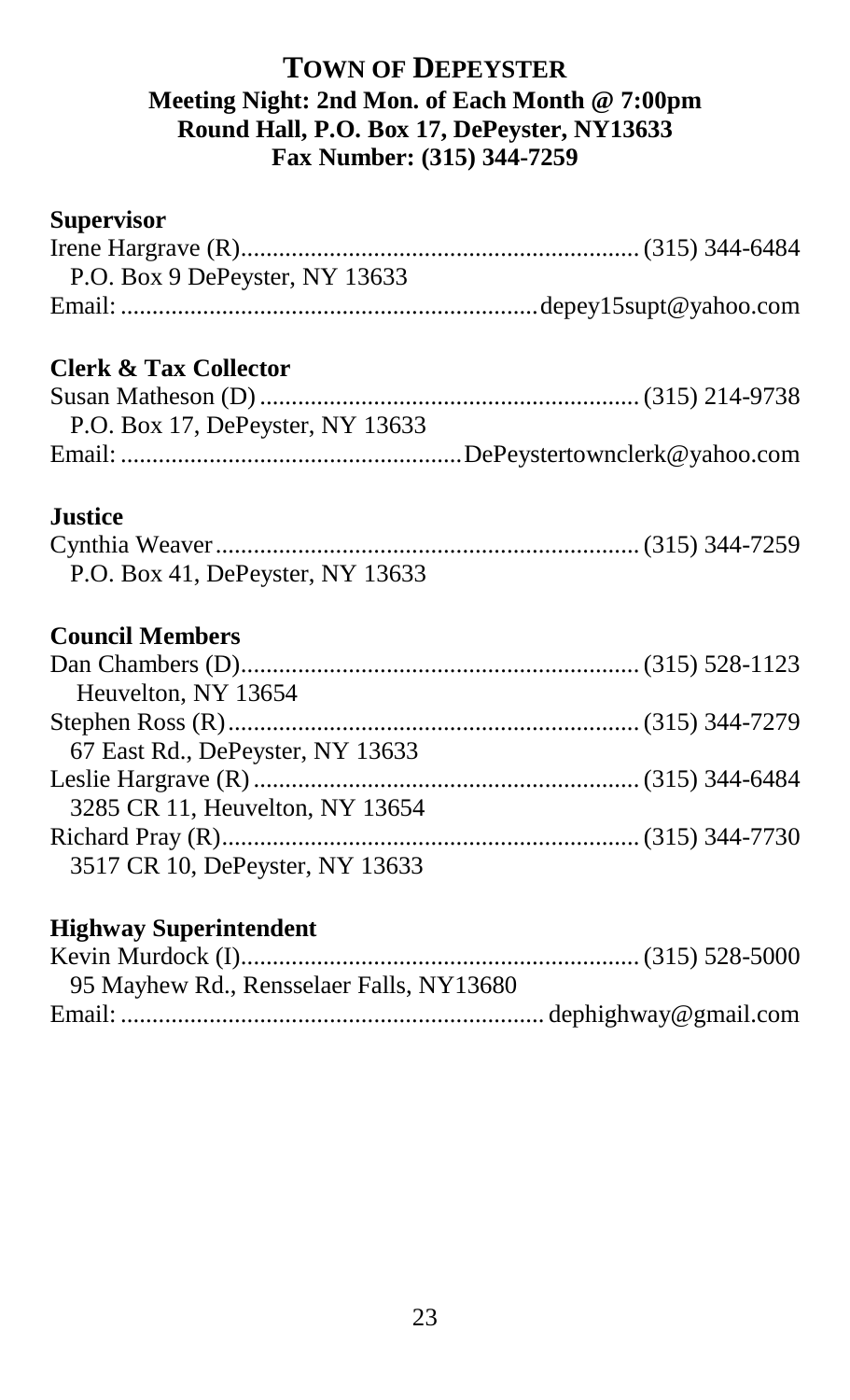# TOWN OF DEPEYSTER

**Meeting Night: 2nd Mon. of Each Month @ 7:00pm**
**Round Hall, P.O. Box 17, DePeyster, NY13633**
**Fax Number: (315) 344-7259**

### Supervisor

Irene Hargrave (R) .............................................................. (315) 344-6484
P.O. Box 9 DePeyster, NY 13633
Email: .................................................................depey15supt@yahoo.com

### Clerk & Tax Collector

Susan Matheson (D) ........................................................... (315) 214-9738
P.O. Box 17, DePeyster, NY 13633
Email: ....................................................DePeystertownclerk@yahoo.com

### Justice

Cynthia Weaver .................................................................. (315) 344-7259
P.O. Box 41, DePeyster, NY 13633

### Council Members

Dan Chambers (D).............................................................. (315) 528-1123
Heuvelton, NY 13654
Stephen Ross (R) ................................................................ (315) 344-7279
67 East Rd., DePeyster, NY 13633
Leslie Hargrave (R) ............................................................ (315) 344-6484
3285 CR 11, Heuvelton, NY 13654
Richard Pray (R)................................................................. (315) 344-7730
3517 CR 10, DePeyster, NY 13633

### Highway Superintendent

Kevin Murdock (I).............................................................. (315) 528-5000
95 Mayhew Rd., Rensselaer Falls, NY13680
Email: .................................................................. dephighway@gmail.com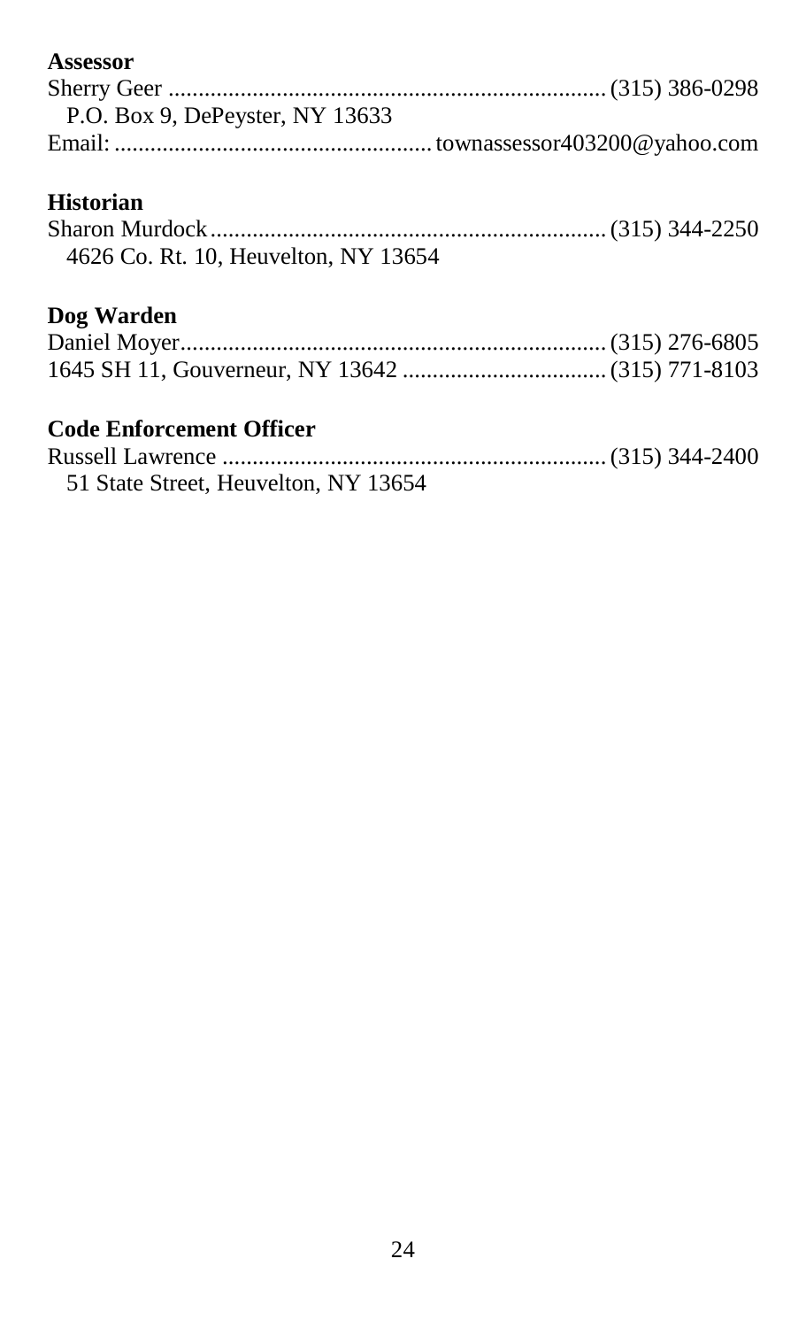**Assessor**

Sherry Geer ........................................................................ (315) 386-0298
P.O. Box 9, DePeyster, NY 13633
Email: .................................................... townassessor403200@yahoo.com

**Historian**

Sharon Murdock................................................................. (315) 344-2250
4626 Co. Rt. 10, Heuvelton, NY 13654

**Dog Warden**

Daniel Moyer...................................................................... (315) 276-6805
1645 SH 11, Gouverneur, NY 13642 .................................. (315) 771-8103

**Code Enforcement Officer**

Russell Lawrence ............................................................... (315) 344-2400
51 State Street, Heuvelton, NY 13654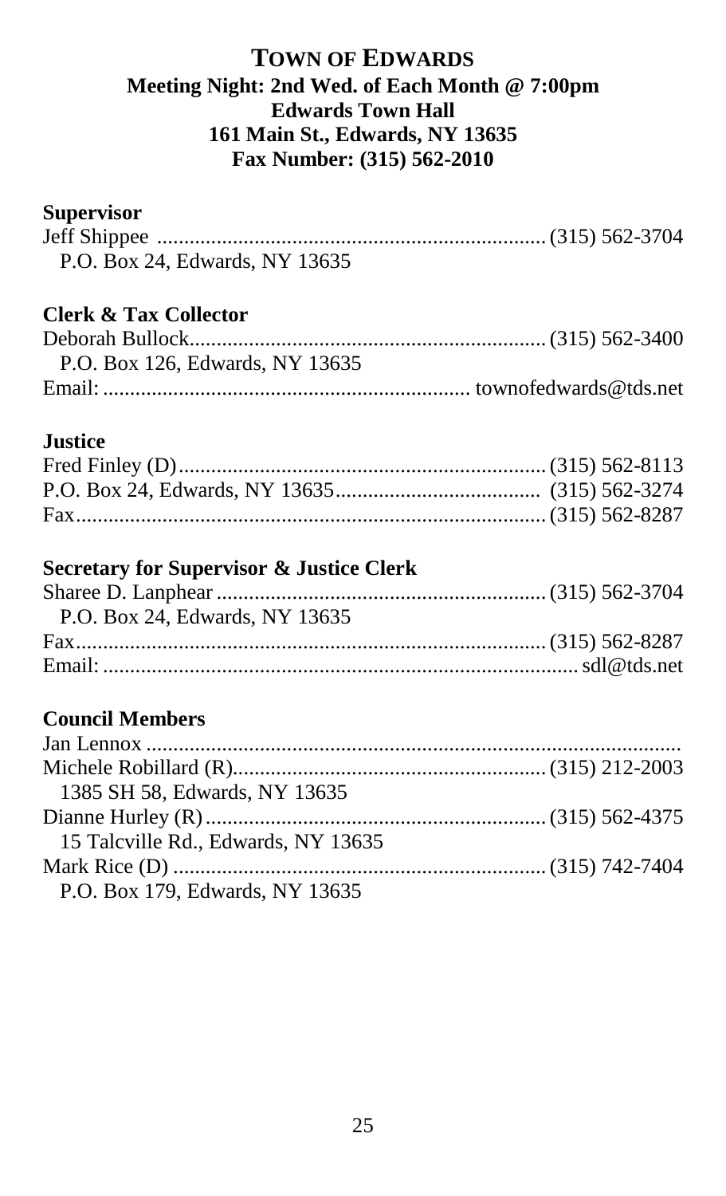# TOWN OF EDWARDS

**Meeting Night: 2nd Wed. of Each Month @ 7:00pm**
**Edwards Town Hall**
**161 Main St., Edwards, NY 13635**
**Fax Number: (315) 562-2010**

**Supervisor**

Jeff Shippee ........................................................................ (315) 562-3704
P.O. Box 24, Edwards, NY 13635

**Clerk & Tax Collector**

Deborah Bullock.................................................................. (315) 562-3400
P.O. Box 126, Edwards, NY 13635
Email: ................................................................... townofedwards@tds.net

**Justice**

Fred Finley (D).................................................................... (315) 562-8113
P.O. Box 24, Edwards, NY 13635...................................... (315) 562-3274
Fax........................................................................................ (315) 562-8287

**Secretary for Supervisor & Justice Clerk**

Sharee D. Lanphear ............................................................. (315) 562-3704
P.O. Box 24, Edwards, NY 13635
Fax........................................................................................ (315) 562-8287
Email: ....................................................................................... sdl@tds.net

**Council Members**

Jan Lennox ...................................................................................................
Michele Robillard (R)......................................................... (315) 212-2003
1385 SH 58, Edwards, NY 13635
Dianne Hurley (R)............................................................... (315) 562-4375
15 Talcville Rd., Edwards, NY 13635
Mark Rice (D) ..................................................................... (315) 742-7404
P.O. Box 179, Edwards, NY 13635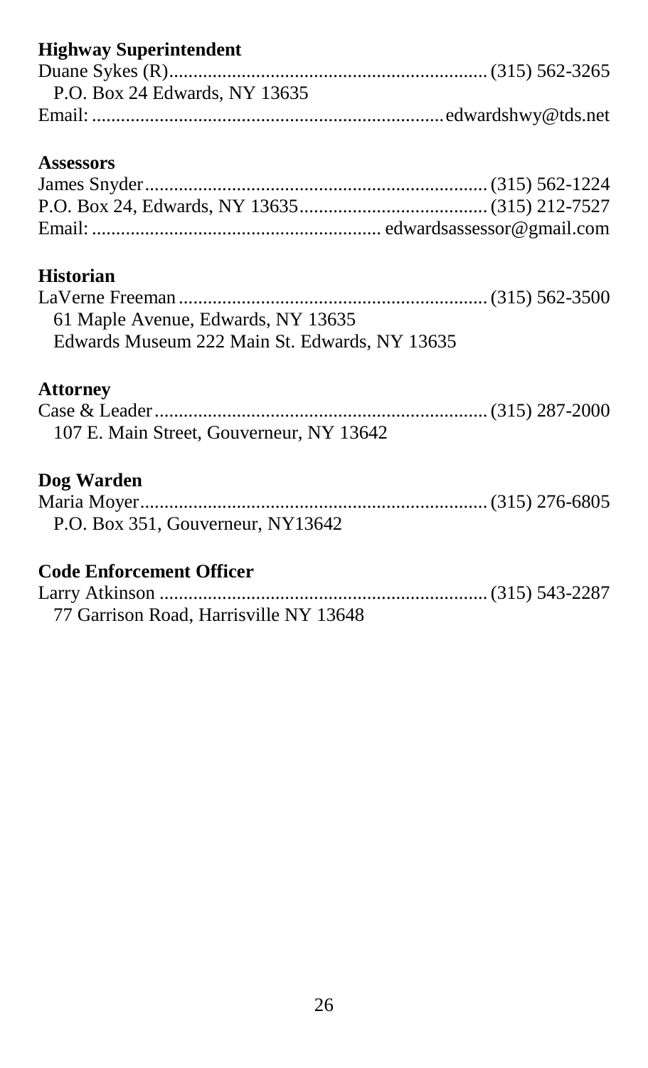**Highway Superintendent**

Duane Sykes (R)................................................................. (315) 562-3265
P.O. Box 24 Edwards, NY 13635
Email: ........................................................................ edwardshwy@tds.net

**Assessors**

James Snyder...................................................................... (315) 562-1224
P.O. Box 24, Edwards, NY 13635....................................... (315) 212-7527
Email: ........................................................... edwardsassessor@gmail.com

**Historian**

LaVerne Freeman ................................................................ (315) 562-3500
61 Maple Avenue, Edwards, NY 13635
Edwards Museum 222 Main St. Edwards, NY 13635

**Attorney**

Case & Leader..................................................................... (315) 287-2000
107 E. Main Street, Gouverneur, NY 13642

**Dog Warden**

Maria Moyer....................................................................... (315) 276-6805
P.O. Box 351, Gouverneur, NY13642

**Code Enforcement Officer**

Larry Atkinson ................................................................... (315) 543-2287
77 Garrison Road, Harrisville NY 13648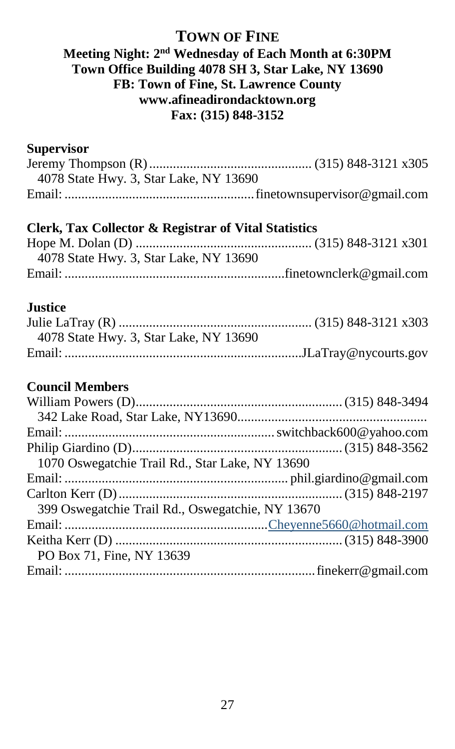# TOWN OF FINE

**Meeting Night: 2nd Wednesday of Each Month at 6:30PM**
**Town Office Building 4078 SH 3, Star Lake, NY 13690**
**FB: Town of Fine, St. Lawrence County**
**www.afineadirondacktown.org**
**Fax: (315) 848-3152**

**Supervisor**

Jeremy Thompson (R)................................................ (315) 848-3121 x305
4078 State Hwy. 3, Star Lake, NY 13690
Email: ....................................................... finetownsupervisor@gmail.com

**Clerk, Tax Collector & Registrar of Vital Statistics**

Hope M. Dolan (D) .................................................... (315) 848-3121 x301
4078 State Hwy. 3, Star Lake, NY 13690
Email: ................................................................ finetownclerk@gmail.com

**Justice**

Julie LaTray (R) ......................................................... (315) 848-3121 x303
4078 State Hwy. 3, Star Lake, NY 13690
Email: ..................................................................... JLaTray@nycourts.gov

**Council Members**

William Powers (D)............................................................ (315) 848-3494
342 Lake Road, Star Lake, NY13690........................................................
Email: ............................................................. switchback600@yahoo.com
Philip Giardino (D)............................................................. (315) 848-3562
1070 Oswegatchie Trail Rd., Star Lake, NY 13690
Email: ................................................................. phil.giardino@gmail.com
Carlton Kerr (D) ................................................................. (315) 848-2197
399 Oswegatchie Trail Rd., Oswegatchie, NY 13670
Email: ........................................................... Cheyenne5660@hotmail.com
Keitha Kerr (D) .................................................................. (315) 848-3900
PO Box 71, Fine, NY 13639
Email: ......................................................................... finekerr@gmail.com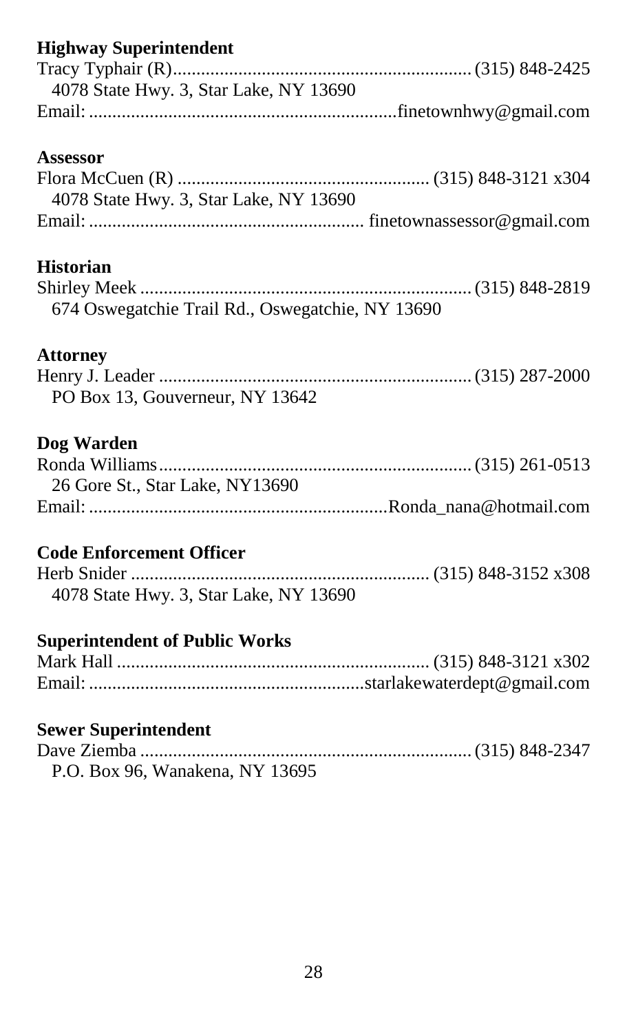**Highway Superintendent**

Tracy Typhair (R)................................................................ (315) 848-2425
4078 State Hwy. 3, Star Lake, NY 13690
Email: ..................................................................finetownhwy@gmail.com

**Assessor**

Flora McCuen (R) ...................................................... (315) 848-3121 x304
4078 State Hwy. 3, Star Lake, NY 13690
Email: .......................................................... finetownassessor@gmail.com

**Historian**

Shirley Meek ....................................................................... (315) 848-2819
674 Oswegatchie Trail Rd., Oswegatchie, NY 13690

**Attorney**

Henry J. Leader .................................................................. (315) 287-2000
PO Box 13, Gouverneur, NY 13642

**Dog Warden**

Ronda Williams................................................................... (315) 261-0513
26 Gore St., Star Lake, NY13690
Email: ................................................................Ronda_nana@hotmail.com

**Code Enforcement Officer**

Herb Snider ................................................................ (315) 848-3152 x308
4078 State Hwy. 3, Star Lake, NY 13690

**Superintendent of Public Works**

Mark Hall ................................................................... (315) 848-3121 x302
Email: ..........................................................starlakewaterdept@gmail.com

**Sewer Superintendent**

Dave Ziemba ....................................................................... (315) 848-2347
P.O. Box 96, Wanakena, NY 13695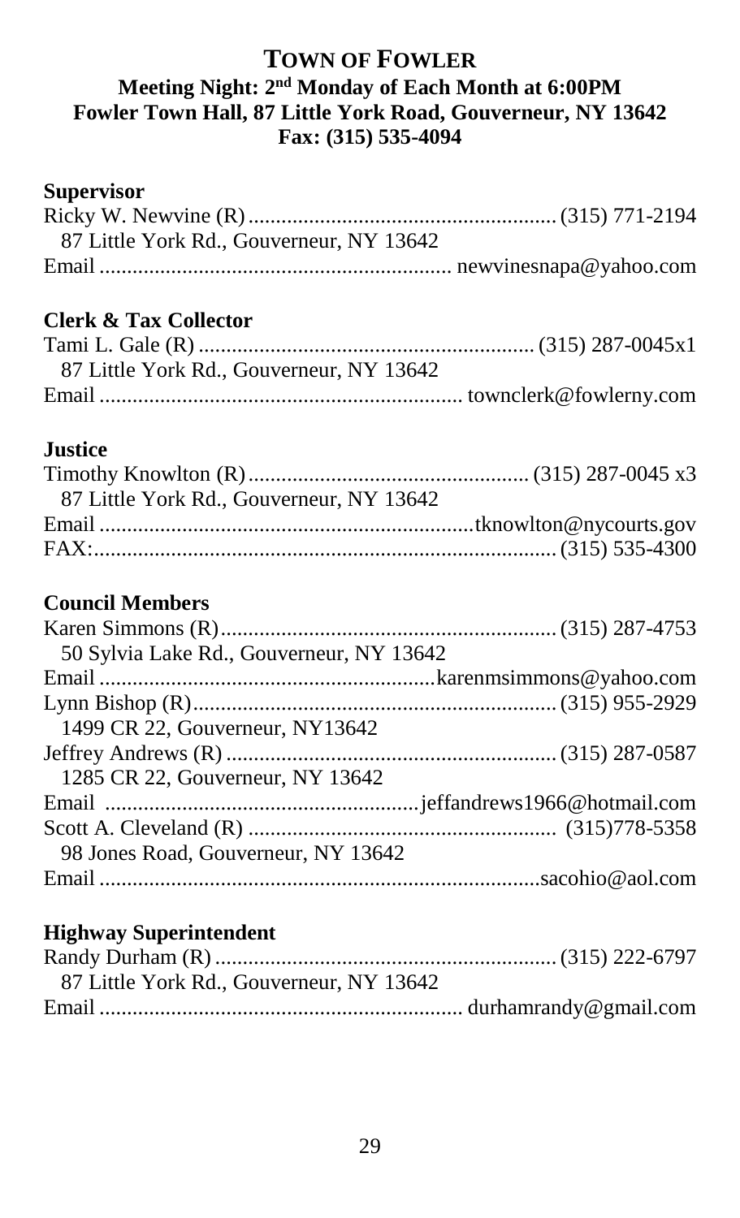# TOWN OF FOWLER

**Meeting Night: 2nd Monday of Each Month at 6:00PM**
**Fowler Town Hall, 87 Little York Road, Gouverneur, NY 13642**
**Fax: (315) 535-4094**

## Supervisor

Ricky W. Newvine (R) ........................................................ (315) 771-2194
87 Little York Rd., Gouverneur, NY 13642
Email ................................................................ newvinesnapa@yahoo.com

## Clerk & Tax Collector

Tami L. Gale (R) ............................................................. (315) 287-0045x1
87 Little York Rd., Gouverneur, NY 13642
Email ................................................................. townclerk@fowlerny.com

## Justice

Timothy Knowlton (R) ................................................... (315) 287-0045 x3
87 Little York Rd., Gouverneur, NY 13642
Email ...................................................................tknowlton@nycourts.gov
FAX:.................................................................................... (315) 535-4300

## Council Members

Karen Simmons (R)............................................................. (315) 287-4753
50 Sylvia Lake Rd., Gouverneur, NY 13642
Email ............................................................karenmsimmons@yahoo.com
Lynn Bishop (R)................................................................. (315) 955-2929
1499 CR 22, Gouverneur, NY13642
Jeffrey Andrews (R) ............................................................ (315) 287-0587
1285 CR 22, Gouverneur, NY 13642
Email .........................................................jeffandrews1966@hotmail.com
Scott A. Cleveland (R) ....................................................... (315)778-5358
98 Jones Road, Gouverneur, NY 13642
Email ...............................................................................sacohio@aol.com

## Highway Superintendent

Randy Durham (R) .............................................................. (315) 222-6797
87 Little York Rd., Gouverneur, NY 13642
Email ................................................................. durhamrandy@gmail.com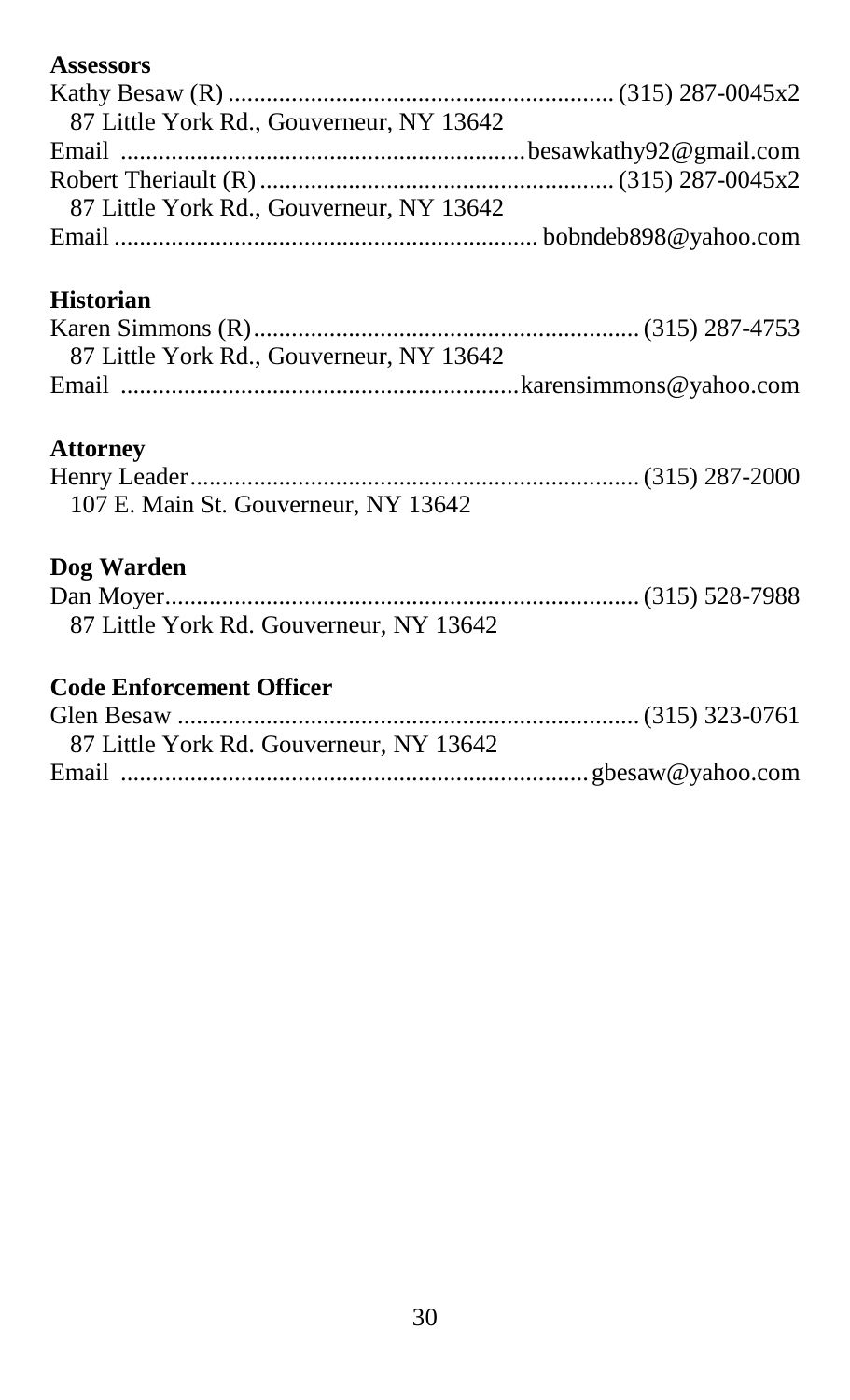**Assessors**

Kathy Besaw (R) ............................................................ (315) 287-0045x2
 87 Little York Rd., Gouverneur, NY 13642
Email ...............................................................besawkathy92@gmail.com
Robert Theriault (R) ....................................................... (315) 287-0045x2
 87 Little York Rd., Gouverneur, NY 13642
Email .................................................................. bobndeb898@yahoo.com

**Historian**

Karen Simmons (R)............................................................ (315) 287-4753
 87 Little York Rd., Gouverneur, NY 13642
Email ..............................................................karensimmons@yahoo.com

**Attorney**

Henry Leader...................................................................... (315) 287-2000
 107 E. Main St. Gouverneur, NY 13642

**Dog Warden**

Dan Moyer.......................................................................... (315) 528-7988
 87 Little York Rd. Gouverneur, NY 13642

**Code Enforcement Officer**

Glen Besaw ........................................................................ (315) 323-0761
 87 Little York Rd. Gouverneur, NY 13642
Email .........................................................................gbesaw@yahoo.com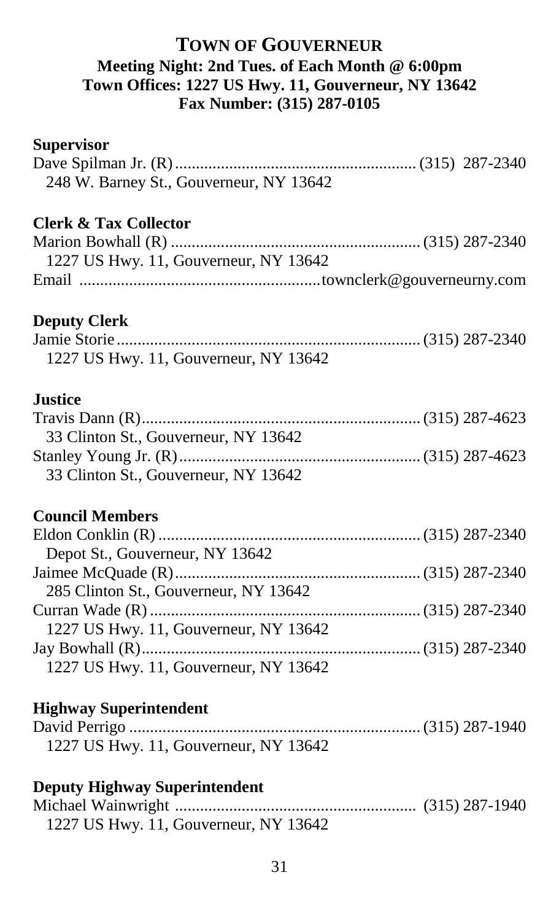# TOWN OF GOUVERNEUR

**Meeting Night: 2nd Tues. of Each Month @ 6:00pm**
**Town Offices: 1227 US Hwy. 11, Gouverneur, NY 13642**
**Fax Number: (315) 287-0105**

**Supervisor**

Dave Spilman Jr. (R) .......... (315) 287-2340
248 W. Barney St., Gouverneur, NY 13642

**Clerk & Tax Collector**

Marion Bowhall (R) .......... (315) 287-2340
1227 US Hwy. 11, Gouverneur, NY 13642
Email .......... townclerk@gouverneurny.com

**Deputy Clerk**

Jamie Storie .......... (315) 287-2340
1227 US Hwy. 11, Gouverneur, NY 13642

**Justice**

Travis Dann (R) .......... (315) 287-4623
33 Clinton St., Gouverneur, NY 13642
Stanley Young Jr. (R) .......... (315) 287-4623
33 Clinton St., Gouverneur, NY 13642

**Council Members**

Eldon Conklin (R) .......... (315) 287-2340
Depot St., Gouverneur, NY 13642
Jaimee McQuade (R) .......... (315) 287-2340
285 Clinton St., Gouverneur, NY 13642
Curran Wade (R) .......... (315) 287-2340
1227 US Hwy. 11, Gouverneur, NY 13642
Jay Bowhall (R) .......... (315) 287-2340
1227 US Hwy. 11, Gouverneur, NY 13642

**Highway Superintendent**

David Perrigo .......... (315) 287-1940
1227 US Hwy. 11, Gouverneur, NY 13642

**Deputy Highway Superintendent**

Michael Wainwright .......... (315) 287-1940
1227 US Hwy. 11, Gouverneur, NY 13642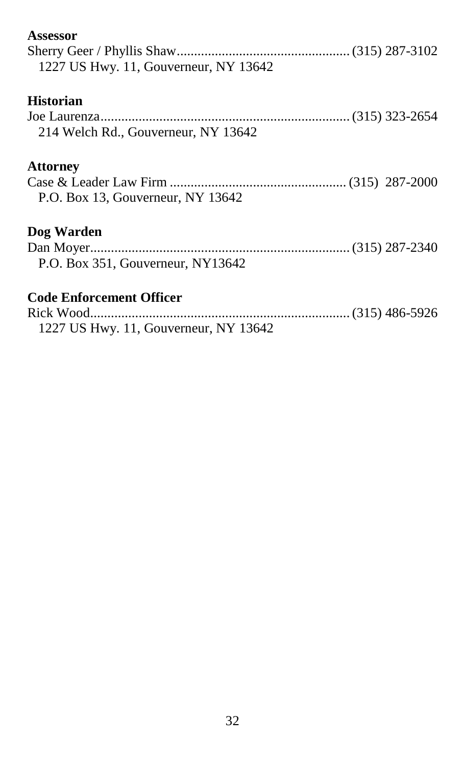**Assessor**

Sherry Geer / Phyllis Shaw.................................................. (315) 287-3102
1227 US Hwy. 11, Gouverneur, NY 13642

**Historian**

Joe Laurenza....................................................................... (315) 323-2654
214 Welch Rd., Gouverneur, NY 13642

**Attorney**

Case & Leader Law Firm .................................................. (315) 287-2000
P.O. Box 13, Gouverneur, NY 13642

**Dog Warden**

Dan Moyer.......................................................................... (315) 287-2340
P.O. Box 351, Gouverneur, NY13642

**Code Enforcement Officer**

Rick Wood.......................................................................... (315) 486-5926
1227 US Hwy. 11, Gouverneur, NY 13642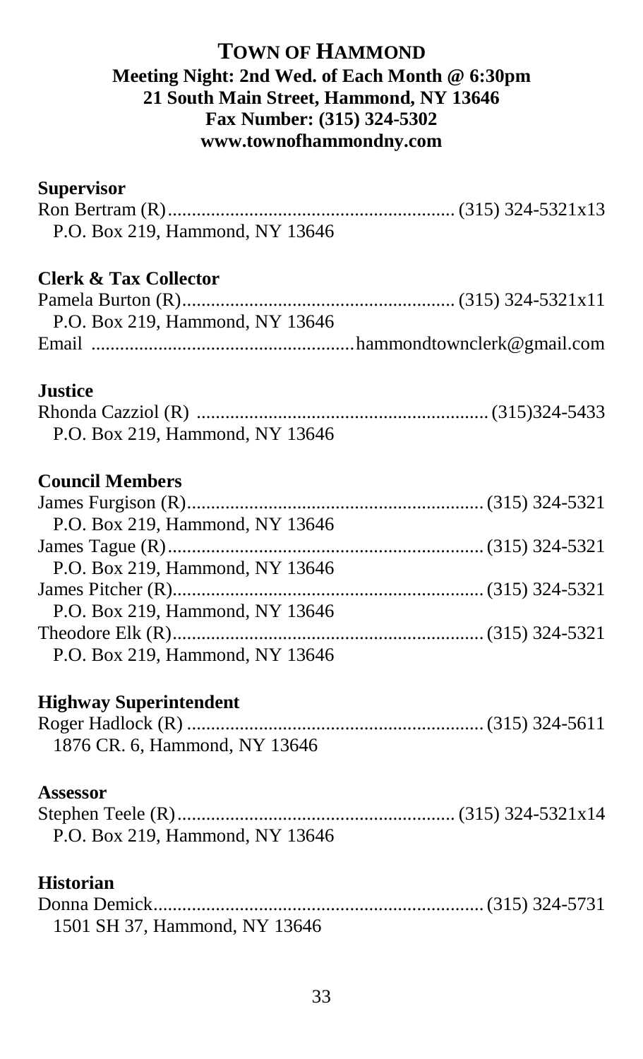# TOWN OF HAMMOND

**Meeting Night: 2nd Wed. of Each Month @ 6:30pm**
**21 South Main Street, Hammond, NY 13646**
**Fax Number: (315) 324-5302**
**www.townofhammondny.com**

**Supervisor**

Ron Bertram (R)............................................................ (315) 324-5321x13
P.O. Box 219, Hammond, NY 13646

**Clerk & Tax Collector**

Pamela Burton (R)......................................................... (315) 324-5321x11
P.O. Box 219, Hammond, NY 13646
Email ......................................................hammondtownclerk@gmail.com

**Justice**

Rhonda Cazziol (R) ............................................................(315)324-5433
P.O. Box 219, Hammond, NY 13646

**Council Members**

James Furgison (R)............................................................ (315) 324-5321
P.O. Box 219, Hammond, NY 13646
James Tague (R)................................................................ (315) 324-5321
P.O. Box 219, Hammond, NY 13646
James Pitcher (R)............................................................... (315) 324-5321
P.O. Box 219, Hammond, NY 13646
Theodore Elk (R)................................................................ (315) 324-5321
P.O. Box 219, Hammond, NY 13646

**Highway Superintendent**

Roger Hadlock (R) ............................................................. (315) 324-5611
1876 CR. 6, Hammond, NY 13646

**Assessor**

Stephen Teele (R).......................................................... (315) 324-5321x14
P.O. Box 219, Hammond, NY 13646

**Historian**

Donna Demick.................................................................... (315) 324-5731
1501 SH 37, Hammond, NY 13646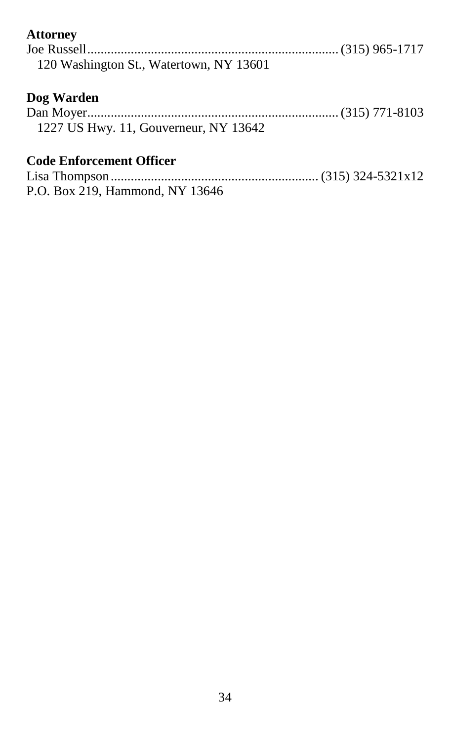**Attorney**

Joe Russell........................................................................(315) 965-1717
120 Washington St., Watertown, NY 13601

**Dog Warden**

Dan Moyer.........................................................................(315) 771-8103
1227 US Hwy. 11, Gouverneur, NY 13642

**Code Enforcement Officer**

Lisa Thompson...............................................................(315) 324-5321x12
P.O. Box 219, Hammond, NY 13646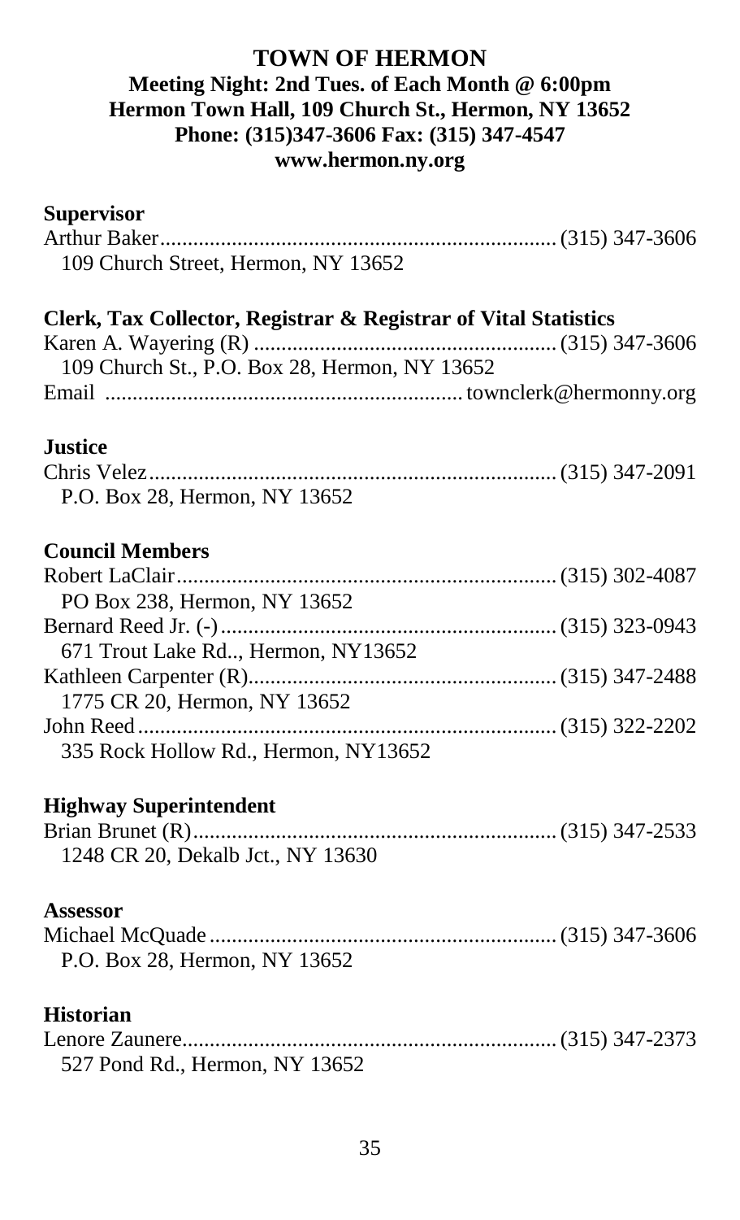# TOWN OF HERMON

**Meeting Night: 2nd Tues. of Each Month @ 6:00pm**
**Hermon Town Hall, 109 Church St., Hermon, NY 13652**
**Phone: (315)347-3606 Fax: (315) 347-4547**
**www.hermon.ny.org**

## Supervisor

Arthur Baker........................................................................ (315) 347-3606
109 Church Street, Hermon, NY 13652

## Clerk, Tax Collector, Registrar & Registrar of Vital Statistics

Karen A. Wayering (R) ........................................................ (315) 347-3606
109 Church St., P.O. Box 28, Hermon, NY 13652
Email ................................................................ townclerk@hermonny.org

## Justice

Chris Velez.......................................................................... (315) 347-2091
P.O. Box 28, Hermon, NY 13652

## Council Members

Robert LaClair..................................................................... (315) 302-4087
PO Box 238, Hermon, NY 13652
Bernard Reed Jr. (-)............................................................ (315) 323-0943
671 Trout Lake Rd.., Hermon, NY13652
Kathleen Carpenter (R)........................................................ (315) 347-2488
1775 CR 20, Hermon, NY 13652
John Reed............................................................................ (315) 322-2202
335 Rock Hollow Rd., Hermon, NY13652

## Highway Superintendent

Brian Brunet (R).................................................................. (315) 347-2533
1248 CR 20, Dekalb Jct., NY 13630

## Assessor

Michael McQuade ............................................................... (315) 347-3606
P.O. Box 28, Hermon, NY 13652

## Historian

Lenore Zaunere.................................................................... (315) 347-2373
527 Pond Rd., Hermon, NY 13652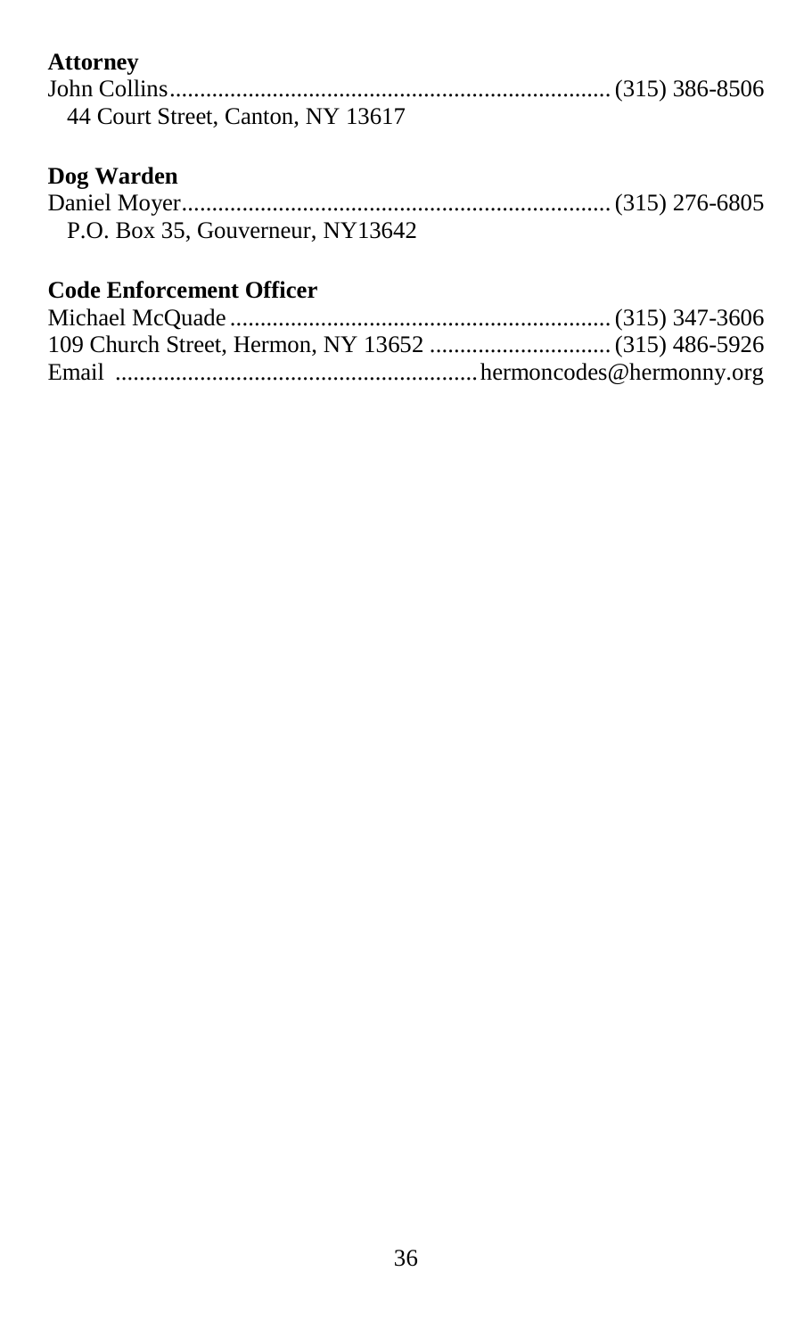**Attorney**

John Collins........................................................................ (315) 386-8506
44 Court Street, Canton, NY 13617

**Dog Warden**

Daniel Moyer...................................................................... (315) 276-6805
P.O. Box 35, Gouverneur, NY13642

**Code Enforcement Officer**

Michael McQuade .............................................................. (315) 347-3606
109 Church Street, Hermon, NY 13652 .............................. (315) 486-5926
Email ...........................................................hermoncodes@hermonny.org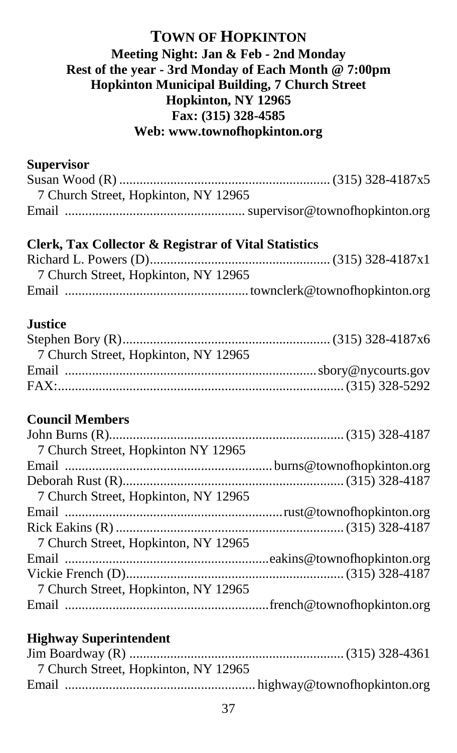## TOWN OF HOPKINTON

**Meeting Night: Jan & Feb - 2nd Monday**
**Rest of the year - 3rd Monday of Each Month @ 7:00pm**
**Hopkinton Municipal Building, 7 Church Street**
**Hopkinton, NY 12965**
**Fax: (315) 328-4585**
**Web: www.townofhopkinton.org**

### Supervisor

Susan Wood (R) ........................................................ (315) 328-4187x5
7 Church Street, Hopkinton, NY 12965
Email ................................................ supervisor@townofhopkinton.org

### Clerk, Tax Collector & Registrar of Vital Statistics

Richard L. Powers (D)................................................ (315) 328-4187x1
7 Church Street, Hopkinton, NY 12965
Email ................................................ townclerk@townofhopkinton.org

### Justice

Stephen Bory (R)........................................................ (315) 328-4187x6
7 Church Street, Hopkinton, NY 12965
Email ........................................................................ sbory@nycourts.gov
FAX:........................................................................ (315) 328-5292

### Council Members

John Burns (R)........................................................ (315) 328-4187
7 Church Street, Hopkinton NY 12965
Email ........................................................ burns@townofhopkinton.org
Deborah Rust (R)........................................................ (315) 328-4187
7 Church Street, Hopkinton, NY 12965
Email ........................................................ rust@townofhopkinton.org
Rick Eakins (R) ........................................................ (315) 328-4187
7 Church Street, Hopkinton, NY 12965
Email ........................................................ eakins@townofhopkinton.org
Vickie French (D)........................................................ (315) 328-4187
7 Church Street, Hopkinton, NY 12965
Email ........................................................ french@townofhopkinton.org

### Highway Superintendent

Jim Boardway (R) ........................................................ (315) 328-4361
7 Church Street, Hopkinton, NY 12965
Email ........................................................ highway@townofhopkinton.org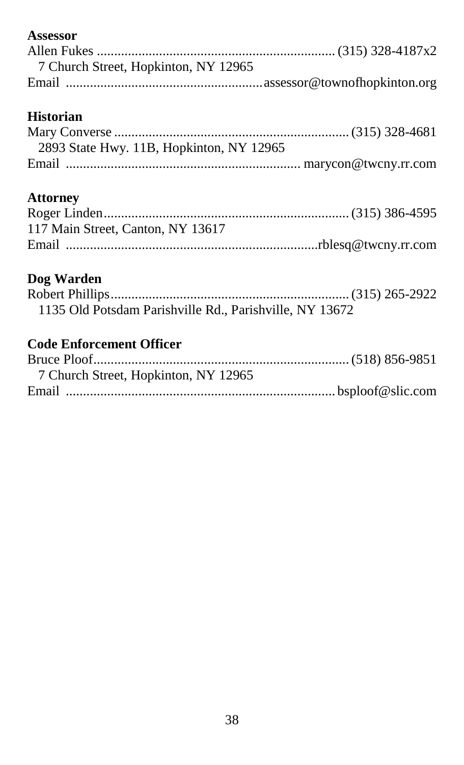**Assessor**

Allen Fukes .................................................................... (315) 328-4187x2
7 Church Street, Hopkinton, NY 12965
Email ........................................................assessor@townofhopkinton.org

**Historian**

Mary Converse .................................................................. (315) 328-4681
2893 State Hwy. 11B, Hopkinton, NY 12965
Email .................................................................. marycon@twcny.rr.com

**Attorney**

Roger Linden...................................................................... (315) 386-4595
117 Main Street, Canton, NY 13617
Email ........................................................................rblesq@twcny.rr.com

**Dog Warden**

Robert Phillips.................................................................... (315) 265-2922
1135 Old Potsdam Parishville Rd., Parishville, NY 13672

**Code Enforcement Officer**

Bruce Ploof......................................................................... (518) 856-9851
7 Church Street, Hopkinton, NY 12965
Email ............................................................................. bsploof@slic.com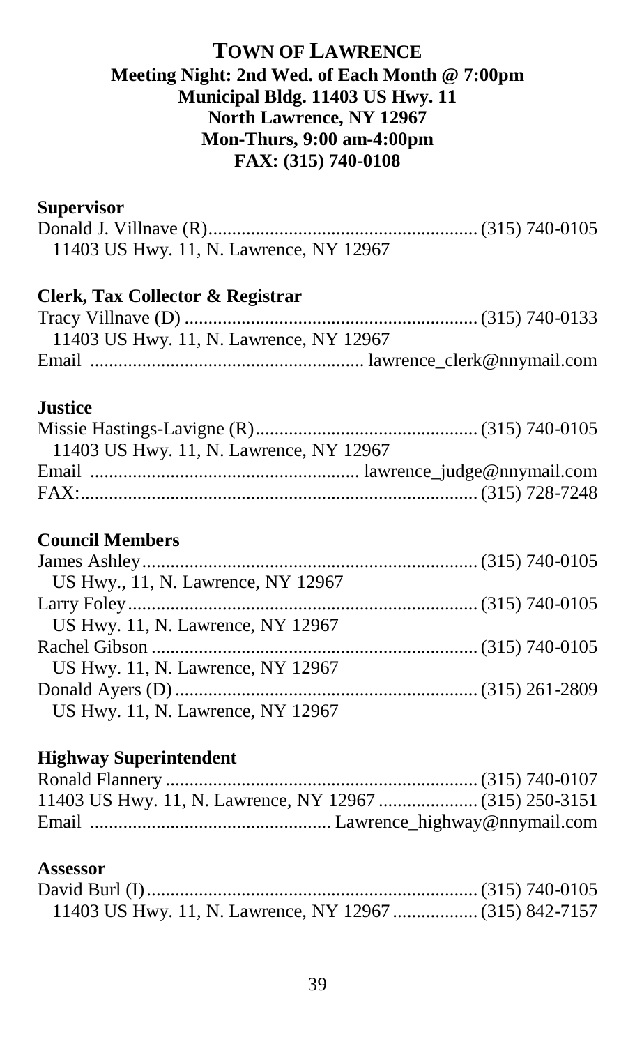# TOWN OF LAWRENCE

**Meeting Night: 2nd Wed. of Each Month @ 7:00pm**
**Municipal Bldg. 11403 US Hwy. 11**
**North Lawrence, NY 12967**
**Mon-Thurs, 9:00 am-4:00pm**
**FAX: (315) 740-0108**

### Supervisor

Donald J. Villnave (R) ........................................................ (315) 740-0105
11403 US Hwy. 11, N. Lawrence, NY 12967

### Clerk, Tax Collector & Registrar

Tracy Villnave (D) ............................................................. (315) 740-0133
11403 US Hwy. 11, N. Lawrence, NY 12967
Email ........................................................ lawrence_clerk@nnymail.com

### Justice

Missie Hastings-Lavigne (R) ............................................... (315) 740-0105
11403 US Hwy. 11, N. Lawrence, NY 12967
Email ........................................................ lawrence_judge@nnymail.com
FAX: .................................................................................. (315) 728-7248

### Council Members

James Ashley ...................................................................... (315) 740-0105
US Hwy., 11, N. Lawrence, NY 12967
Larry Foley .......................................................................... (315) 740-0105
US Hwy. 11, N. Lawrence, NY 12967
Rachel Gibson ..................................................................... (315) 740-0105
US Hwy. 11, N. Lawrence, NY 12967
Donald Ayers (D) ................................................................ (315) 261-2809
US Hwy. 11, N. Lawrence, NY 12967

### Highway Superintendent

Ronald Flannery .................................................................. (315) 740-0107
11403 US Hwy. 11, N. Lawrence, NY 12967 ..................... (315) 250-3151
Email .................................................. Lawrence_highway@nnymail.com

### Assessor

David Burl (I) ...................................................................... (315) 740-0105
11403 US Hwy. 11, N. Lawrence, NY 12967 .................. (315) 842-7157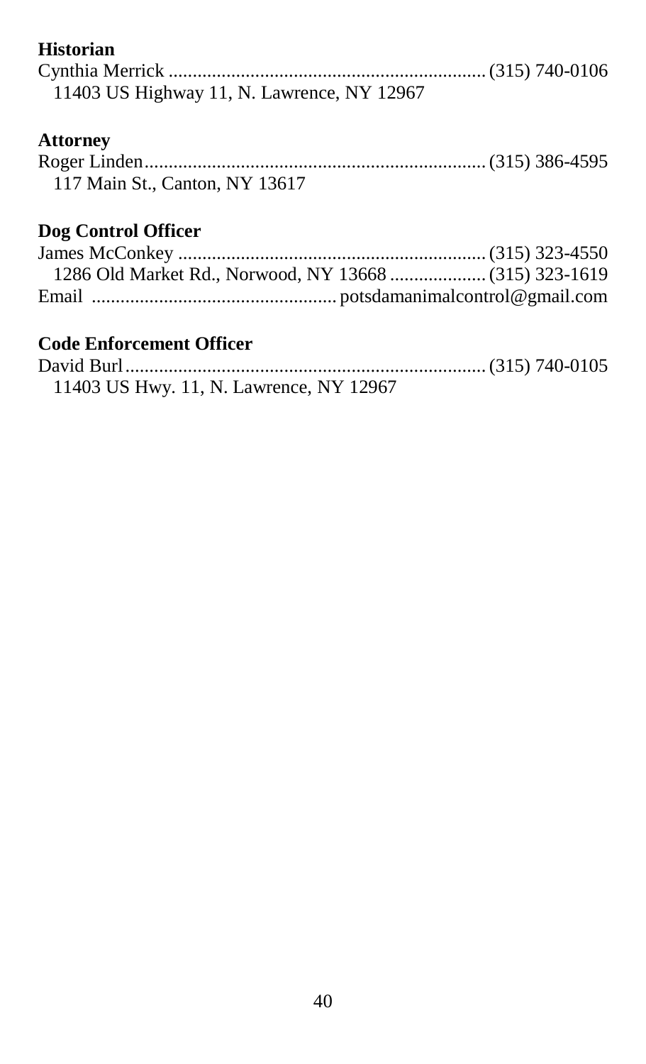**Historian**

Cynthia Merrick ................................................................. (315) 740-0106
11403 US Highway 11, N. Lawrence, NY 12967

**Attorney**

Roger Linden...................................................................... (315) 386-4595
117 Main St., Canton, NY 13617

**Dog Control Officer**

James McConkey ................................................................ (315) 323-4550
1286 Old Market Rd., Norwood, NY 13668 .................... (315) 323-1619
Email .................................................. potsdamanimalcontrol@gmail.com

**Code Enforcement Officer**

David Burl.......................................................................... (315) 740-0105
11403 US Hwy. 11, N. Lawrence, NY 12967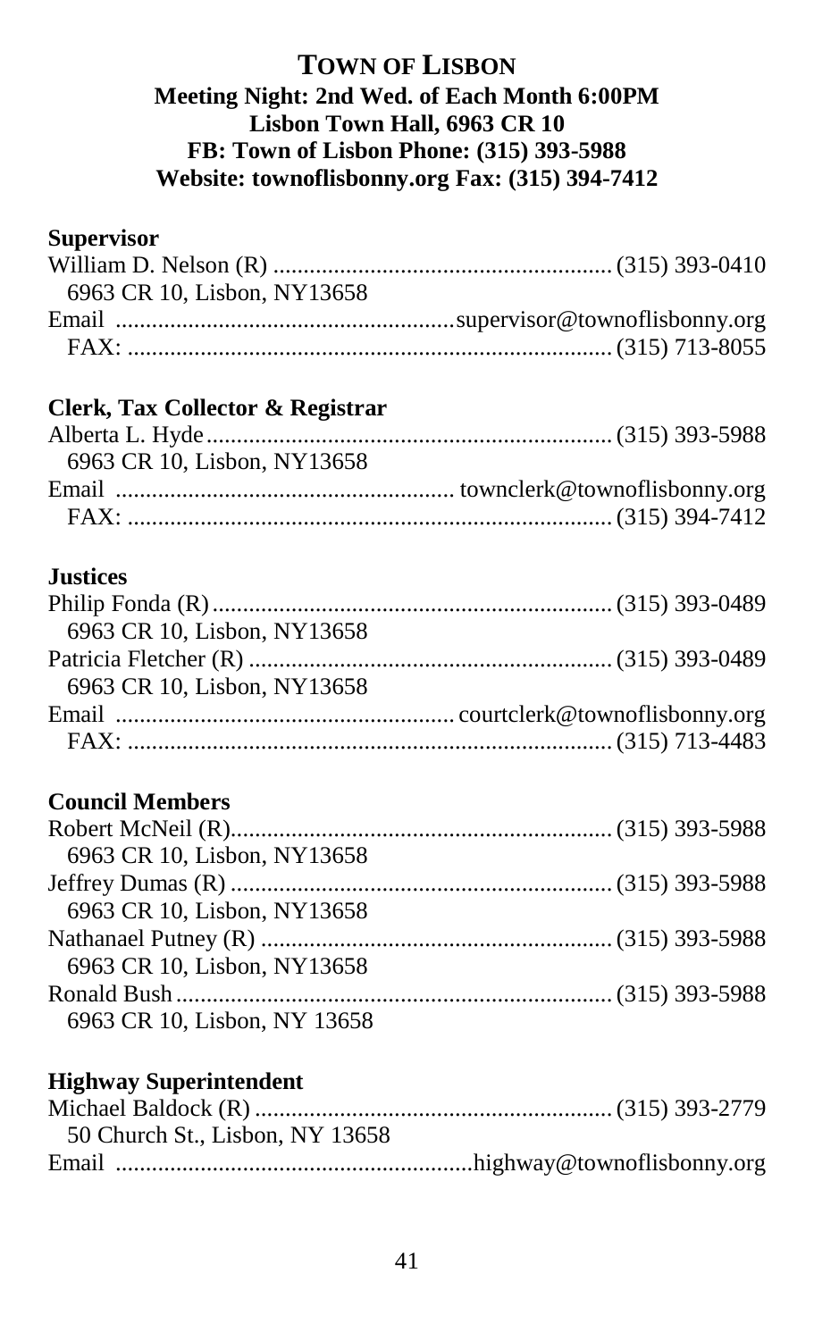# TOWN OF LISBON

**Meeting Night: 2nd Wed. of Each Month 6:00PM**
**Lisbon Town Hall, 6963 CR 10**
**FB: Town of Lisbon Phone: (315) 393-5988**
**Website: townoflisbonny.org Fax: (315) 394-7412**

## Supervisor

William D. Nelson (R) ........................................................ (315) 393-0410
6963 CR 10, Lisbon, NY13658
Email ........................................................supervisor@townoflisbonny.org
FAX: ................................................................................ (315) 713-8055

## Clerk, Tax Collector & Registrar

Alberta L. Hyde.................................................................. (315) 393-5988
6963 CR 10, Lisbon, NY13658
Email ....................................................... townclerk@townoflisbonny.org
FAX: ................................................................................ (315) 394-7412

## Justices

Philip Fonda (R).................................................................. (315) 393-0489
6963 CR 10, Lisbon, NY13658
Patricia Fletcher (R) ............................................................ (315) 393-0489
6963 CR 10, Lisbon, NY13658
Email ....................................................... courtclerk@townoflisbonny.org
FAX: ................................................................................ (315) 713-4483

## Council Members

Robert McNeil (R)............................................................... (315) 393-5988
6963 CR 10, Lisbon, NY13658
Jeffrey Dumas (R) ............................................................... (315) 393-5988
6963 CR 10, Lisbon, NY13658
Nathanael Putney (R) .......................................................... (315) 393-5988
6963 CR 10, Lisbon, NY13658
Ronald Bush ........................................................................ (315) 393-5988
6963 CR 10, Lisbon, NY 13658

## Highway Superintendent

Michael Baldock (R) ........................................................... (315) 393-2779
50 Church St., Lisbon, NY 13658
Email ..........................................................highway@townoflisbonny.org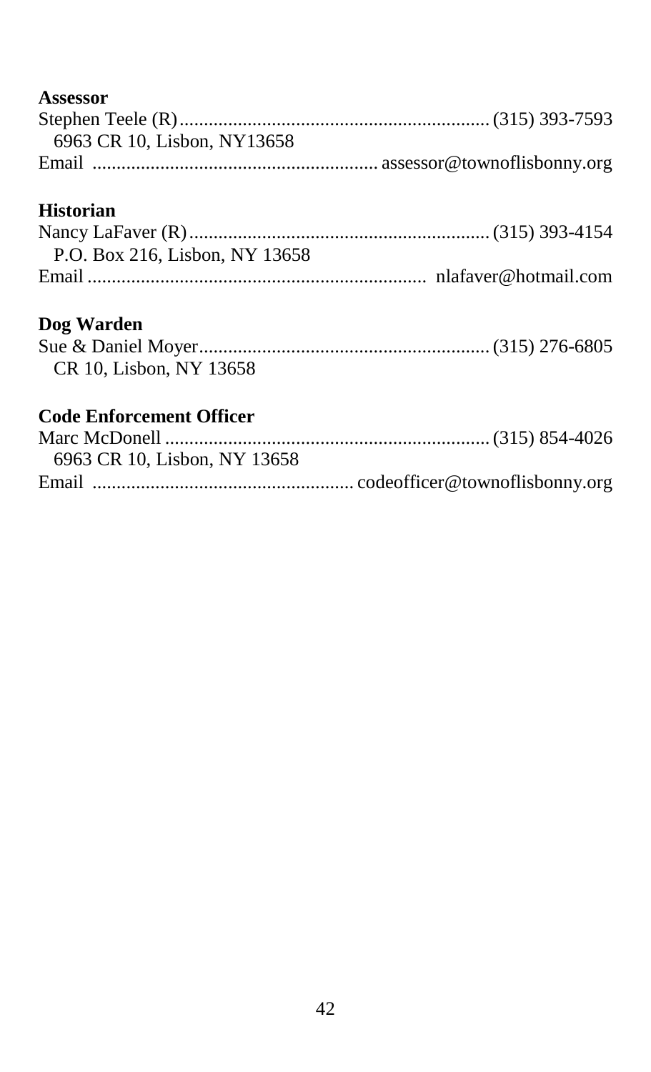**Assessor**

Stephen Teele (R)................................................................ (315) 393-7593
6963 CR 10, Lisbon, NY13658
Email .......................................................... assessor@townoflisbonny.org

**Historian**

Nancy LaFaver (R)............................................................. (315) 393-4154
P.O. Box 216, Lisbon, NY 13658
Email ..................................................................... nlafaver@hotmail.com

**Dog Warden**

Sue & Daniel Moyer............................................................ (315) 276-6805
CR 10, Lisbon, NY 13658

**Code Enforcement Officer**

Marc McDonell ................................................................... (315) 854-4026
6963 CR 10, Lisbon, NY 13658
Email ..................................................... codeofficer@townoflisbonny.org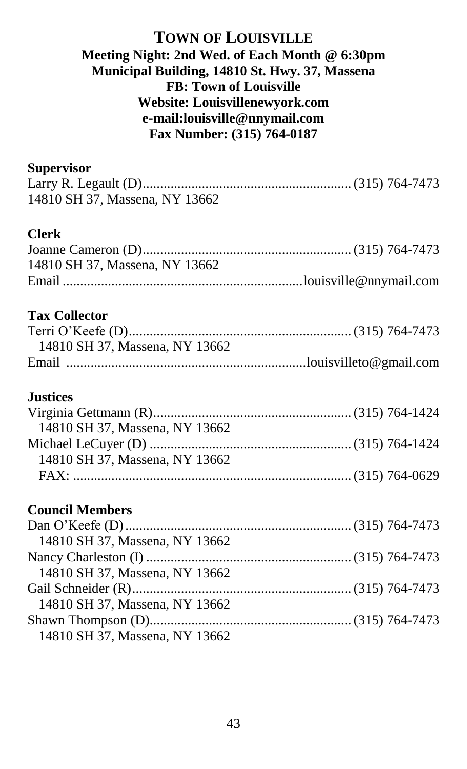# TOWN OF LOUISVILLE

**Meeting Night: 2nd Wed. of Each Month @ 6:30pm**
**Municipal Building, 14810 St. Hwy. 37, Massena**
**FB: Town of Louisville**
**Website: Louisvillenewyork.com**
**e-mail:louisville@nnymail.com**
**Fax Number: (315) 764-0187**

### Supervisor

Larry R. Legault (D)........................................................... (315) 764-7473
14810 SH 37, Massena, NY 13662

### Clerk

Joanne Cameron (D)........................................................... (315) 764-7473
14810 SH 37, Massena, NY 13662
Email ....................................................................louisville@nnymail.com

### Tax Collector

Terri O'Keefe (D)............................................................... (315) 764-7473
14810 SH 37, Massena, NY 13662
Email ....................................................................louisvilleto@gmail.com

### Justices

Virginia Gettmann (R)........................................................ (315) 764-1424
14810 SH 37, Massena, NY 13662
Michael LeCuyer (D) ......................................................... (315) 764-1424
14810 SH 37, Massena, NY 13662
FAX: ............................................................................... (315) 764-0629

### Council Members

Dan O'Keefe (D)................................................................ (315) 764-7473
14810 SH 37, Massena, NY 13662
Nancy Charleston (I) .......................................................... (315) 764-7473
14810 SH 37, Massena, NY 13662
Gail Schneider (R).............................................................. (315) 764-7473
14810 SH 37, Massena, NY 13662
Shawn Thompson (D).......................................................... (315) 764-7473
14810 SH 37, Massena, NY 13662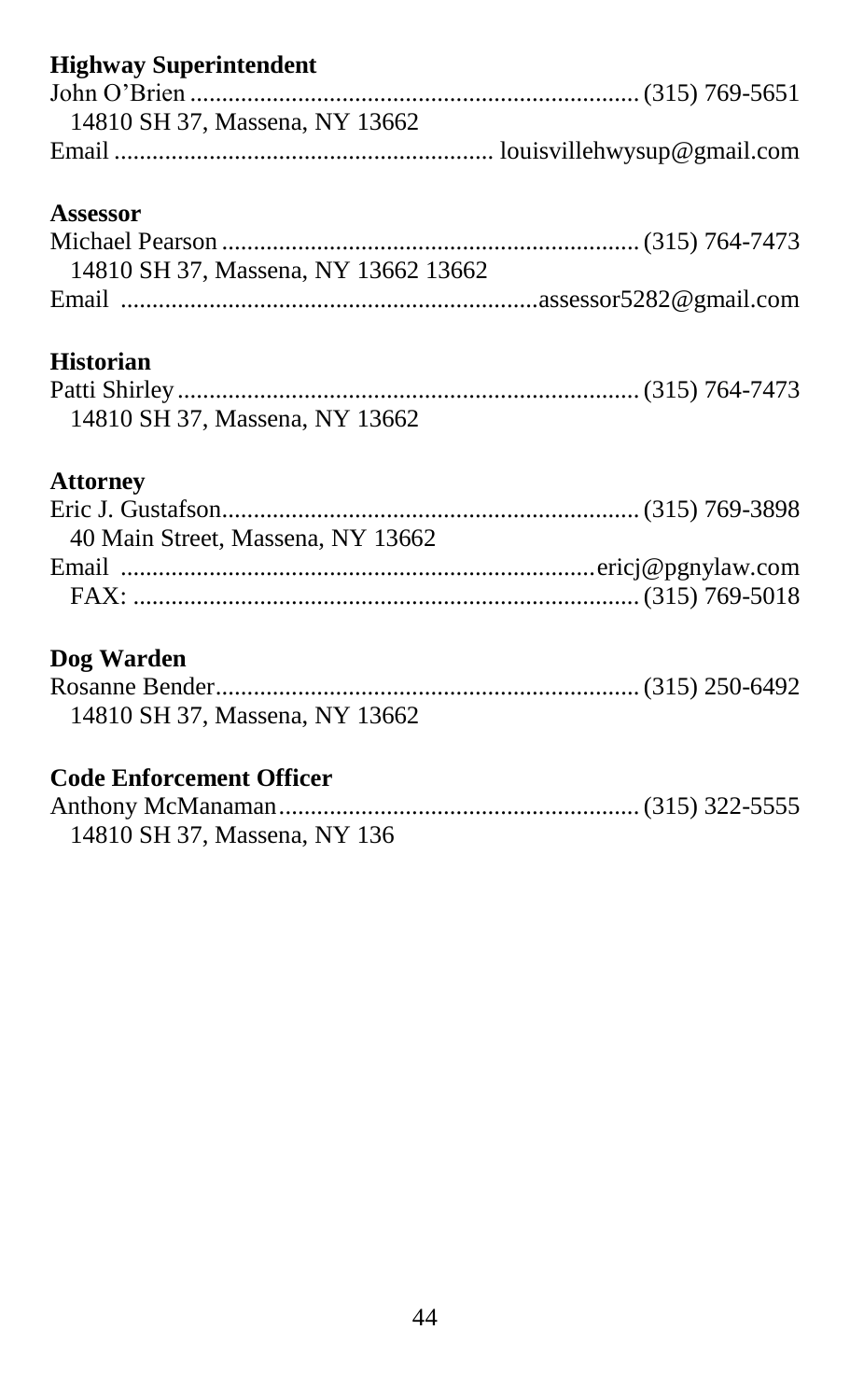**Highway Superintendent**

John O'Brien ....................................................................... (315) 769-5651
14810 SH 37, Massena, NY 13662
Email ........................................................... louisvillehwysup@gmail.com

**Assessor**

Michael Pearson ................................................................. (315) 764-7473
14810 SH 37, Massena, NY 13662 13662
Email .................................................................assessor5282@gmail.com

**Historian**

Patti Shirley ........................................................................ (315) 764-7473
14810 SH 37, Massena, NY 13662

**Attorney**

Eric J. Gustafson................................................................. (315) 769-3898
40 Main Street, Massena, NY 13662
Email ..........................................................................ericj@pgnylaw.com
FAX: .............................................................................. (315) 769-5018

**Dog Warden**

Rosanne Bender.................................................................. (315) 250-6492
14810 SH 37, Massena, NY 13662

**Code Enforcement Officer**

Anthony McManaman........................................................ (315) 322-5555
14810 SH 37, Massena, NY 136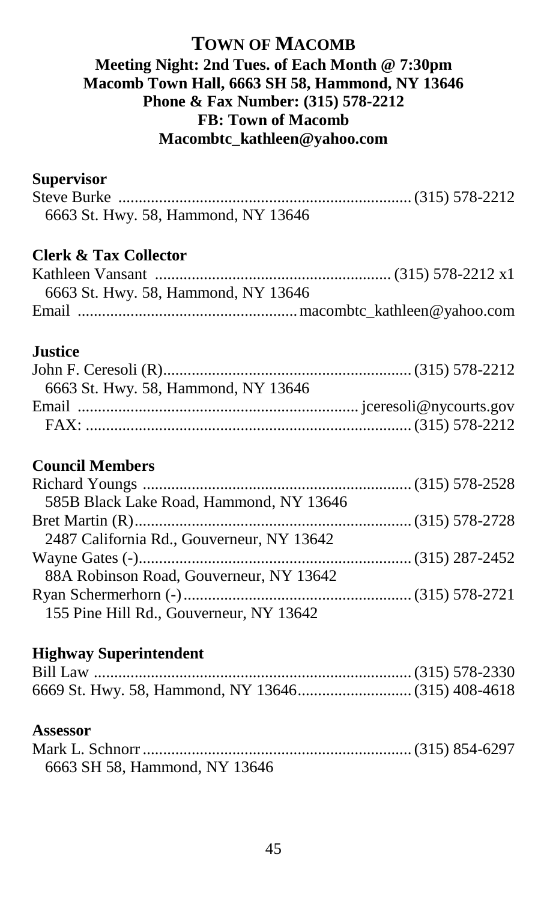# TOWN OF MACOMB

**Meeting Night: 2nd Tues. of Each Month @ 7:30pm**
**Macomb Town Hall, 6663 SH 58, Hammond, NY 13646**
**Phone & Fax Number: (315) 578-2212**
**FB: Town of Macomb**
**Macombtc_kathleen@yahoo.com**

### Supervisor

Steve Burke ........................................................ (315) 578-2212
6663 St. Hwy. 58, Hammond, NY 13646

### Clerk & Tax Collector

Kathleen Vansant ........................................................ (315) 578-2212 x1
6663 St. Hwy. 58, Hammond, NY 13646
Email ........................................................ macombtc_kathleen@yahoo.com

### Justice

John F. Ceresoli (R)........................................................ (315) 578-2212
6663 St. Hwy. 58, Hammond, NY 13646
Email ........................................................ jceresoli@nycourts.gov
FAX: ........................................................ (315) 578-2212

### Council Members

Richard Youngs ........................................................ (315) 578-2528
585B Black Lake Road, Hammond, NY 13646
Bret Martin (R)........................................................ (315) 578-2728
2487 California Rd., Gouverneur, NY 13642
Wayne Gates (-)........................................................ (315) 287-2452
88A Robinson Road, Gouverneur, NY 13642
Ryan Schermerhorn (-)........................................................ (315) 578-2721
155 Pine Hill Rd., Gouverneur, NY 13642

### Highway Superintendent

Bill Law ........................................................ (315) 578-2330
6669 St. Hwy. 58, Hammond, NY 13646........................................................ (315) 408-4618

### Assessor

Mark L. Schnorr ........................................................ (315) 854-6297
6663 SH 58, Hammond, NY 13646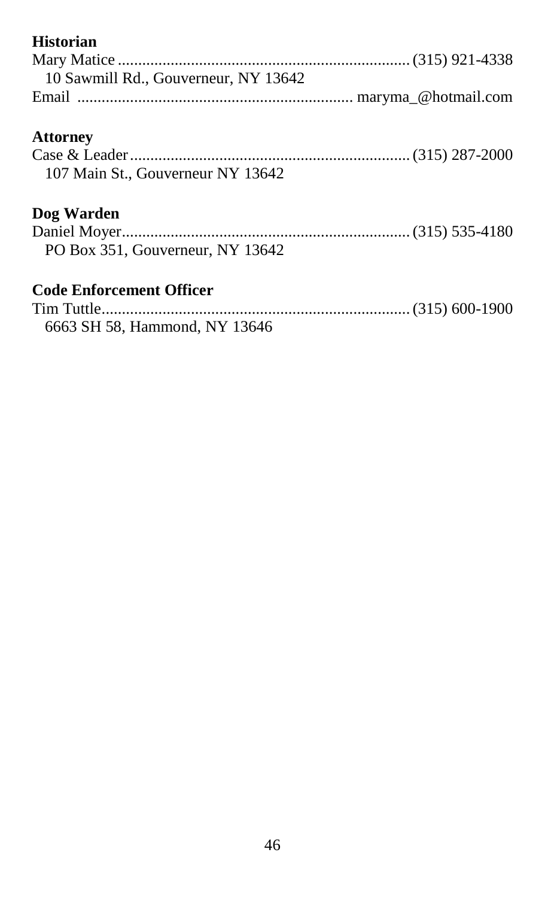**Historian**

Mary Matice ........................................................................ (315) 921-4338
10 Sawmill Rd., Gouverneur, NY 13642
Email .................................................................... maryma_@hotmail.com

**Attorney**

Case & Leader ..................................................................... (315) 287-2000
107 Main St., Gouverneur NY 13642

**Dog Warden**

Daniel Moyer ....................................................................... (315) 535-4180
PO Box 351, Gouverneur, NY 13642

**Code Enforcement Officer**

Tim Tuttle ............................................................................ (315) 600-1900
6663 SH 58, Hammond, NY 13646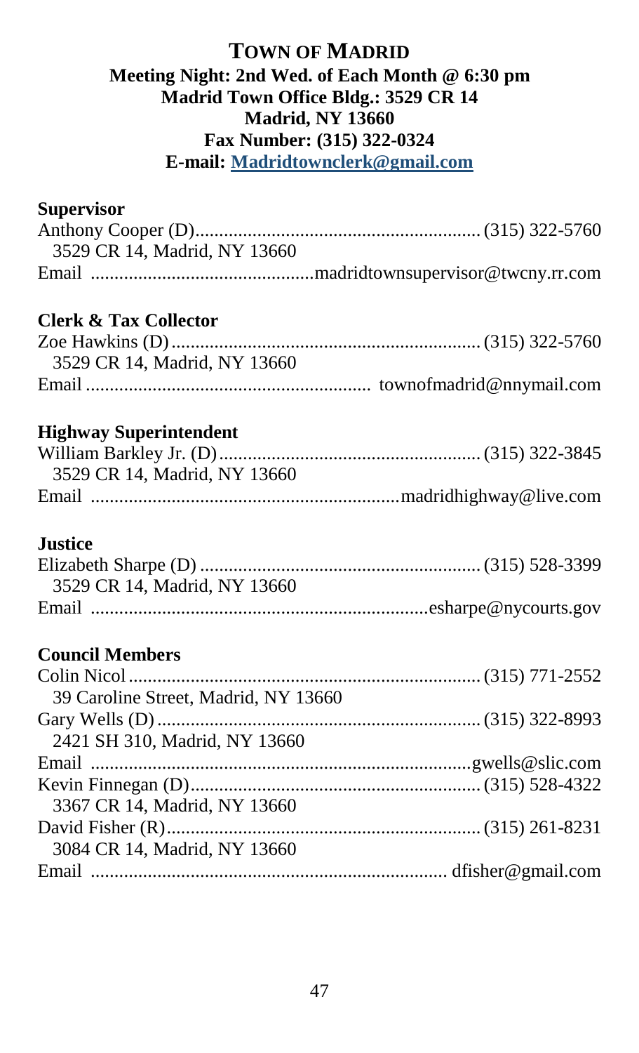# TOWN OF MADRID

**Meeting Night: 2nd Wed. of Each Month @ 6:30 pm**
**Madrid Town Office Bldg.: 3529 CR 14**
**Madrid, NY 13660**
**Fax Number: (315) 322-0324**
**E-mail: Madridtownclerk@gmail.com**

**Supervisor**

Anthony Cooper (D)............................................................ (315) 322-5760
3529 CR 14, Madrid, NY 13660
Email ..............................................madridtownsupervisor@twcny.rr.com

**Clerk & Tax Collector**

Zoe Hawkins (D)................................................................ (315) 322-5760
3529 CR 14, Madrid, NY 13660
Email ........................................................... townofmadrid@nnymail.com

**Highway Superintendent**

William Barkley Jr. (D)....................................................... (315) 322-3845
3529 CR 14, Madrid, NY 13660
Email ................................................................madridhighway@live.com

**Justice**

Elizabeth Sharpe (D) .......................................................... (315) 528-3399
3529 CR 14, Madrid, NY 13660
Email ......................................................................esharpe@nycourts.gov

**Council Members**

Colin Nicol......................................................................... (315) 771-2552
39 Caroline Street, Madrid, NY 13660
Gary Wells (D)................................................................... (315) 322-8993
2421 SH 310, Madrid, NY 13660
Email ...............................................................................gwells@slic.com
Kevin Finnegan (D)............................................................ (315) 528-4322
3367 CR 14, Madrid, NY 13660
David Fisher (R)................................................................. (315) 261-8231
3084 CR 14, Madrid, NY 13660
Email .......................................................................... dfisher@gmail.com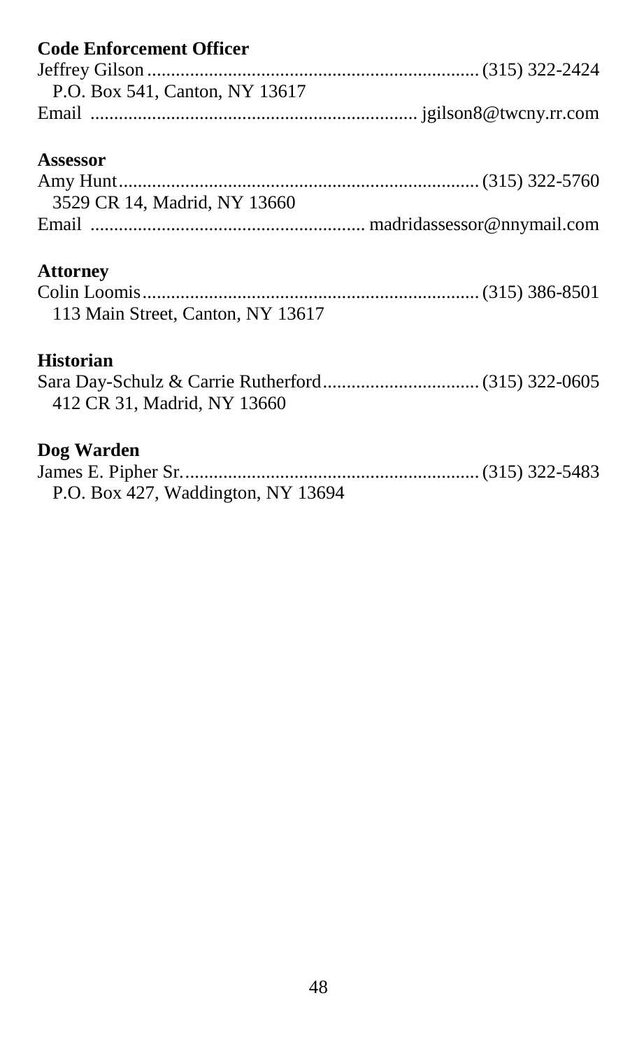**Code Enforcement Officer**

Jeffrey Gilson ..................................................................... (315) 322-2424
P.O. Box 541, Canton, NY 13617
Email .................................................................... jgilson8@twcny.rr.com

**Assessor**

Amy Hunt........................................................................... (315) 322-5760
3529 CR 14, Madrid, NY 13660
Email ........................................................ madridassessor@nnymail.com

**Attorney**

Colin Loomis...................................................................... (315) 386-8501
113 Main Street, Canton, NY 13617

**Historian**

Sara Day-Schulz & Carrie Rutherford................................. (315) 322-0605
412 CR 31, Madrid, NY 13660

**Dog Warden**

James E. Pipher Sr.............................................................. (315) 322-5483
P.O. Box 427, Waddington, NY 13694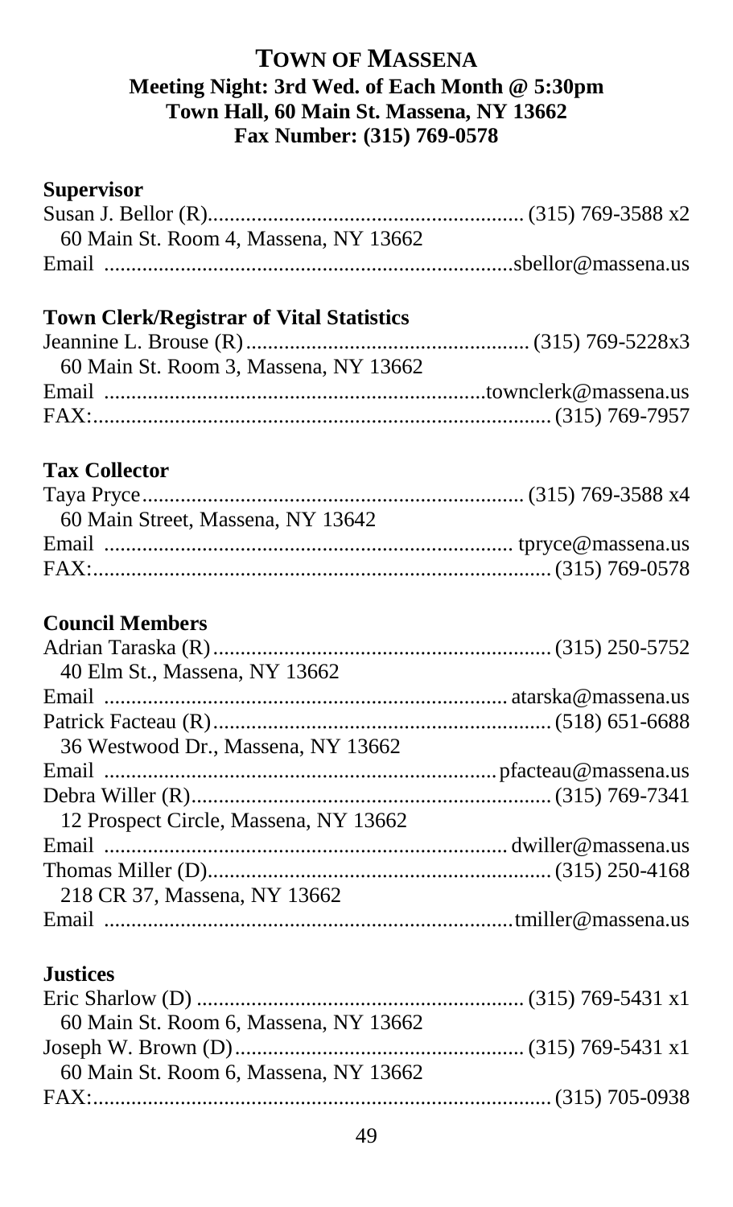# TOWN OF MASSENA

**Meeting Night: 3rd Wed. of Each Month @ 5:30pm**
**Town Hall, 60 Main St. Massena, NY 13662**
**Fax Number: (315) 769-0578**

### Supervisor

Susan J. Bellor (R)........................................................ (315) 769-3588 x2
60 Main St. Room 4, Massena, NY 13662
Email ........................................................................sbellor@massena.us

### Town Clerk/Registrar of Vital Statistics

Jeannine L. Brouse (R)................................................... (315) 769-5228x3
60 Main St. Room 3, Massena, NY 13662
Email ..................................................................townclerk@massena.us
FAX:................................................................................ (315) 769-7957

### Tax Collector

Taya Pryce..................................................................... (315) 769-3588 x4
60 Main Street, Massena, NY 13642
Email ........................................................................ tpryce@massena.us
FAX:................................................................................ (315) 769-0578

### Council Members

Adrian Taraska (R)............................................................ (315) 250-5752
40 Elm St., Massena, NY 13662
Email ....................................................................... atarska@massena.us
Patrick Facteau (R)............................................................ (518) 651-6688
36 Westwood Dr., Massena, NY 13662
Email .....................................................................pfacteau@massena.us
Debra Willer (R)................................................................ (315) 769-7341
12 Prospect Circle, Massena, NY 13662
Email ...................................................................... dwiller@massena.us
Thomas Miller (D).............................................................. (315) 250-4168
218 CR 37, Massena, NY 13662
Email .......................................................................tmiller@massena.us

### Justices

Eric Sharlow (D) ........................................................... (315) 769-5431 x1
60 Main St. Room 6, Massena, NY 13662
Joseph W. Brown (D).................................................... (315) 769-5431 x1
60 Main St. Room 6, Massena, NY 13662
FAX:................................................................................ (315) 705-0938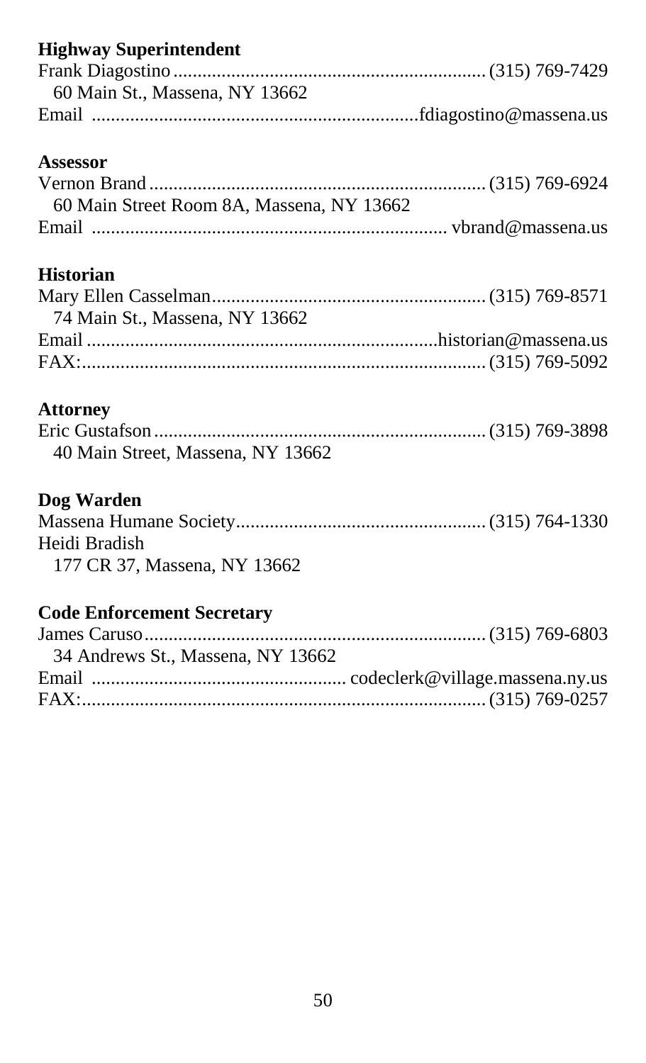**Highway Superintendent**

Frank Diagostino ................................................................ (315) 769-7429
60 Main St., Massena, NY 13662
Email ..................................................................fdiagostino@massena.us

**Assessor**

Vernon Brand ..................................................................... (315) 769-6924
60 Main Street Room 8A, Massena, NY 13662
Email ........................................................................ vbrand@massena.us

**Historian**

Mary Ellen Casselman......................................................... (315) 769-8571
74 Main St., Massena, NY 13662
Email .......................................................................historian@massena.us
FAX:................................................................................... (315) 769-5092

**Attorney**

Eric Gustafson .................................................................... (315) 769-3898
40 Main Street, Massena, NY 13662

**Dog Warden**

Massena Humane Society.................................................... (315) 764-1330
Heidi Bradish
177 CR 37, Massena, NY 13662

**Code Enforcement Secretary**

James Caruso...................................................................... (315) 769-6803
34 Andrews St., Massena, NY 13662
Email .................................................... codeclerk@village.massena.ny.us
FAX:................................................................................... (315) 769-0257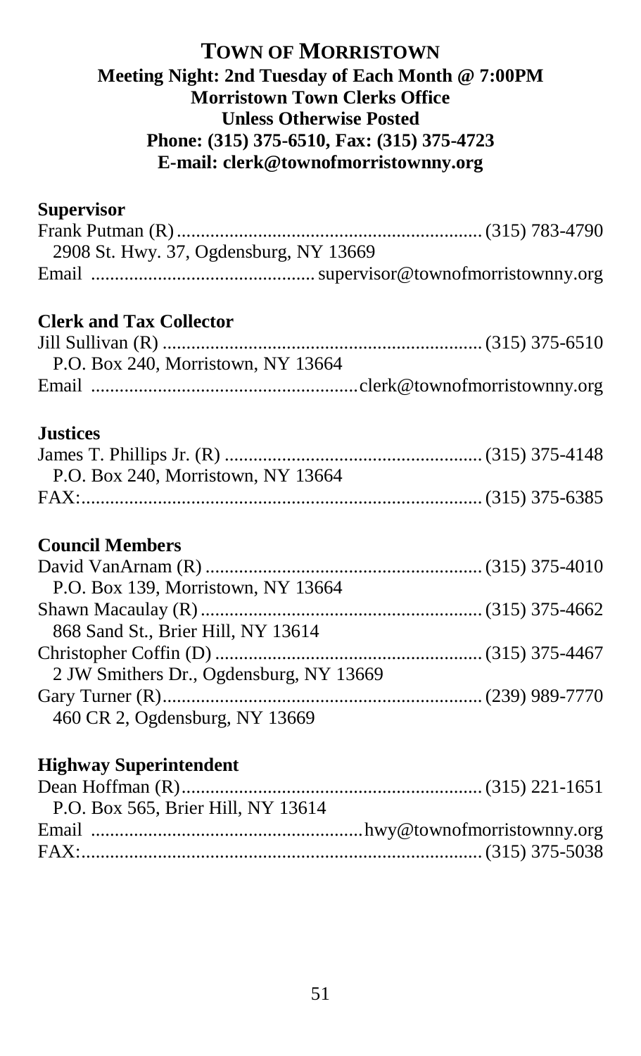# TOWN OF MORRISTOWN

**Meeting Night: 2nd Tuesday of Each Month @ 7:00PM**
**Morristown Town Clerks Office**
**Unless Otherwise Posted**
**Phone: (315) 375-6510, Fax: (315) 375-4723**
**E-mail: clerk@townofmorristownny.org**

**Supervisor**

Frank Putman (R) ............................................................... (315) 783-4790
2908 St. Hwy. 37, Ogdensburg, NY 13669
Email .............................................. supervisor@townofmorristownny.org

**Clerk and Tax Collector**

Jill Sullivan (R) ................................................................. (315) 375-6510
P.O. Box 240, Morristown, NY 13664
Email .......................................................clerk@townofmorristownny.org

**Justices**

James T. Phillips Jr. (R) ...................................................... (315) 375-4148
P.O. Box 240, Morristown, NY 13664
FAX:................................................................................... (315) 375-6385

**Council Members**

David VanArnam (R) ......................................................... (315) 375-4010
P.O. Box 139, Morristown, NY 13664
Shawn Macaulay (R) .......................................................... (315) 375-4662
868 Sand St., Brier Hill, NY 13614
Christopher Coffin (D) ....................................................... (315) 375-4467
2 JW Smithers Dr., Ogdensburg, NY 13669
Gary Turner (R)................................................................... (239) 989-7770
460 CR 2, Ogdensburg, NY 13669

**Highway Superintendent**

Dean Hoffman (R)............................................................... (315) 221-1651
P.O. Box 565, Brier Hill, NY 13614
Email .........................................................hwy@townofmorristownny.org
FAX:................................................................................... (315) 375-5038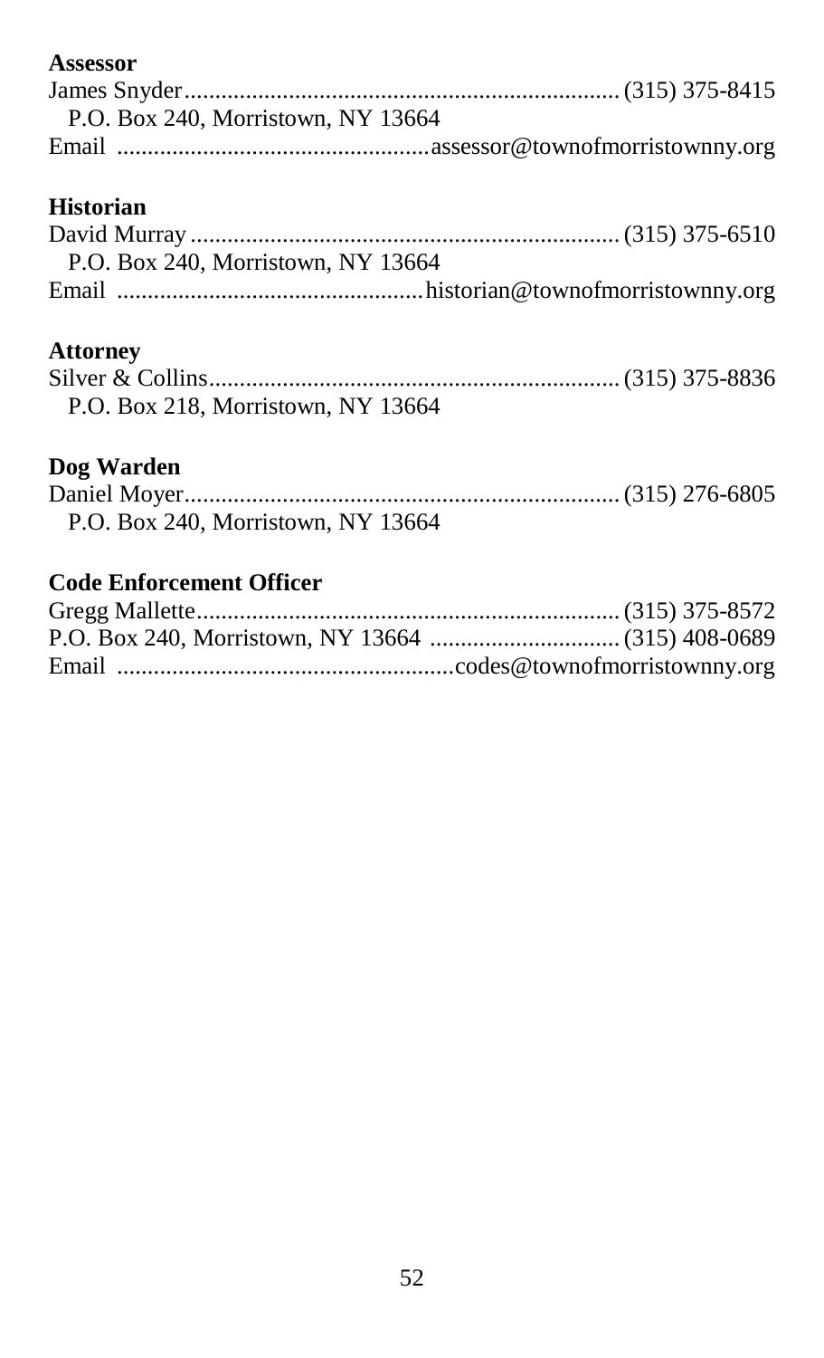**Assessor**

James Snyder...................................................................... (315) 375-8415
P.O. Box 240, Morristown, NY 13664
Email ..................................................assessor@townofmorristownny.org

**Historian**

David Murray ..................................................................... (315) 375-6510
P.O. Box 240, Morristown, NY 13664
Email .................................................historian@townofmorristownny.org

**Attorney**

Silver & Collins.................................................................. (315) 375-8836
P.O. Box 218, Morristown, NY 13664

**Dog Warden**

Daniel Moyer...................................................................... (315) 276-6805
P.O. Box 240, Morristown, NY 13664

**Code Enforcement Officer**

Gregg Mallette.................................................................... (315) 375-8572
P.O. Box 240, Morristown, NY 13664 .............................. (315) 408-0689
Email ......................................................codes@townofmorristownny.org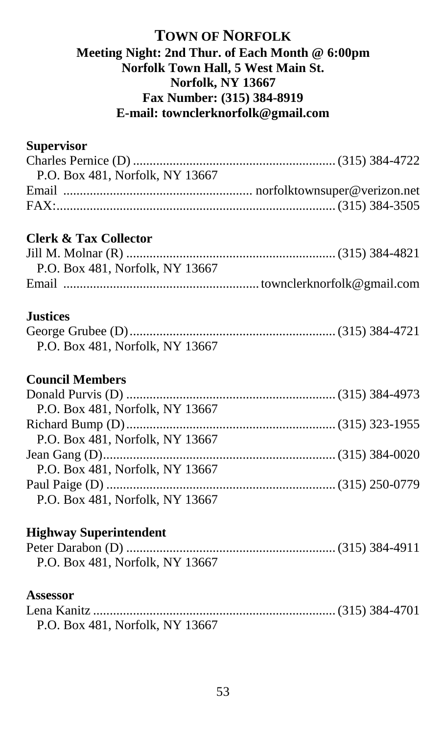# TOWN OF NORFOLK

**Meeting Night: 2nd Thur. of Each Month @ 6:00pm**
**Norfolk Town Hall, 5 West Main St.**
**Norfolk, NY 13667**
**Fax Number: (315) 384-8919**
**E-mail: townclerknorfolk@gmail.com**

### Supervisor

Charles Pernice (D) ............................................................ (315) 384-4722
P.O. Box 481, Norfolk, NY 13667
Email ........................................................ norfolktownsuper@verizon.net
FAX:................................................................................... (315) 384-3505

### Clerk & Tax Collector

Jill M. Molnar (R) .............................................................. (315) 384-4821
P.O. Box 481, Norfolk, NY 13667
Email .......................................................... townclerknorfolk@gmail.com

### Justices

George Grubee (D)............................................................. (315) 384-4721
P.O. Box 481, Norfolk, NY 13667

### Council Members

Donald Purvis (D) .............................................................. (315) 384-4973
P.O. Box 481, Norfolk, NY 13667
Richard Bump (D).............................................................. (315) 323-1955
P.O. Box 481, Norfolk, NY 13667
Jean Gang (D)...................................................................... (315) 384-0020
P.O. Box 481, Norfolk, NY 13667
Paul Paige (D) .................................................................... (315) 250-0779
P.O. Box 481, Norfolk, NY 13667

### Highway Superintendent

Peter Darabon (D) .............................................................. (315) 384-4911
P.O. Box 481, Norfolk, NY 13667

### Assessor

Lena Kanitz ........................................................................ (315) 384-4701
P.O. Box 481, Norfolk, NY 13667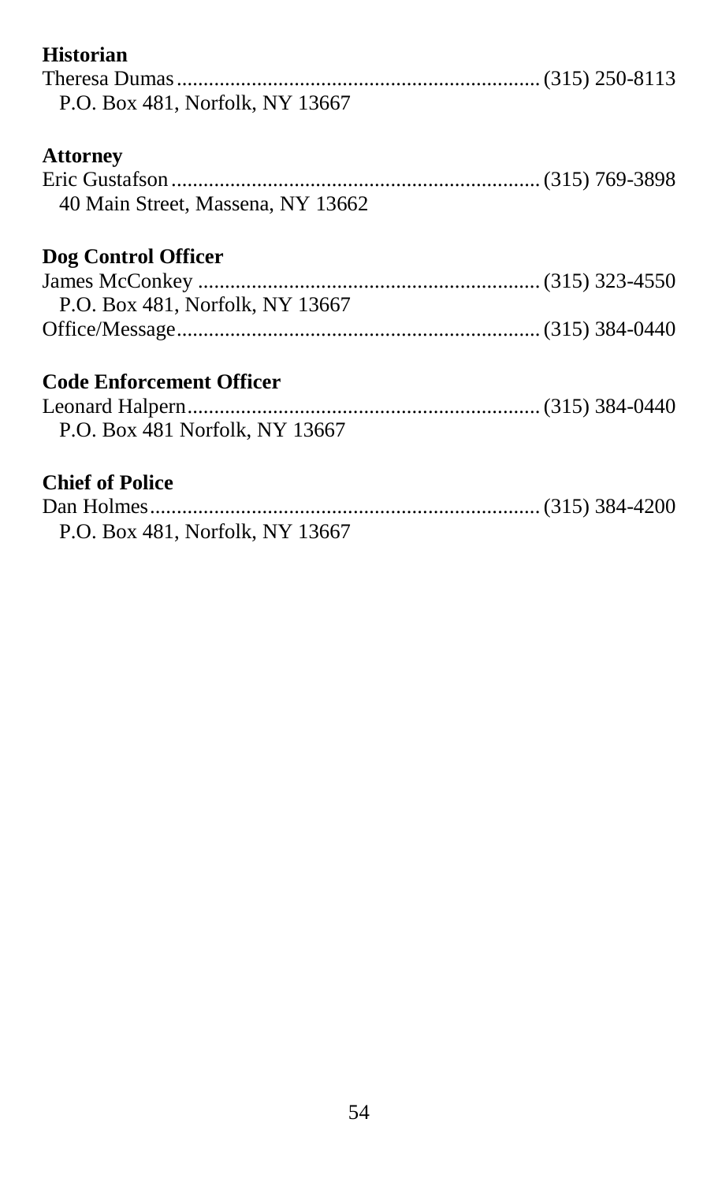**Historian**

Theresa Dumas .................................................................. (315) 250-8113
P.O. Box 481, Norfolk, NY 13667

**Attorney**

Eric Gustafson .................................................................. (315) 769-3898
40 Main Street, Massena, NY 13662

**Dog Control Officer**

James McConkey .............................................................. (315) 323-4550
P.O. Box 481, Norfolk, NY 13667
Office/Message .................................................................. (315) 384-0440

**Code Enforcement Officer**

Leonard Halpern ................................................................ (315) 384-0440
P.O. Box 481 Norfolk, NY 13667

**Chief of Police**

Dan Holmes ...................................................................... (315) 384-4200
P.O. Box 481, Norfolk, NY 13667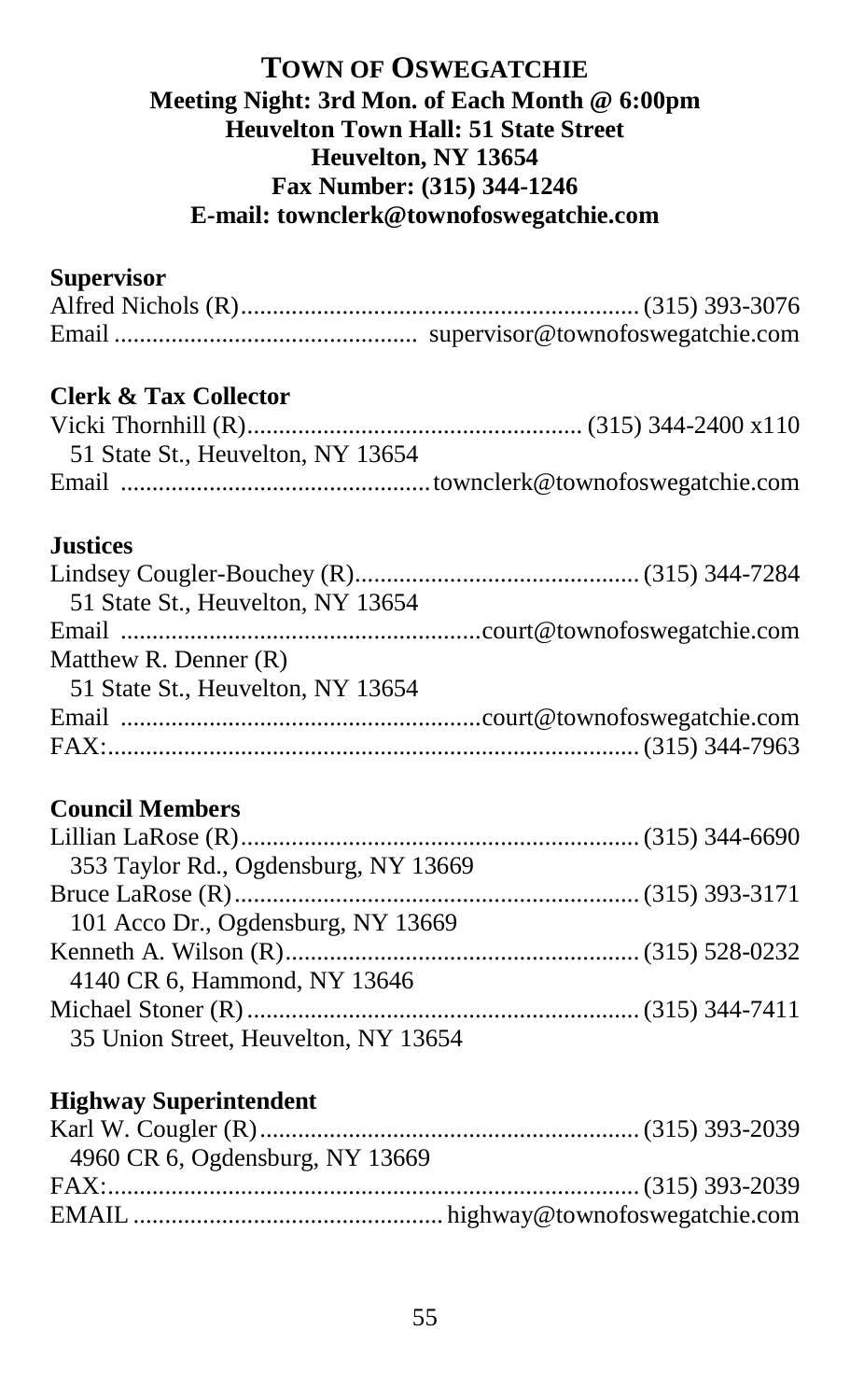## TOWN OF OSWEGATCHIE

**Meeting Night: 3rd Mon. of Each Month @ 6:00pm**
**Heuvelton Town Hall: 51 State Street**
**Heuvelton, NY 13654**
**Fax Number: (315) 344-1246**
**E-mail: townclerk@townofoswegatchie.com**

### Supervisor

Alfred Nichols (R)............................................................... (315) 393-3076
Email ............................................... supervisor@townofoswegatchie.com

### Clerk & Tax Collector

Vicki Thornhill (R)..................................................... (315) 344-2400 x110
51 State St., Heuvelton, NY 13654
Email ............................................... townclerk@townofoswegatchie.com

### Justices

Lindsey Cougler-Bouchey (R)............................................ (315) 344-7284
51 State St., Heuvelton, NY 13654
Email ....................................................... court@townofoswegatchie.com
Matthew R. Denner (R)
51 State St., Heuvelton, NY 13654
Email ....................................................... court@townofoswegatchie.com
FAX:.................................................................................. (315) 344-7963

### Council Members

Lillian LaRose (R)............................................................... (315) 344-6690
353 Taylor Rd., Ogdensburg, NY 13669
Bruce LaRose (R)................................................................ (315) 393-3171
101 Acco Dr., Ogdensburg, NY 13669
Kenneth A. Wilson (R)........................................................ (315) 528-0232
4140 CR 6, Hammond, NY 13646
Michael Stoner (R)............................................................. (315) 344-7411
35 Union Street, Heuvelton, NY 13654

### Highway Superintendent

Karl W. Cougler (R)........................................................... (315) 393-2039
4960 CR 6, Ogdensburg, NY 13669
FAX:.................................................................................. (315) 393-2039
EMAIL ................................................ highway@townofoswegatchie.com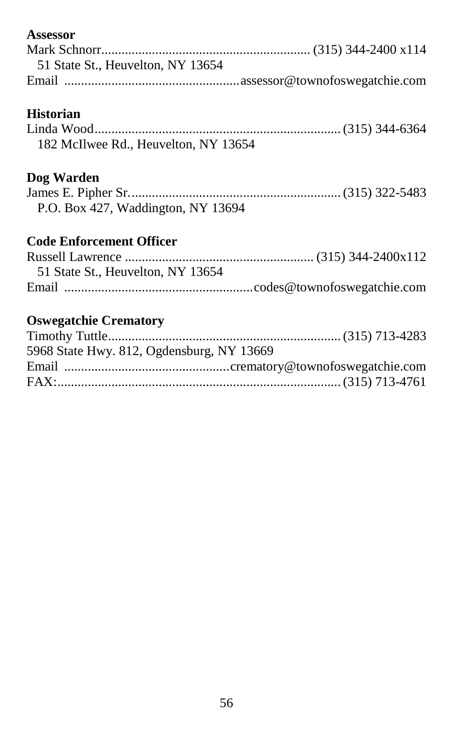**Assessor**

Mark Schnorr............................................................. (315) 344-2400 x114
51 State St., Heuvelton, NY 13654
Email ...................................................assessor@townofoswegatchie.com

**Historian**

Linda Wood........................................................................ (315) 344-6364
182 McIlwee Rd., Heuvelton, NY 13654

**Dog Warden**

James E. Pipher Sr.............................................................. (315) 322-5483
P.O. Box 427, Waddington, NY 13694

**Code Enforcement Officer**

Russell Lawrence ........................................................ (315) 344-2400x112
51 State St., Heuvelton, NY 13654
Email .......................................................codes@townofoswegatchie.com

**Oswegatchie Crematory**

Timothy Tuttle.................................................................... (315) 713-4283
5968 State Hwy. 812, Ogdensburg, NY 13669
Email ................................................crematory@townofoswegatchie.com
FAX:................................................................................... (315) 713-4761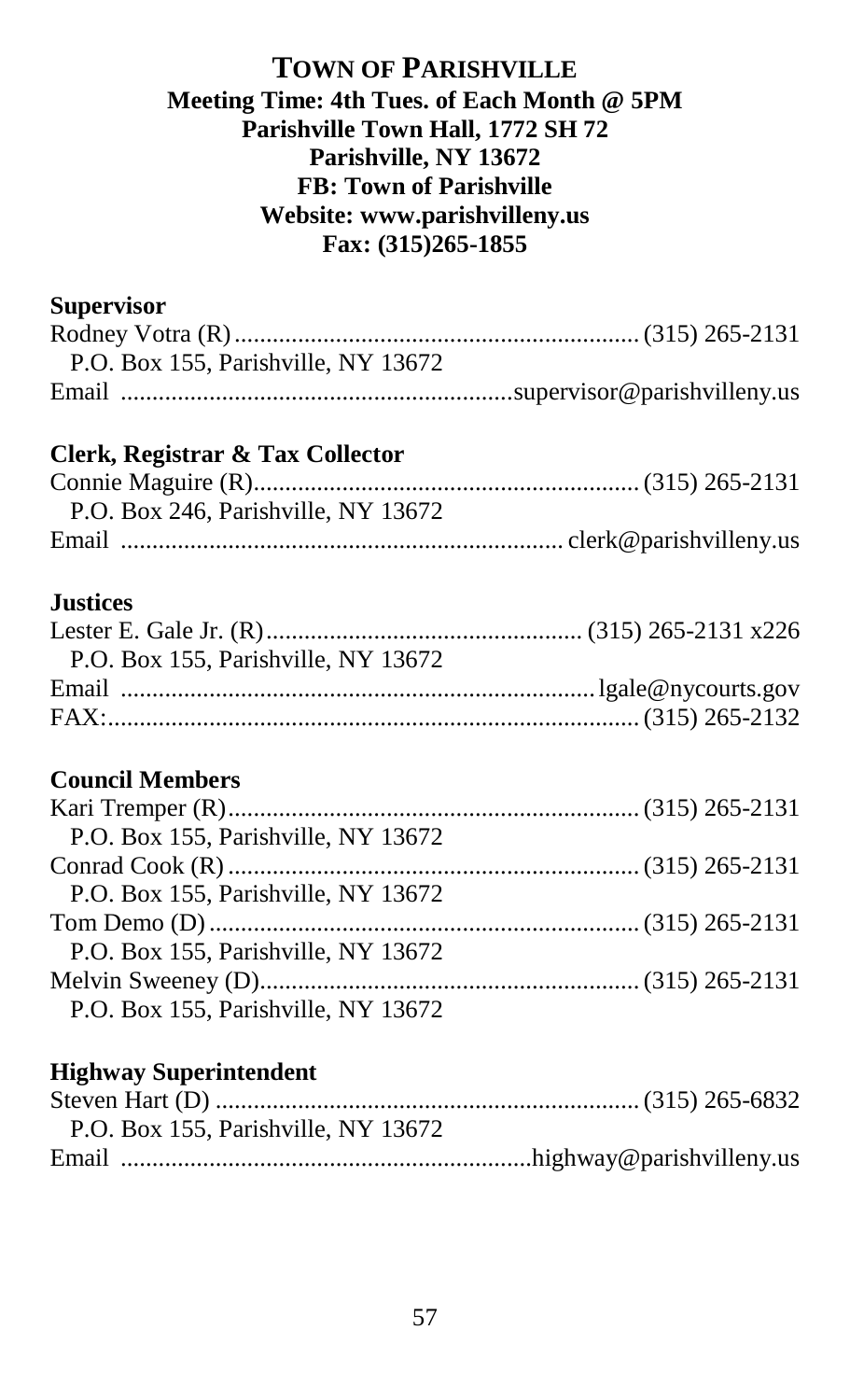## TOWN OF PARISHVILLE

**Meeting Time: 4th Tues. of Each Month @ 5PM**
**Parishville Town Hall, 1772 SH 72**
**Parishville, NY 13672**
**FB: Town of Parishville**
**Website: www.parishvilleny.us**
**Fax: (315)265-1855**

### Supervisor

Rodney Votra (R)............................................................... (315) 265-2131
P.O. Box 155, Parishville, NY 13672
Email .............................................................supervisor@parishvilleny.us

### Clerk, Registrar & Tax Collector

Connie Maguire (R)............................................................ (315) 265-2131
P.O. Box 246, Parishville, NY 13672
Email ..................................................................... clerk@parishvilleny.us

### Justices

Lester E. Gale Jr. (R).................................................. (315) 265-2131 x226
P.O. Box 155, Parishville, NY 13672
Email ..........................................................................lgale@nycourts.gov
FAX:................................................................................. (315) 265-2132

### Council Members

Kari Tremper (R)................................................................ (315) 265-2131
P.O. Box 155, Parishville, NY 13672
Conrad Cook (R)................................................................ (315) 265-2131
P.O. Box 155, Parishville, NY 13672
Tom Demo (D)................................................................... (315) 265-2131
P.O. Box 155, Parishville, NY 13672
Melvin Sweeney (D)........................................................... (315) 265-2131
P.O. Box 155, Parishville, NY 13672

### Highway Superintendent

Steven Hart (D) ................................................................... (315) 265-6832
P.O. Box 155, Parishville, NY 13672
Email ................................................................highway@parishvilleny.us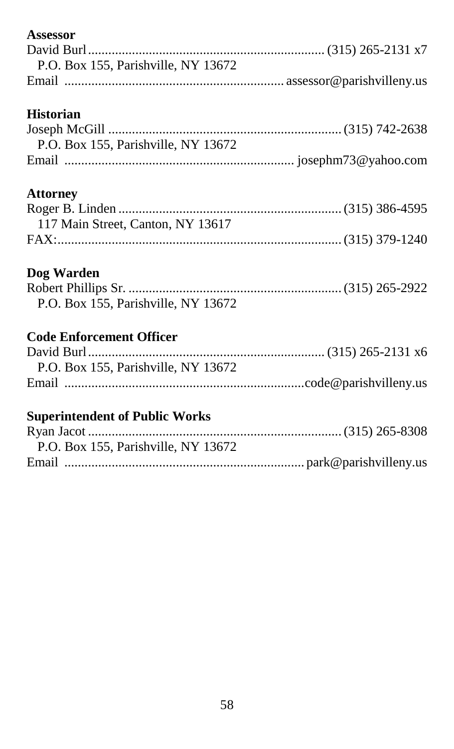**Assessor**

David Burl..................................................................... (315) 265-2131 x7
P.O. Box 155, Parishville, NY 13672
Email ................................................................ assessor@parishvilleny.us

**Historian**

Joseph McGill .................................................................... (315) 742-2638
P.O. Box 155, Parishville, NY 13672
Email .................................................................. josephm73@yahoo.com

**Attorney**

Roger B. Linden ................................................................. (315) 386-4595
117 Main Street, Canton, NY 13617
FAX:.................................................................................... (315) 379-1240

**Dog Warden**

Robert Phillips Sr. .............................................................. (315) 265-2922
P.O. Box 155, Parishville, NY 13672

**Code Enforcement Officer**

David Burl..................................................................... (315) 265-2131 x6
P.O. Box 155, Parishville, NY 13672
Email .....................................................................code@parishvilleny.us

**Superintendent of Public Works**

Ryan Jacot .......................................................................... (315) 265-8308
P.O. Box 155, Parishville, NY 13672
Email ..................................................................... park@parishvilleny.us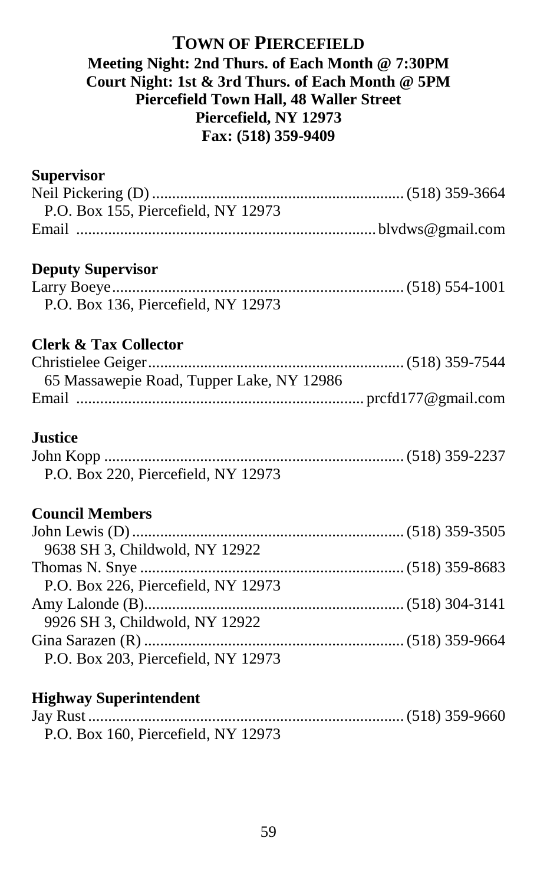# TOWN OF PIERCEFIELD

**Meeting Night: 2nd Thurs. of Each Month @ 7:30PM**
**Court Night: 1st & 3rd Thurs. of Each Month @ 5PM**
**Piercefield Town Hall, 48 Waller Street**
**Piercefield, NY 12973**
**Fax: (518) 359-9409**

### Supervisor

Neil Pickering (D) .............................................................. (518) 359-3664
P.O. Box 155, Piercefield, NY 12973
Email ......................................................................... blvdws@gmail.com

### Deputy Supervisor

Larry Boeye........................................................................ (518) 554-1001
P.O. Box 136, Piercefield, NY 12973

### Clerk & Tax Collector

Christielee Geiger............................................................... (518) 359-7544
65 Massawepie Road, Tupper Lake, NY 12986
Email ....................................................................... prcfd177@gmail.com

### Justice

John Kopp .......................................................................... (518) 359-2237
P.O. Box 220, Piercefield, NY 12973

### Council Members

John Lewis (D) ................................................................... (518) 359-3505
9638 SH 3, Childwold, NY 12922
Thomas N. Snye ................................................................. (518) 359-8683
P.O. Box 226, Piercefield, NY 12973
Amy Lalonde (B)................................................................. (518) 304-3141
9926 SH 3, Childwold, NY 12922
Gina Sarazen (R) ................................................................ (518) 359-9664
P.O. Box 203, Piercefield, NY 12973

### Highway Superintendent

Jay Rust .............................................................................. (518) 359-9660
P.O. Box 160, Piercefield, NY 12973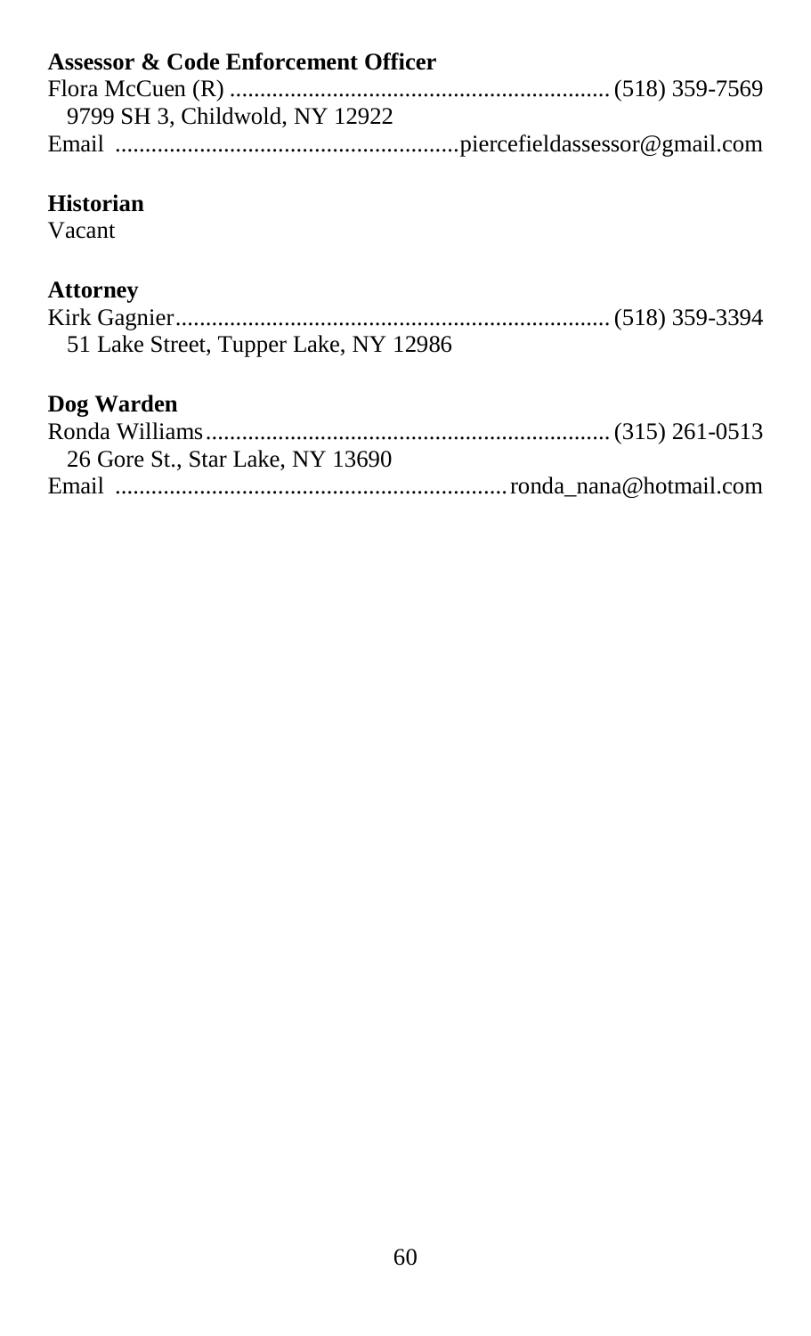**Assessor & Code Enforcement Officer**

Flora McCuen (R) ............................................................. (518) 359-7569
9799 SH 3, Childwold, NY 12922
Email .......................................................piercefieldassessor@gmail.com

**Historian**

Vacant

**Attorney**

Kirk Gagnier..................................................................... (518) 359-3394
51 Lake Street, Tupper Lake, NY 12986

**Dog Warden**

Ronda Williams................................................................. (315) 261-0513
26 Gore St., Star Lake, NY 13690
Email ...............................................................ronda_nana@hotmail.com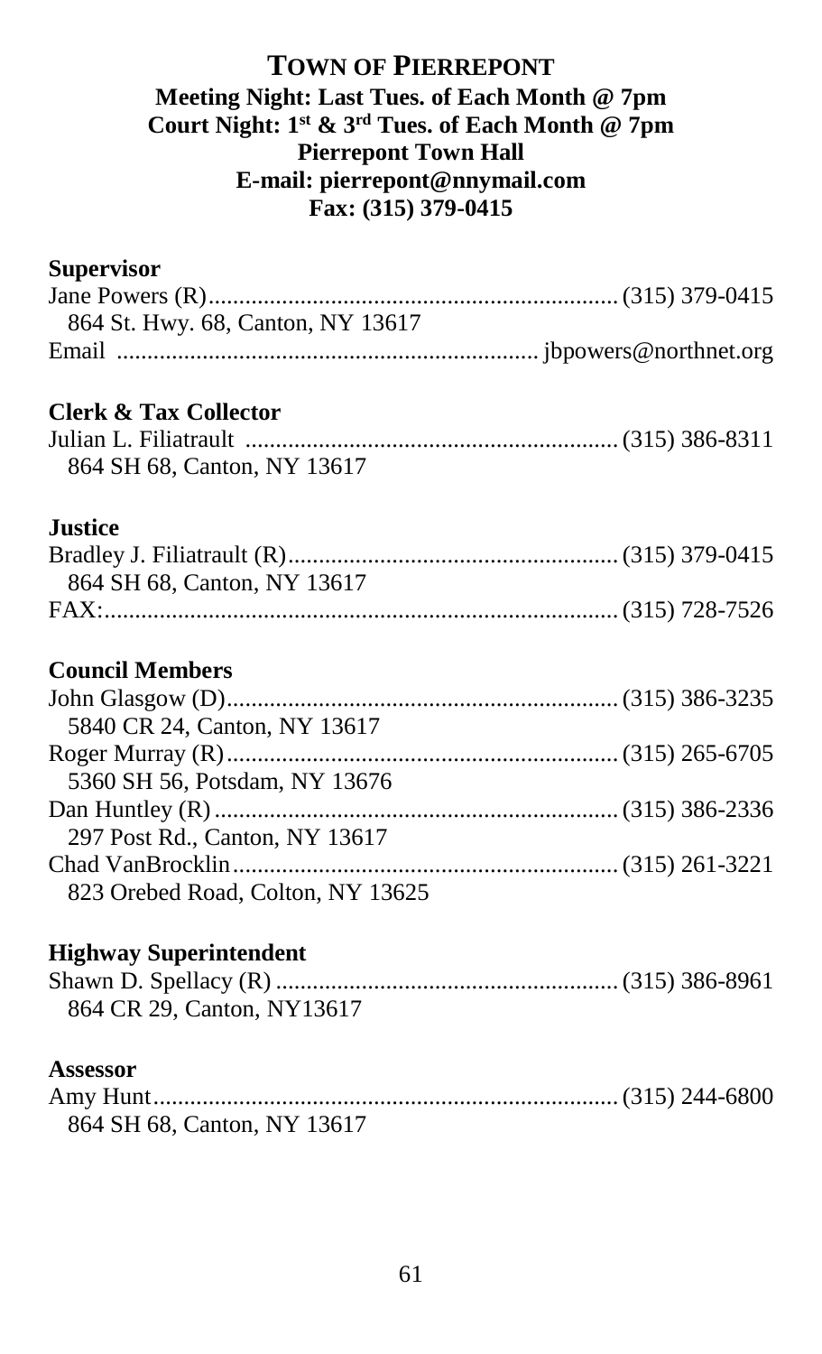# TOWN OF PIERREPONT

**Meeting Night: Last Tues. of Each Month @ 7pm**
**Court Night: 1st & 3rd Tues. of Each Month @ 7pm**
**Pierrepont Town Hall**
**E-mail: pierrepont@nnymail.com**
**Fax: (315) 379-0415**

**Supervisor**

Jane Powers (R).................................................................. (315) 379-0415
864 St. Hwy. 68, Canton, NY 13617
Email .................................................................. jbpowers@northnet.org

**Clerk & Tax Collector**

Julian L. Filiatrault ............................................................ (315) 386-8311
864 SH 68, Canton, NY 13617

**Justice**

Bradley J. Filiatrault (R)..................................................... (315) 379-0415
864 SH 68, Canton, NY 13617
FAX:................................................................................... (315) 728-7526

**Council Members**

John Glasgow (D)............................................................... (315) 386-3235
5840 CR 24, Canton, NY 13617
Roger Murray (R)............................................................... (315) 265-6705
5360 SH 56, Potsdam, NY 13676
Dan Huntley (R)................................................................. (315) 386-2336
297 Post Rd., Canton, NY 13617
Chad VanBrocklin.............................................................. (315) 261-3221
823 Orebed Road, Colton, NY 13625

**Highway Superintendent**

Shawn D. Spellacy (R)....................................................... (315) 386-8961
864 CR 29, Canton, NY13617

**Assessor**

Amy Hunt.......................................................................... (315) 244-6800
864 SH 68, Canton, NY 13617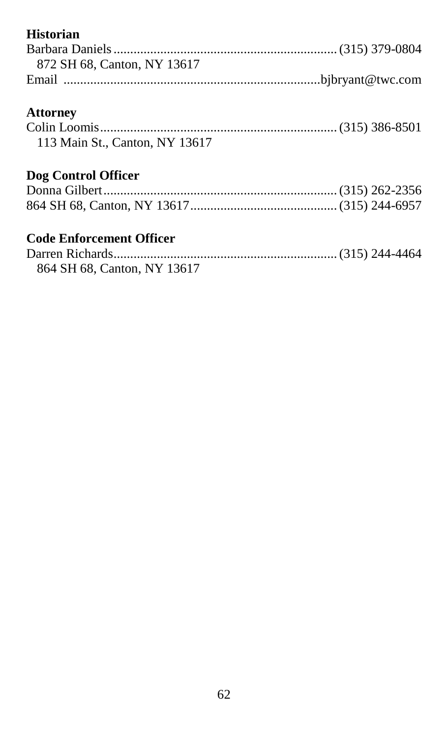**Historian**

Barbara Daniels .................................................................. (315) 379-0804
 872 SH 68, Canton, NY 13617
Email ...........................................................................bjbryant@twc.com

**Attorney**

Colin Loomis...................................................................... (315) 386-8501
 113 Main St., Canton, NY 13617

**Dog Control Officer**

Donna Gilbert..................................................................... (315) 262-2356
864 SH 68, Canton, NY 13617............................................ (315) 244-6957

**Code Enforcement Officer**

Darren Richards.................................................................. (315) 244-4464
 864 SH 68, Canton, NY 13617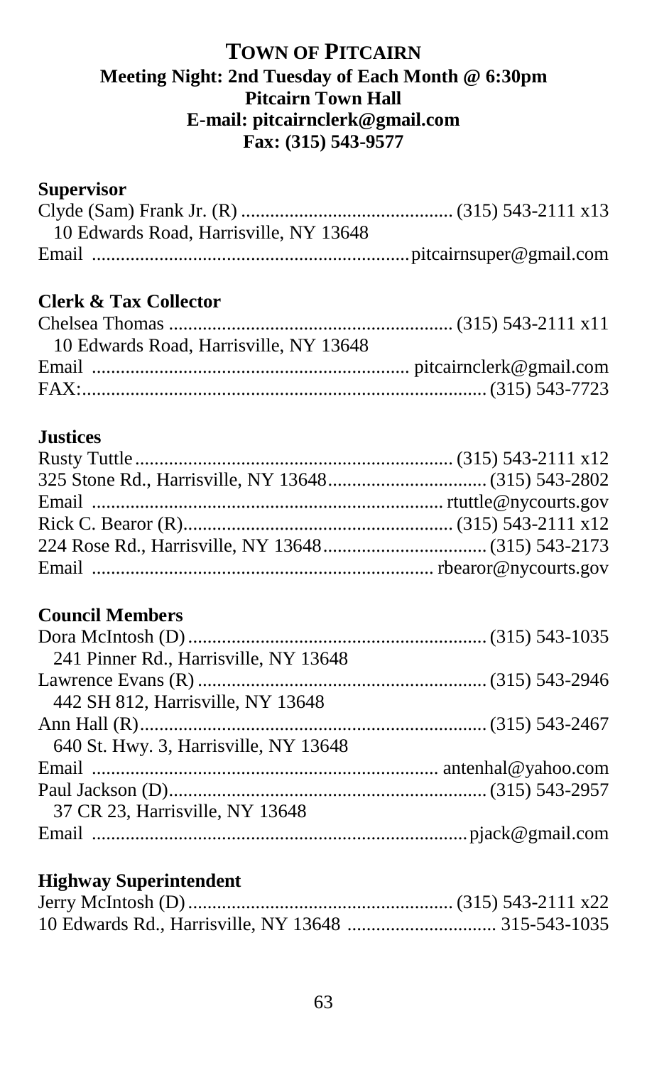# TOWN OF PITCAIRN

**Meeting Night: 2nd Tuesday of Each Month @ 6:30pm**
**Pitcairn Town Hall**
**E-mail: pitcairnclerk@gmail.com**
**Fax: (315) 543-9577**

**Supervisor**

Clyde (Sam) Frank Jr. (R) ............................................ (315) 543-2111 x13
10 Edwards Road, Harrisville, NY 13648
Email .................................................................pitcairnsuper@gmail.com

**Clerk & Tax Collector**

Chelsea Thomas ........................................................... (315) 543-2111 x11
10 Edwards Road, Harrisville, NY 13648
Email ................................................................. pitcairnclerk@gmail.com
FAX:..................................................................................... (315) 543-7723

**Justices**

Rusty Tuttle.................................................................. (315) 543-2111 x12
325 Stone Rd., Harrisville, NY 13648................................ (315) 543-2802
Email ........................................................................ rtuttle@nycourts.gov
Rick C. Bearor (R)........................................................ (315) 543-2111 x12
224 Rose Rd., Harrisville, NY 13648.................................. (315) 543-2173
Email ..................................................................... rbearor@nycourts.gov

**Council Members**

Dora McIntosh (D) ............................................................. (315) 543-1035
241 Pinner Rd., Harrisville, NY 13648
Lawrence Evans (R) ............................................................ (315) 543-2946
442 SH 812, Harrisville, NY 13648
Ann Hall (R)........................................................................ (315) 543-2467
640 St. Hwy. 3, Harrisville, NY 13648
Email ...................................................................... antenhal@yahoo.com
Paul Jackson (D).................................................................. (315) 543-2957
37 CR 23, Harrisville, NY 13648
Email ..............................................................................pjack@gmail.com

**Highway Superintendent**

Jerry McIntosh (D)....................................................... (315) 543-2111 x22
10 Edwards Rd., Harrisville, NY 13648 ............................... 315-543-1035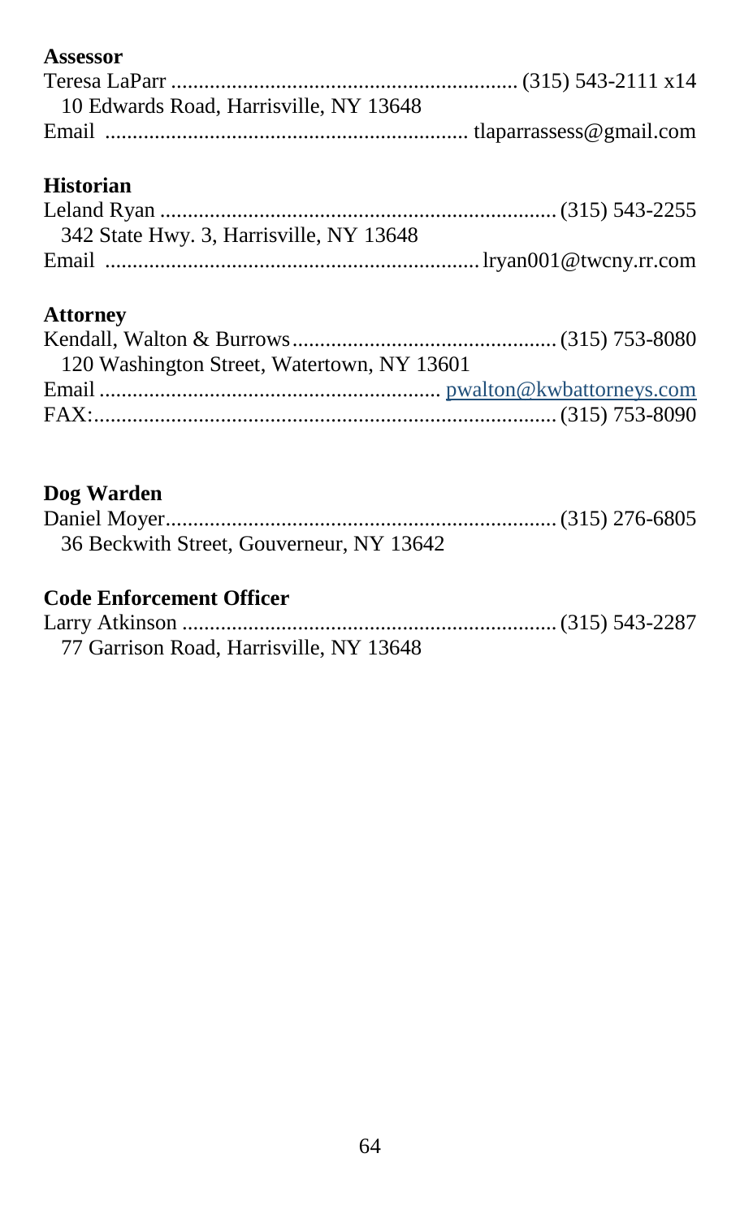**Assessor**

Teresa LaParr ............................................................. (315) 543-2111 x14
10 Edwards Road, Harrisville, NY 13648
Email ................................................................ tlaparrassess@gmail.com

**Historian**

Leland Ryan ...................................................................... (315) 543-2255
342 State Hwy. 3, Harrisville, NY 13648
Email ................................................................. lryan001@twcny.rr.com

**Attorney**

Kendall, Walton & Burrows................................................ (315) 753-8080
120 Washington Street, Watertown, NY 13601
Email ............................................................. pwalton@kwbattorneys.com
FAX:.................................................................................. (315) 753-8090

**Dog Warden**

Daniel Moyer...................................................................... (315) 276-6805
36 Beckwith Street, Gouverneur, NY 13642

**Code Enforcement Officer**

Larry Atkinson ................................................................... (315) 543-2287
77 Garrison Road, Harrisville, NY 13648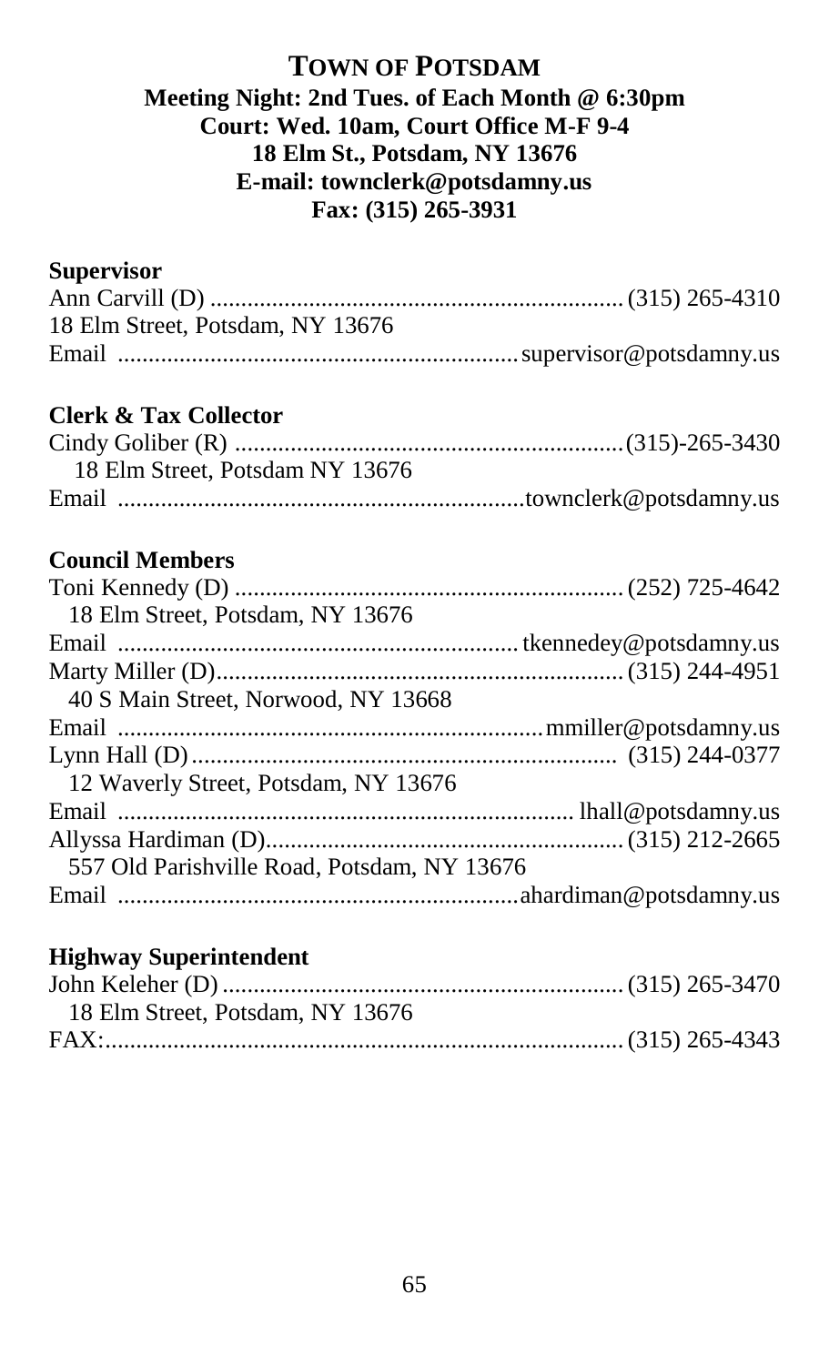# TOWN OF POTSDAM

**Meeting Night: 2nd Tues. of Each Month @ 6:30pm**
**Court: Wed. 10am, Court Office M-F 9-4**
**18 Elm St., Potsdam, NY 13676**
**E-mail: townclerk@potsdamny.us**
**Fax: (315) 265-3931**

**Supervisor**

Ann Carvill (D) .................................................................. (315) 265-4310
18 Elm Street, Potsdam, NY 13676
Email ................................................................ supervisor@potsdamny.us

**Clerk & Tax Collector**

Cindy Goliber (R) ..............................................................(315)-265-3430
18 Elm Street, Potsdam NY 13676
Email .................................................................townclerk@potsdamny.us

**Council Members**

Toni Kennedy (D) ............................................................... (252) 725-4642
18 Elm Street, Potsdam, NY 13676
Email ................................................................ tkennedey@potsdamny.us
Marty Miller (D)................................................................. (315) 244-4951
40 S Main Street, Norwood, NY 13668
Email ...................................................................mmiller@potsdamny.us
Lynn Hall (D).................................................................... (315) 244-0377
12 Waverly Street, Potsdam, NY 13676
Email ........................................................................ lhall@potsdamny.us
Allyssa Hardiman (D).......................................................... (315) 212-2665
557 Old Parishville Road, Potsdam, NY 13676
Email ................................................................ahardiman@potsdamny.us

**Highway Superintendent**

John Keleher (D) ................................................................ (315) 265-3470
18 Elm Street, Potsdam, NY 13676
FAX:.................................................................................. (315) 265-4343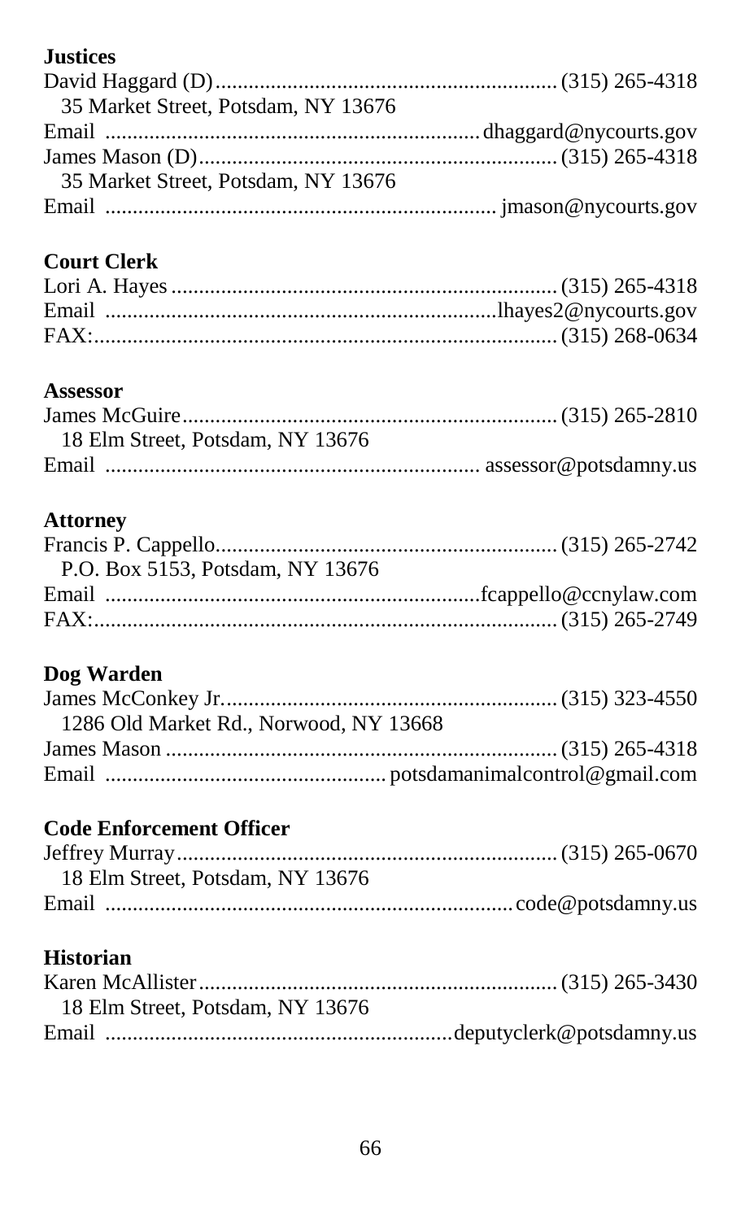**Justices**

David Haggard (D) .......... (315) 265-4318
35 Market Street, Potsdam, NY 13676
Email .......... dhaggard@nycourts.gov
James Mason (D) .......... (315) 265-4318
35 Market Street, Potsdam, NY 13676
Email .......... jmason@nycourts.gov

**Court Clerk**

Lori A. Hayes .......... (315) 265-4318
Email .......... lhayes2@nycourts.gov
FAX: .......... (315) 268-0634

**Assessor**

James McGuire .......... (315) 265-2810
18 Elm Street, Potsdam, NY 13676
Email .......... assessor@potsdamny.us

**Attorney**

Francis P. Cappello .......... (315) 265-2742
P.O. Box 5153, Potsdam, NY 13676
Email .......... fcappello@ccnylaw.com
FAX: .......... (315) 265-2749

**Dog Warden**

James McConkey Jr. .......... (315) 323-4550
1286 Old Market Rd., Norwood, NY 13668
James Mason .......... (315) 265-4318
Email .......... potsdamanimalcontrol@gmail.com

**Code Enforcement Officer**

Jeffrey Murray .......... (315) 265-0670
18 Elm Street, Potsdam, NY 13676
Email .......... code@potsdamny.us

**Historian**

Karen McAllister .......... (315) 265-3430
18 Elm Street, Potsdam, NY 13676
Email .......... deputyclerk@potsdamny.us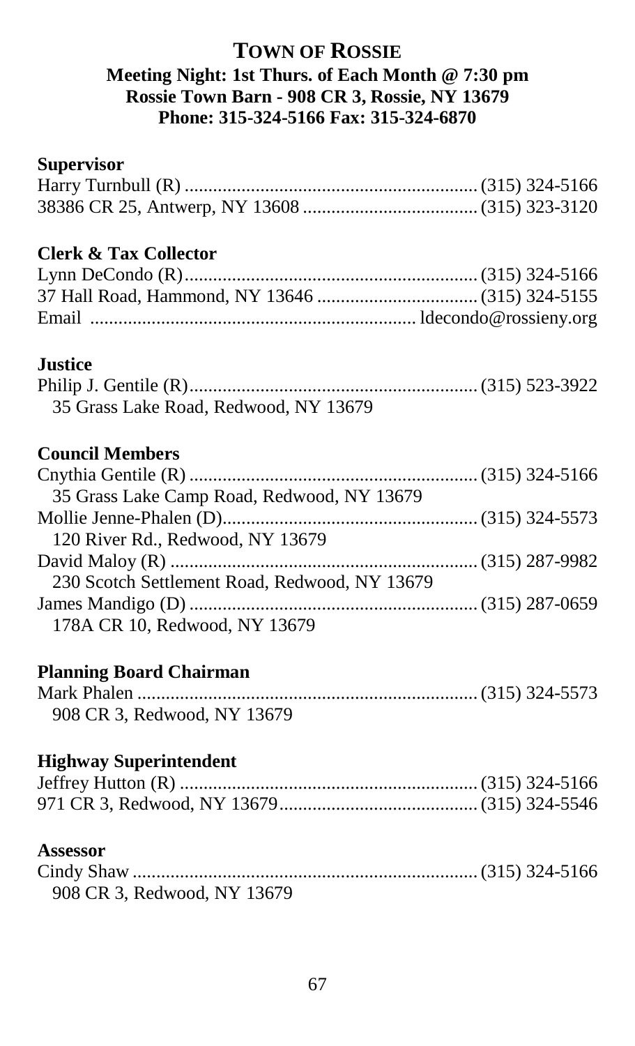# TOWN OF ROSSIE

**Meeting Night: 1st Thurs. of Each Month @ 7:30 pm**
**Rossie Town Barn - 908 CR 3, Rossie, NY 13679**
**Phone: 315-324-5166 Fax: 315-324-6870**

### Supervisor

Harry Turnbull (R) ............................................................ (315) 324-5166
38386 CR 25, Antwerp, NY 13608 .................................... (315) 323-3120

### Clerk & Tax Collector

Lynn DeCondo (R)............................................................ (315) 324-5166
37 Hall Road, Hammond, NY 13646 ................................. (315) 324-5155
Email .................................................................... ldecondo@rossieny.org

### Justice

Philip J. Gentile (R)........................................................... (315) 523-3922
35 Grass Lake Road, Redwood, NY 13679

### Council Members

Cnythia Gentile (R) ........................................................... (315) 324-5166
35 Grass Lake Camp Road, Redwood, NY 13679
Mollie Jenne-Phalen (D)..................................................... (315) 324-5573
120 River Rd., Redwood, NY 13679
David Maloy (R) ................................................................ (315) 287-9982
230 Scotch Settlement Road, Redwood, NY 13679
James Mandigo (D) ............................................................ (315) 287-0659
178A CR 10, Redwood, NY 13679

### Planning Board Chairman

Mark Phalen ....................................................................... (315) 324-5573
908 CR 3, Redwood, NY 13679

### Highway Superintendent

Jeffrey Hutton (R) .............................................................. (315) 324-5166
971 CR 3, Redwood, NY 13679.......................................... (315) 324-5546

### Assessor

Cindy Shaw ........................................................................ (315) 324-5166
908 CR 3, Redwood, NY 13679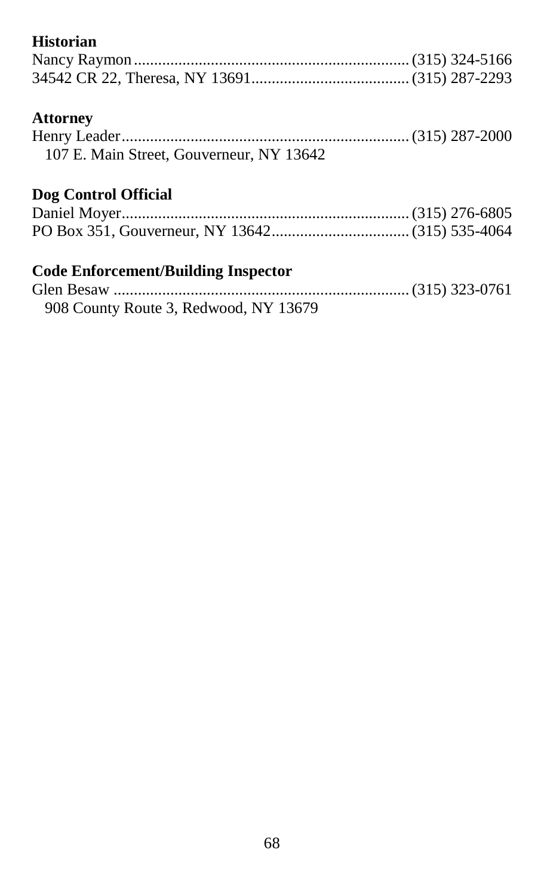**Historian**

Nancy Raymon.................................................................... (315) 324-5166
34542 CR 22, Theresa, NY 13691....................................... (315) 287-2293

**Attorney**

Henry Leader....................................................................... (315) 287-2000
107 E. Main Street, Gouverneur, NY 13642

**Dog Control Official**

Daniel Moyer...................................................................... (315) 276-6805
PO Box 351, Gouverneur, NY 13642.................................. (315) 535-4064

**Code Enforcement/Building Inspector**

Glen Besaw ......................................................................... (315) 323-0761
908 County Route 3, Redwood, NY 13679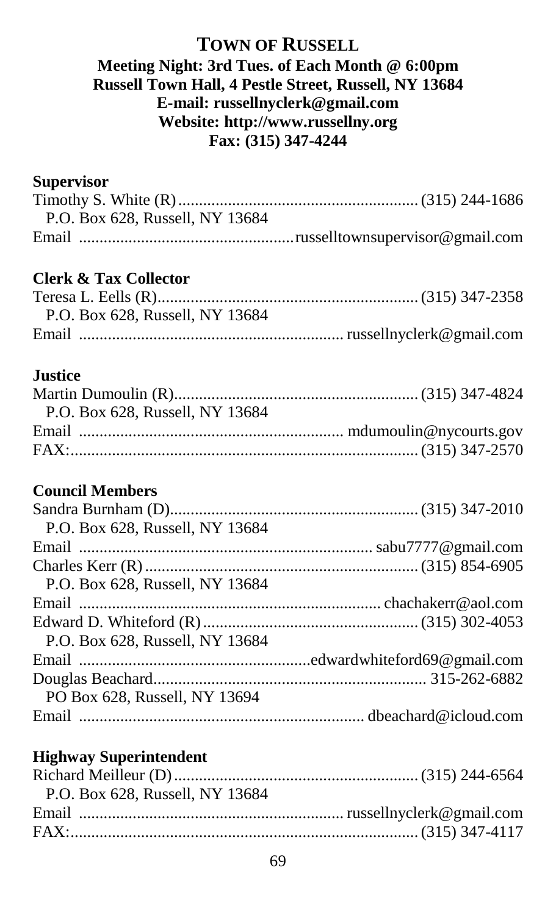## TOWN OF RUSSELL

**Meeting Night: 3rd Tues. of Each Month @ 6:00pm**
**Russell Town Hall, 4 Pestle Street, Russell, NY 13684**
**E-mail: russellnyclerk@gmail.com**
**Website: http://www.russellny.org**
**Fax: (315) 347-4244**

### Supervisor

Timothy S. White (R)........................................................(315) 244-1686
P.O. Box 628, Russell, NY 13684
Email ..................................................russelltownsupervisor@gmail.com

### Clerk & Tax Collector

Teresa L. Eells (R)............................................................(315) 347-2358
P.O. Box 628, Russell, NY 13684
Email ............................................................ russellnyclerk@gmail.com

### Justice

Martin Dumoulin (R)..........................................................(315) 347-4824
P.O. Box 628, Russell, NY 13684
Email ............................................................ mdumoulin@nycourts.gov
FAX:.................................................................................(315) 347-2570

### Council Members

Sandra Burnham (D)..........................................................(315) 347-2010
P.O. Box 628, Russell, NY 13684
Email ................................................................. sabu7777@gmail.com
Charles Kerr (R)................................................................(315) 854-6905
P.O. Box 628, Russell, NY 13684
Email ..................................................................... chachakerr@aol.com
Edward D. Whiteford (R)..................................................(315) 302-4053
P.O. Box 628, Russell, NY 13684
Email .....................................................edwardwhiteford69@gmail.com
Douglas Beachard................................................................. 315-262-6882
PO Box 628, Russell, NY 13694
Email ................................................................ dbeachard@icloud.com

### Highway Superintendent

Richard Meilleur (D)..........................................................(315) 244-6564
P.O. Box 628, Russell, NY 13684
Email ............................................................ russellnyclerk@gmail.com
FAX:.................................................................................(315) 347-4117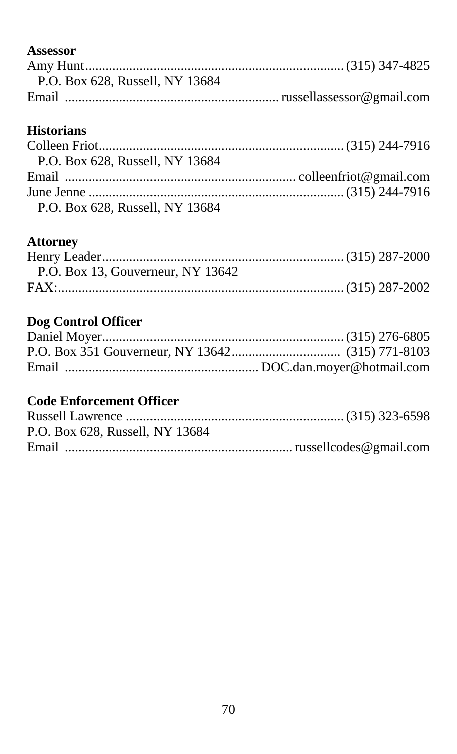**Assessor**

Amy Hunt............................................................................ (315) 347-4825
P.O. Box 628, Russell, NY 13684
Email ............................................................... russellassessor@gmail.com

**Historians**

Colleen Friot........................................................................ (315) 244-7916
P.O. Box 628, Russell, NY 13684
Email ................................................................... colleenfriot@gmail.com
June Jenne ........................................................................... (315) 244-7916
P.O. Box 628, Russell, NY 13684

**Attorney**

Henry Leader....................................................................... (315) 287-2000
P.O. Box 13, Gouverneur, NY 13642
FAX:.................................................................................... (315) 287-2002

**Dog Control Officer**

Daniel Moyer....................................................................... (315) 276-6805
P.O. Box 351 Gouverneur, NY 13642................................ (315) 771-8103
Email ........................................................ DOC.dan.moyer@hotmail.com

**Code Enforcement Officer**

Russell Lawrence ................................................................ (315) 323-6598
P.O. Box 628, Russell, NY 13684
Email .................................................................. russellcodes@gmail.com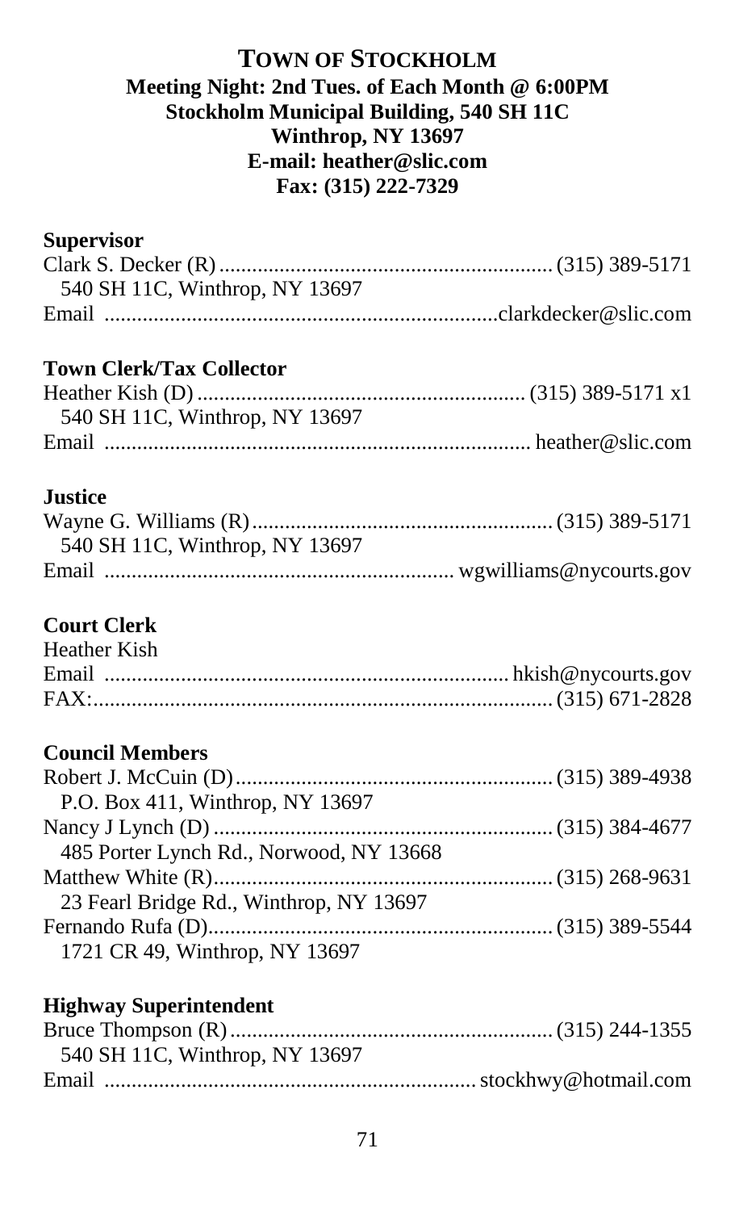# TOWN OF STOCKHOLM

**Meeting Night: 2nd Tues. of Each Month @ 6:00PM**
**Stockholm Municipal Building, 540 SH 11C**
**Winthrop, NY 13697**
**E-mail: heather@slic.com**
**Fax: (315) 222-7329**

**Supervisor**

Clark S. Decker (R) ............................................................ (315) 389-5171
540 SH 11C, Winthrop, NY 13697
Email ....................................................................... clarkdecker@slic.com

**Town Clerk/Tax Collector**

Heather Kish (D) ........................................................... (315) 389-5171 x1
540 SH 11C, Winthrop, NY 13697
Email ............................................................................ heather@slic.com

**Justice**

Wayne G. Williams (R) ...................................................... (315) 389-5171
540 SH 11C, Winthrop, NY 13697
Email .............................................................. wgwilliams@nycourts.gov

**Court Clerk**

Heather Kish
Email ........................................................................ hkish@nycourts.gov
FAX: .................................................................................. (315) 671-2828

**Council Members**

Robert J. McCuin (D) ......................................................... (315) 389-4938
P.O. Box 411, Winthrop, NY 13697
Nancy J Lynch (D) ............................................................. (315) 384-4677
485 Porter Lynch Rd., Norwood, NY 13668
Matthew White (R) ............................................................. (315) 268-9631
23 Fearl Bridge Rd., Winthrop, NY 13697
Fernando Rufa (D) .............................................................. (315) 389-5544
1721 CR 49, Winthrop, NY 13697

**Highway Superintendent**

Bruce Thompson (R) .......................................................... (315) 244-1355
540 SH 11C, Winthrop, NY 13697
Email .................................................................. stockhwy@hotmail.com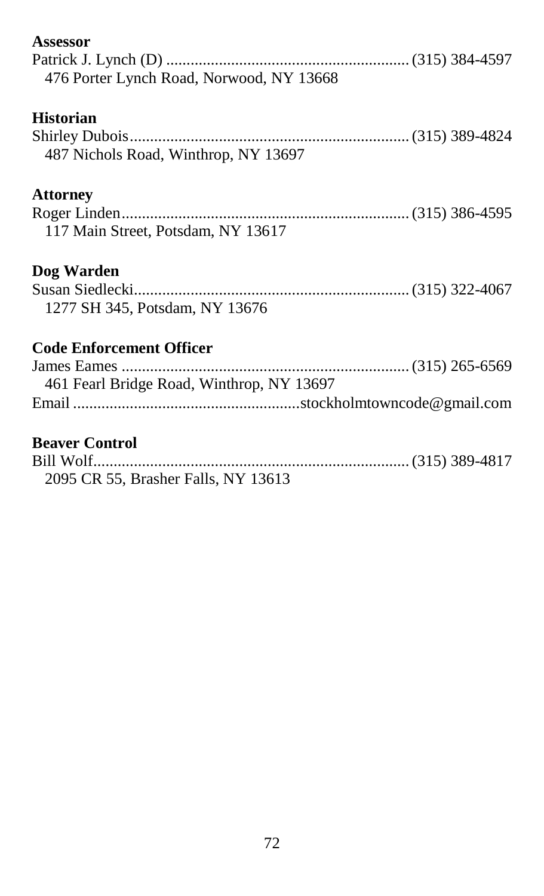**Assessor**

Patrick J. Lynch (D) ........................................................... (315) 384-4597
476 Porter Lynch Road, Norwood, NY 13668

**Historian**

Shirley Dubois.................................................................... (315) 389-4824
487 Nichols Road, Winthrop, NY 13697

**Attorney**

Roger Linden...................................................................... (315) 386-4595
117 Main Street, Potsdam, NY 13617

**Dog Warden**

Susan Siedlecki................................................................... (315) 322-4067
1277 SH 345, Potsdam, NY 13676

**Code Enforcement Officer**

James Eames ...................................................................... (315) 265-6569
461 Fearl Bridge Road, Winthrop, NY 13697
Email .......................................................stockholmtowncode@gmail.com

**Beaver Control**

Bill Wolf............................................................................. (315) 389-4817
2095 CR 55, Brasher Falls, NY 13613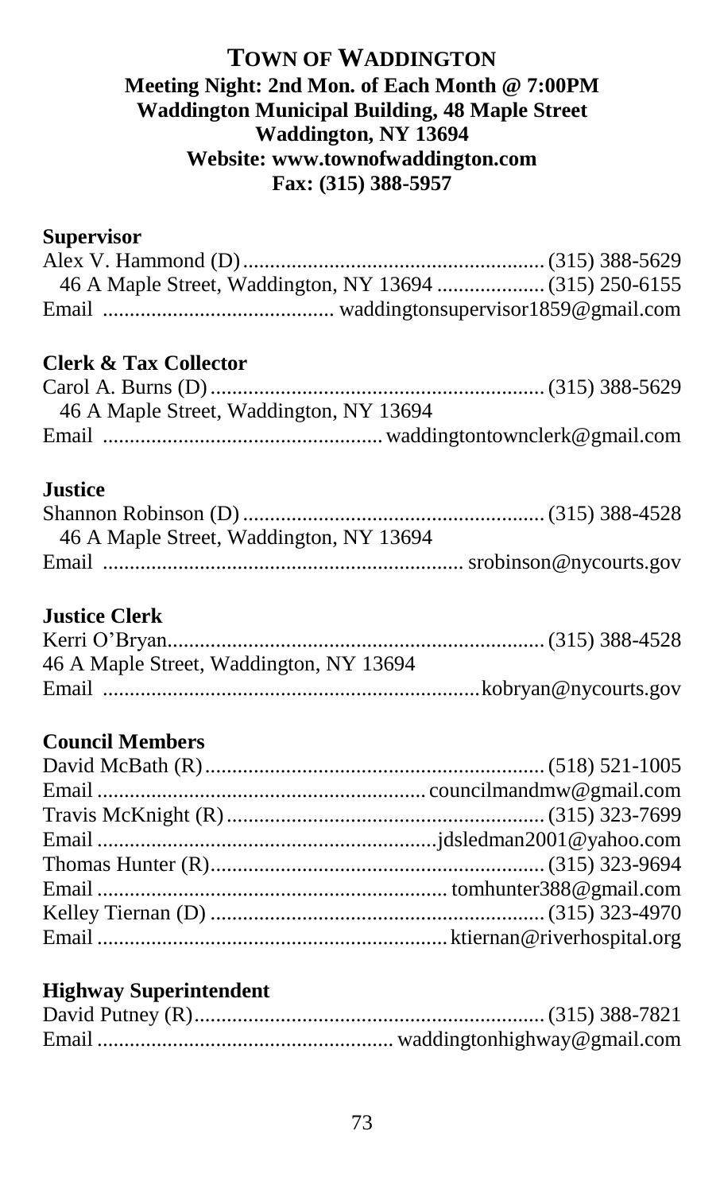# Town of Waddington

**Meeting Night: 2nd Mon. of Each Month @ 7:00PM**
**Waddington Municipal Building, 48 Maple Street**
**Waddington, NY 13694**
**Website: www.townofwaddington.com**
**Fax: (315) 388-5957**

### Supervisor

Alex V. Hammond (D) ........................................................ (315) 388-5629
46 A Maple Street, Waddington, NY 13694 .................... (315) 250-6155
Email ........................................... waddingtonsupervisor1859@gmail.com

### Clerk & Tax Collector

Carol A. Burns (D) ............................................................. (315) 388-5629
46 A Maple Street, Waddington, NY 13694
Email .................................................... waddingtontownclerk@gmail.com

### Justice

Shannon Robinson (D) ........................................................ (315) 388-4528
46 A Maple Street, Waddington, NY 13694
Email .................................................................. srobinson@nycourts.gov

### Justice Clerk

Kerri O'Bryan..................................................................... (315) 388-4528
46 A Maple Street, Waddington, NY 13694
Email .....................................................................kobryan@nycourts.gov

### Council Members

David McBath (R)............................................................... (518) 521-1005
Email ............................................................ councilmandmw@gmail.com
Travis McKnight (R)........................................................... (315) 323-7699
Email ...............................................................jdsledman2001@yahoo.com
Thomas Hunter (R).............................................................. (315) 323-9694
Email ................................................................ tomhunter388@gmail.com
Kelley Tiernan (D) .............................................................. (315) 323-4970
Email .................................................................ktiernan@riverhospital.org

### Highway Superintendent

David Putney (R)................................................................. (315) 388-7821
Email ...................................................... waddingtonhighway@gmail.com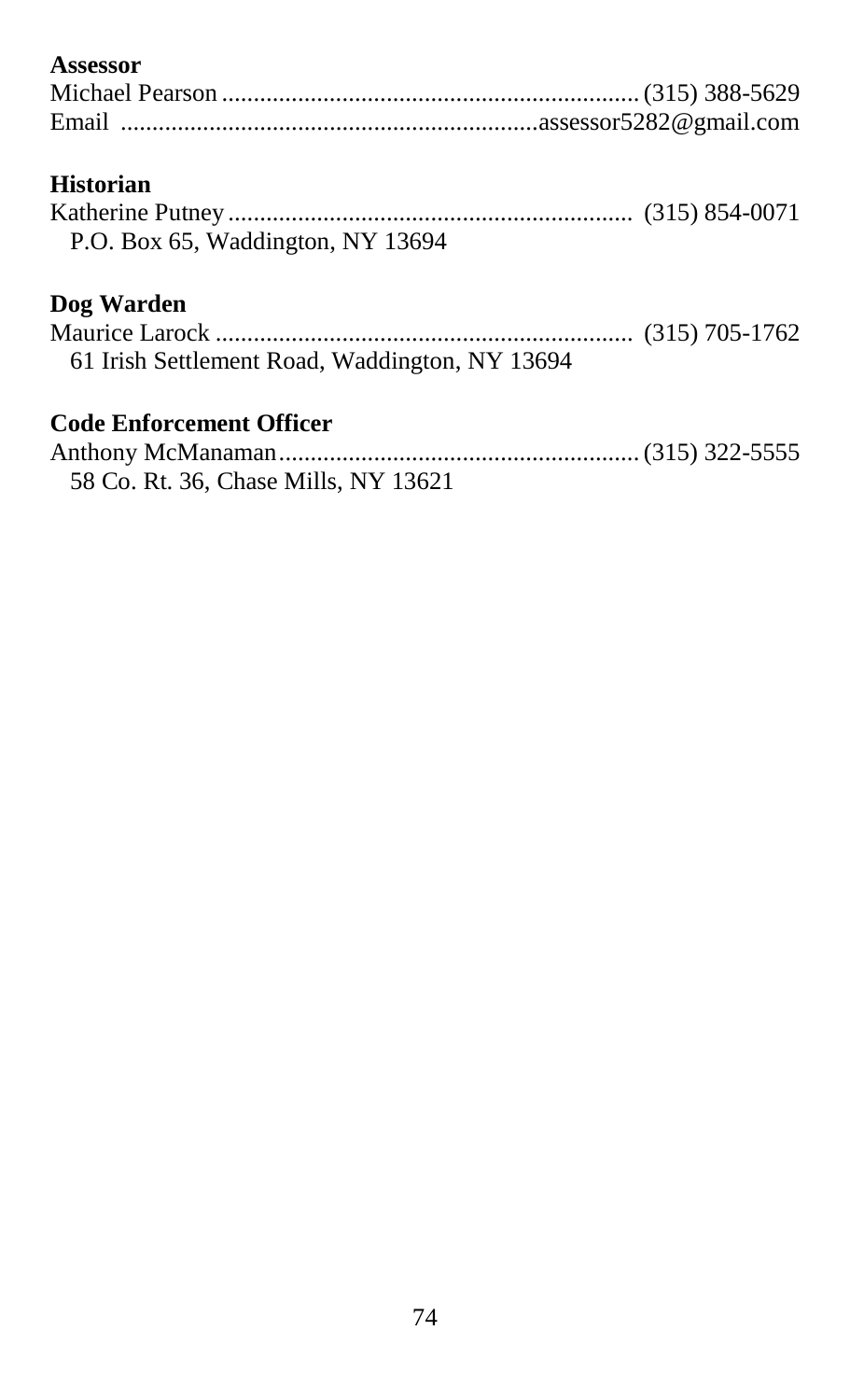**Assessor**

Michael Pearson .................................................................. (315) 388-5629
Email ..................................................................assessor5282@gmail.com

**Historian**

Katherine Putney ................................................................ (315) 854-0071
P.O. Box 65, Waddington, NY 13694

**Dog Warden**

Maurice Larock .................................................................. (315) 705-1762
61 Irish Settlement Road, Waddington, NY 13694

**Code Enforcement Officer**

Anthony McManaman......................................................... (315) 322-5555
58 Co. Rt. 36, Chase Mills, NY 13621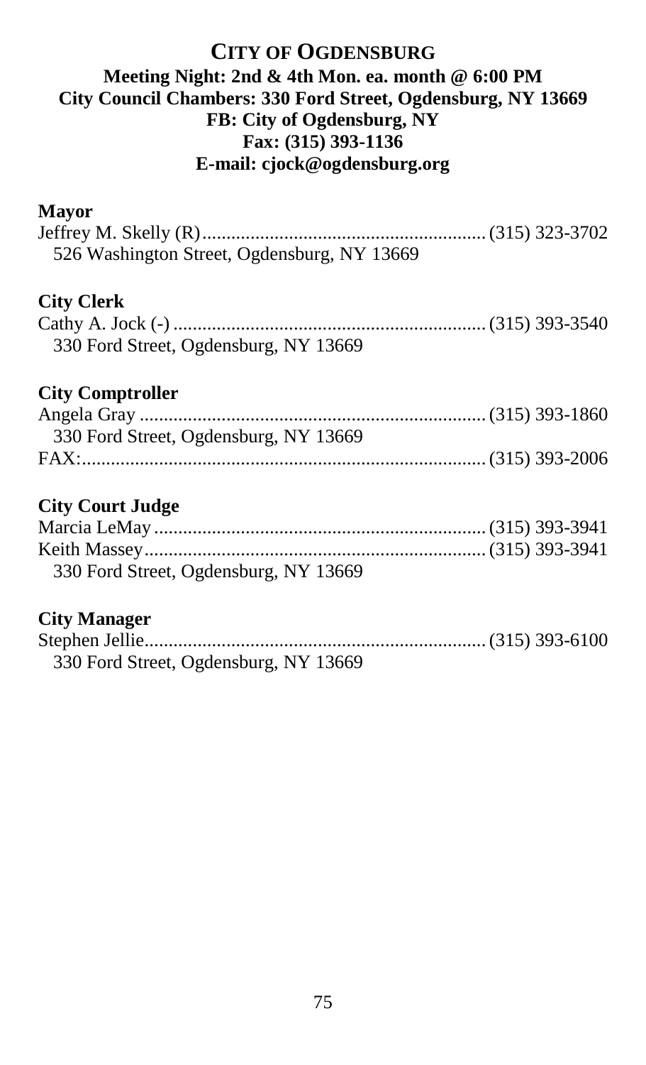# CITY OF OGDENSBURG

**Meeting Night: 2nd & 4th Mon. ea. month @ 6:00 PM**
**City Council Chambers: 330 Ford Street, Ogdensburg, NY 13669**
**FB: City of Ogdensburg, NY**
**Fax: (315) 393-1136**
**E-mail: cjock@ogdensburg.org**

### Mayor

Jeffrey M. Skelly (R)........................................................... (315) 323-3702
526 Washington Street, Ogdensburg, NY 13669

### City Clerk

Cathy A. Jock (-) ............................................................... (315) 393-3540
330 Ford Street, Ogdensburg, NY 13669

### City Comptroller

Angela Gray ...................................................................... (315) 393-1860
330 Ford Street, Ogdensburg, NY 13669
FAX:................................................................................... (315) 393-2006

### City Court Judge

Marcia LeMay ................................................................... (315) 393-3941
Keith Massey...................................................................... (315) 393-3941
330 Ford Street, Ogdensburg, NY 13669

### City Manager

Stephen Jellie...................................................................... (315) 393-6100
330 Ford Street, Ogdensburg, NY 13669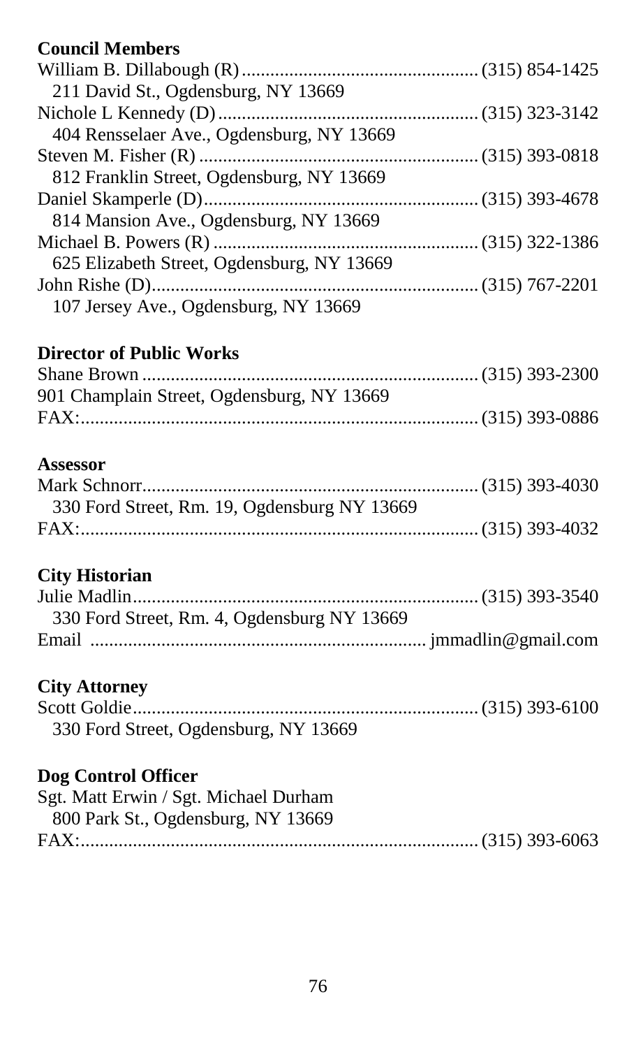**Council Members**

William B. Dillabough (R) .................................................. (315) 854-1425
211 David St., Ogdensburg, NY 13669

Nichole L Kennedy (D) ...................................................... (315) 323-3142
404 Rensselaer Ave., Ogdensburg, NY 13669

Steven M. Fisher (R) .......................................................... (315) 393-0818
812 Franklin Street, Ogdensburg, NY 13669

Daniel Skamperle (D) ......................................................... (315) 393-4678
814 Mansion Ave., Ogdensburg, NY 13669

Michael B. Powers (R) ....................................................... (315) 322-1386
625 Elizabeth Street, Ogdensburg, NY 13669

John Rishe (D) .................................................................... (315) 767-2201
107 Jersey Ave., Ogdensburg, NY 13669

**Director of Public Works**

Shane Brown ...................................................................... (315) 393-2300
901 Champlain Street, Ogdensburg, NY 13669
FAX: .................................................................................... (315) 393-0886

**Assessor**

Mark Schnorr ...................................................................... (315) 393-4030
330 Ford Street, Rm. 19, Ogdensburg NY 13669
FAX: .................................................................................... (315) 393-4032

**City Historian**

Julie Madlin ......................................................................... (315) 393-3540
330 Ford Street, Rm. 4, Ogdensburg NY 13669
Email ...................................................................... jmmadlin@gmail.com

**City Attorney**

Scott Goldie ......................................................................... (315) 393-6100
330 Ford Street, Ogdensburg, NY 13669

**Dog Control Officer**

Sgt. Matt Erwin / Sgt. Michael Durham
800 Park St., Ogdensburg, NY 13669
FAX: .................................................................................... (315) 393-6063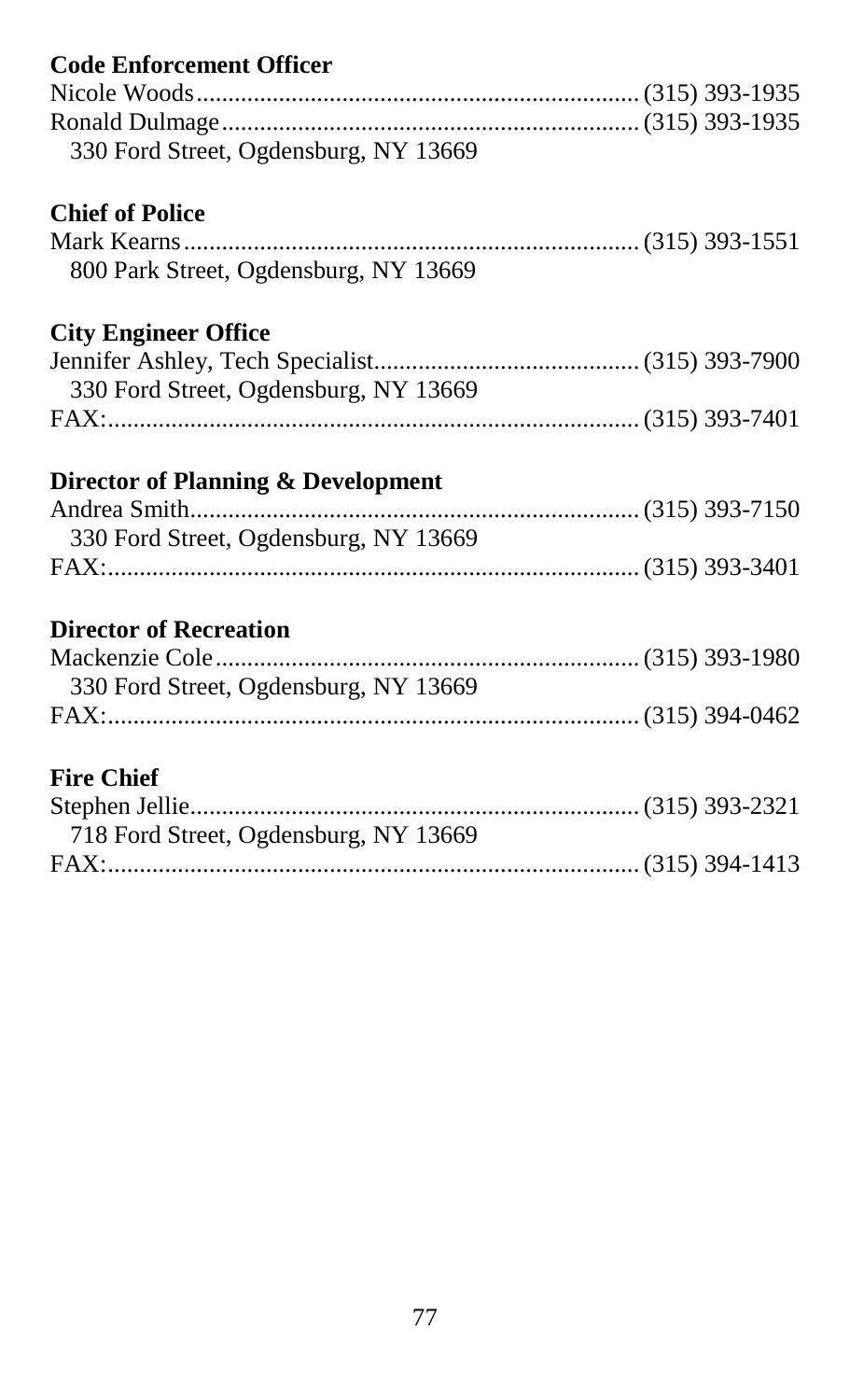**Code Enforcement Officer**

Nicole Woods.................................................................... (315) 393-1935
Ronald Dulmage................................................................ (315) 393-1935
330 Ford Street, Ogdensburg, NY 13669

**Chief of Police**

Mark Kearns...................................................................... (315) 393-1551
800 Park Street, Ogdensburg, NY 13669

**City Engineer Office**

Jennifer Ashley, Tech Specialist......................................... (315) 393-7900
330 Ford Street, Ogdensburg, NY 13669
FAX:.................................................................................. (315) 393-7401

**Director of Planning & Development**

Andrea Smith..................................................................... (315) 393-7150
330 Ford Street, Ogdensburg, NY 13669
FAX:.................................................................................. (315) 393-3401

**Director of Recreation**

Mackenzie Cole................................................................. (315) 393-1980
330 Ford Street, Ogdensburg, NY 13669
FAX:.................................................................................. (315) 394-0462

**Fire Chief**

Stephen Jellie..................................................................... (315) 393-2321
718 Ford Street, Ogdensburg, NY 13669
FAX:.................................................................................. (315) 394-1413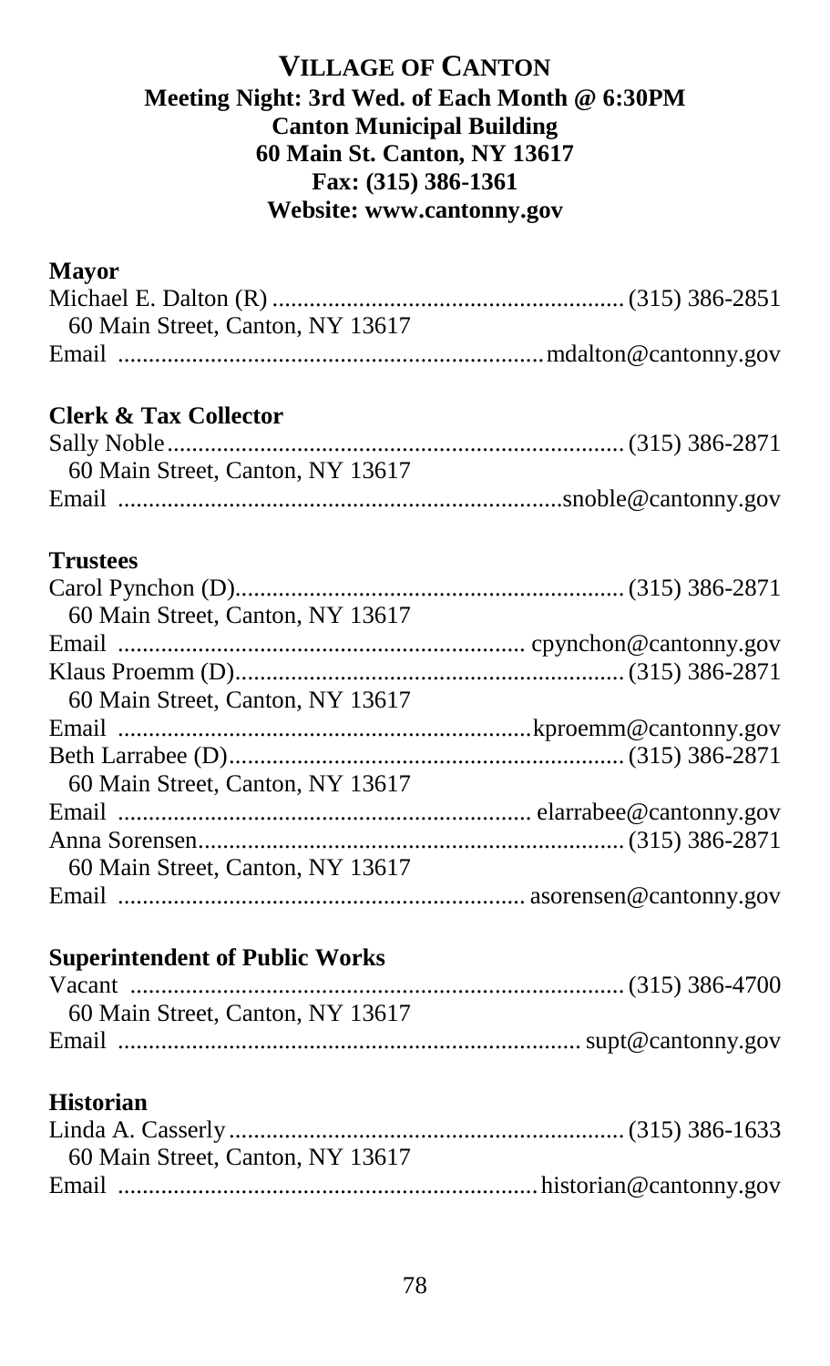## VILLAGE OF CANTON

**Meeting Night: 3rd Wed. of Each Month @ 6:30PM**
**Canton Municipal Building**
**60 Main St. Canton, NY 13617**
**Fax: (315) 386-1361**
**Website: www.cantonny.gov**

### Mayor

Michael E. Dalton (R) ........................................................ (315) 386-2851
60 Main Street, Canton, NY 13617
Email ................................................................... mdalton@cantonny.gov

### Clerk & Tax Collector

Sally Noble ........................................................................ (315) 386-2871
60 Main Street, Canton, NY 13617
Email ..................................................................... snoble@cantonny.gov

### Trustees

Carol Pynchon (D)............................................................... (315) 386-2871
60 Main Street, Canton, NY 13617
Email ................................................................. cpynchon@cantonny.gov
Klaus Proemm (D)............................................................... (315) 386-2871
60 Main Street, Canton, NY 13617
Email ................................................................. kproemm@cantonny.gov
Beth Larrabee (D)................................................................ (315) 386-2871
60 Main Street, Canton, NY 13617
Email ................................................................. elarrabee@cantonny.gov
Anna Sorensen.................................................................... (315) 386-2871
60 Main Street, Canton, NY 13617
Email ................................................................. asorensen@cantonny.gov

### Superintendent of Public Works

Vacant ................................................................................ (315) 386-4700
60 Main Street, Canton, NY 13617
Email .......................................................................... supt@cantonny.gov

### Historian

Linda A. Casserly ................................................................ (315) 386-1633
60 Main Street, Canton, NY 13617
Email ................................................................... historian@cantonny.gov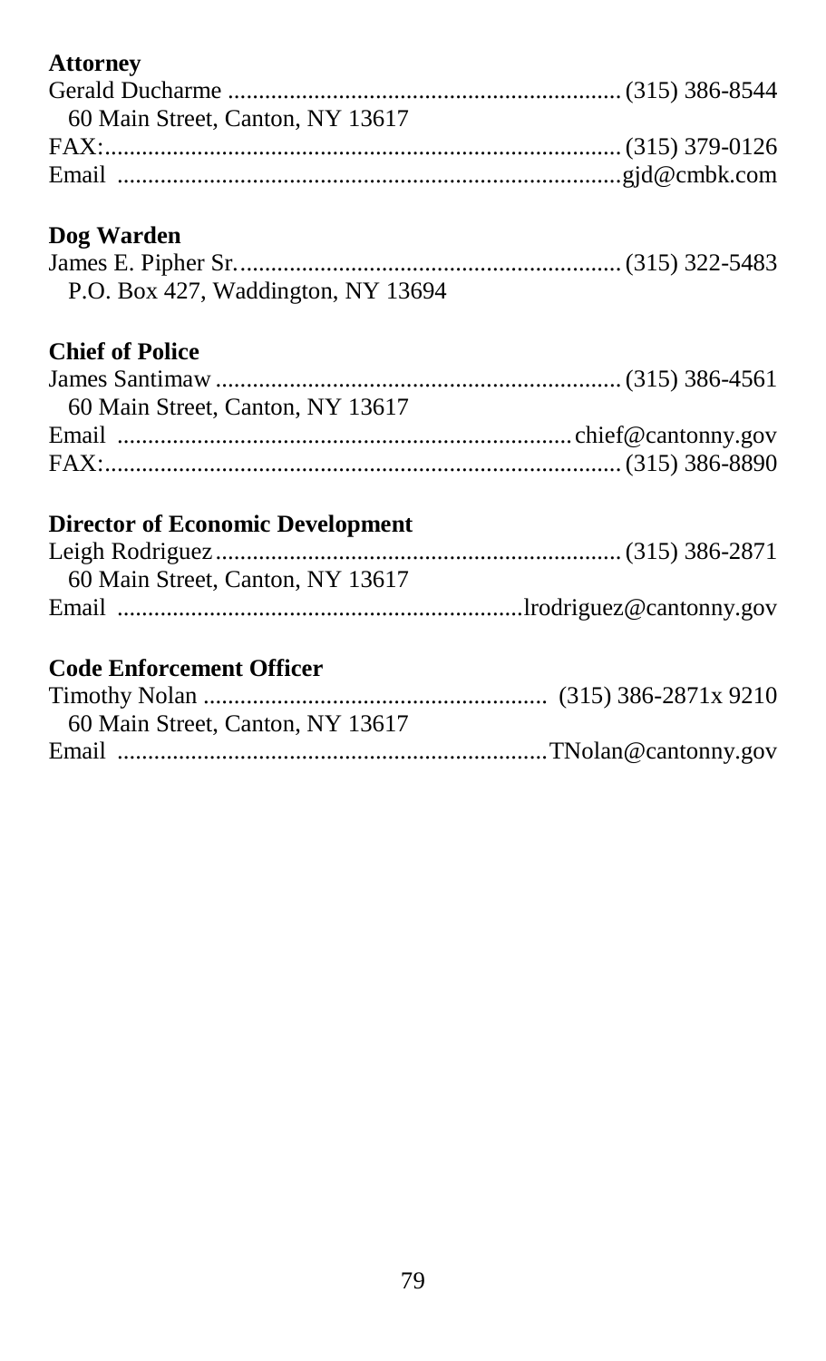**Attorney**

Gerald Ducharme ............................................................... (315) 386-8544
60 Main Street, Canton, NY 13617
FAX:.................................................................................. (315) 379-0126
Email ................................................................................gjd@cmbk.com

**Dog Warden**

James E. Pipher Sr............................................................. (315) 322-5483
P.O. Box 427, Waddington, NY 13694

**Chief of Police**

James Santimaw ................................................................ (315) 386-4561
60 Main Street, Canton, NY 13617
Email .........................................................................chief@cantonny.gov
FAX:.................................................................................. (315) 386-8890

**Director of Economic Development**

Leigh Rodriguez................................................................. (315) 386-2871
60 Main Street, Canton, NY 13617
Email ..................................................................lrodriguez@cantonny.gov

**Code Enforcement Officer**

Timothy Nolan ....................................................... (315) 386-2871x 9210
60 Main Street, Canton, NY 13617
Email .....................................................................TNolan@cantonny.gov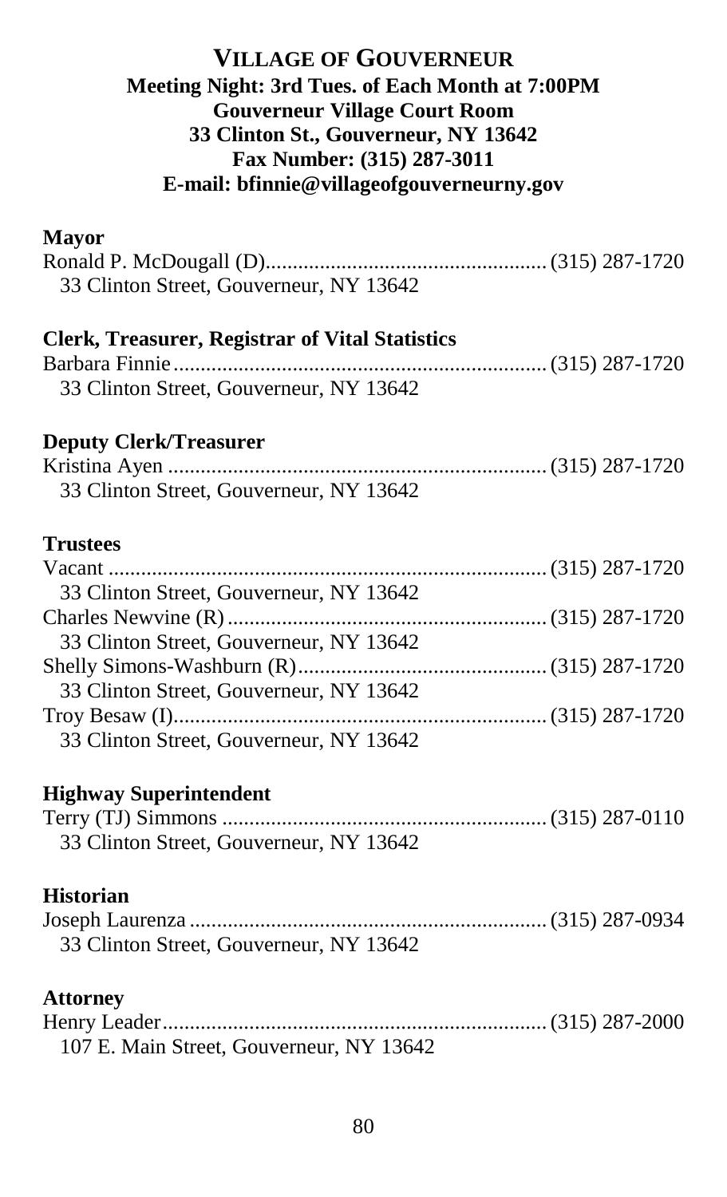# VILLAGE OF GOUVERNEUR

**Meeting Night: 3rd Tues. of Each Month at 7:00PM**
**Gouverneur Village Court Room**
**33 Clinton St., Gouverneur, NY 13642**
**Fax Number: (315) 287-3011**
**E-mail: bfinnie@villageofgouverneurny.gov**

**Mayor**

Ronald P. McDougall (D)................................................... (315) 287-1720
33 Clinton Street, Gouverneur, NY 13642

**Clerk, Treasurer, Registrar of Vital Statistics**

Barbara Finnie.................................................................... (315) 287-1720
33 Clinton Street, Gouverneur, NY 13642

**Deputy Clerk/Treasurer**

Kristina Ayen ..................................................................... (315) 287-1720
33 Clinton Street, Gouverneur, NY 13642

**Trustees**

Vacant ................................................................................ (315) 287-1720
33 Clinton Street, Gouverneur, NY 13642

Charles Newvine (R).......................................................... (315) 287-1720
33 Clinton Street, Gouverneur, NY 13642

Shelly Simons-Washburn (R)............................................. (315) 287-1720
33 Clinton Street, Gouverneur, NY 13642

Troy Besaw (I).................................................................... (315) 287-1720
33 Clinton Street, Gouverneur, NY 13642

**Highway Superintendent**

Terry (TJ) Simmons ........................................................... (315) 287-0110
33 Clinton Street, Gouverneur, NY 13642

**Historian**

Joseph Laurenza ................................................................. (315) 287-0934
33 Clinton Street, Gouverneur, NY 13642

**Attorney**

Henry Leader...................................................................... (315) 287-2000
107 E. Main Street, Gouverneur, NY 13642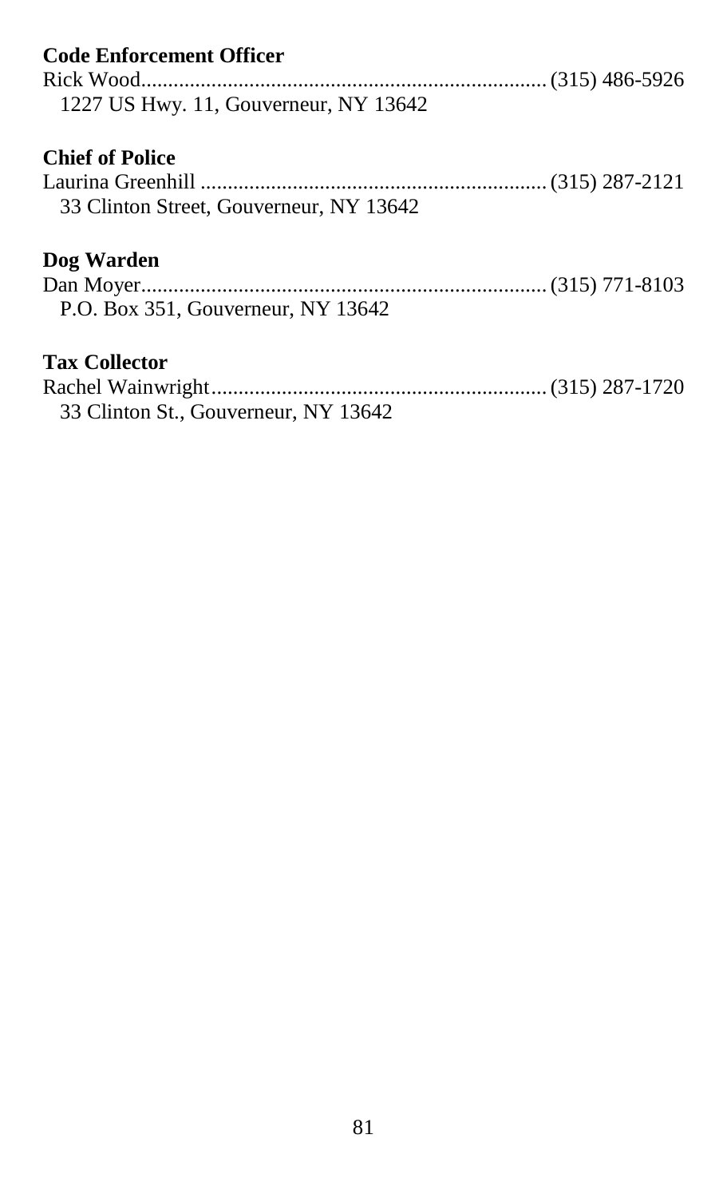**Code Enforcement Officer**

Rick Wood........................................................................ (315) 486-5926
1227 US Hwy. 11, Gouverneur, NY 13642

**Chief of Police**

Laurina Greenhill ............................................................... (315) 287-2121
33 Clinton Street, Gouverneur, NY 13642

**Dog Warden**

Dan Moyer........................................................................ (315) 771-8103
P.O. Box 351, Gouverneur, NY 13642

**Tax Collector**

Rachel Wainwright............................................................. (315) 287-1720
33 Clinton St., Gouverneur, NY 13642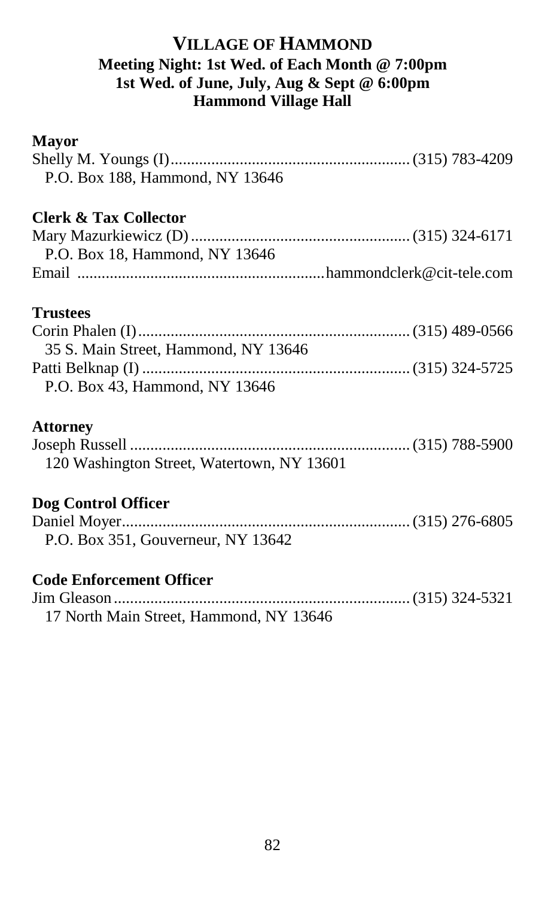# VILLAGE OF HAMMOND

**Meeting Night: 1st Wed. of Each Month @ 7:00pm**
**1st Wed. of June, July, Aug & Sept @ 6:00pm**
**Hammond Village Hall**

### Mayor

Shelly M. Youngs (I).......................................................... (315) 783-4209
P.O. Box 188, Hammond, NY 13646

### Clerk & Tax Collector

Mary Mazurkiewicz (D)..................................................... (315) 324-6171
P.O. Box 18, Hammond, NY 13646
Email ............................................................hammondclerk@cit-tele.com

### Trustees

Corin Phalen (I).................................................................. (315) 489-0566
35 S. Main Street, Hammond, NY 13646
Patti Belknap (I) ................................................................. (315) 324-5725
P.O. Box 43, Hammond, NY 13646

### Attorney

Joseph Russell .................................................................... (315) 788-5900
120 Washington Street, Watertown, NY 13601

### Dog Control Officer

Daniel Moyer...................................................................... (315) 276-6805
P.O. Box 351, Gouverneur, NY 13642

### Code Enforcement Officer

Jim Gleason........................................................................ (315) 324-5321
17 North Main Street, Hammond, NY 13646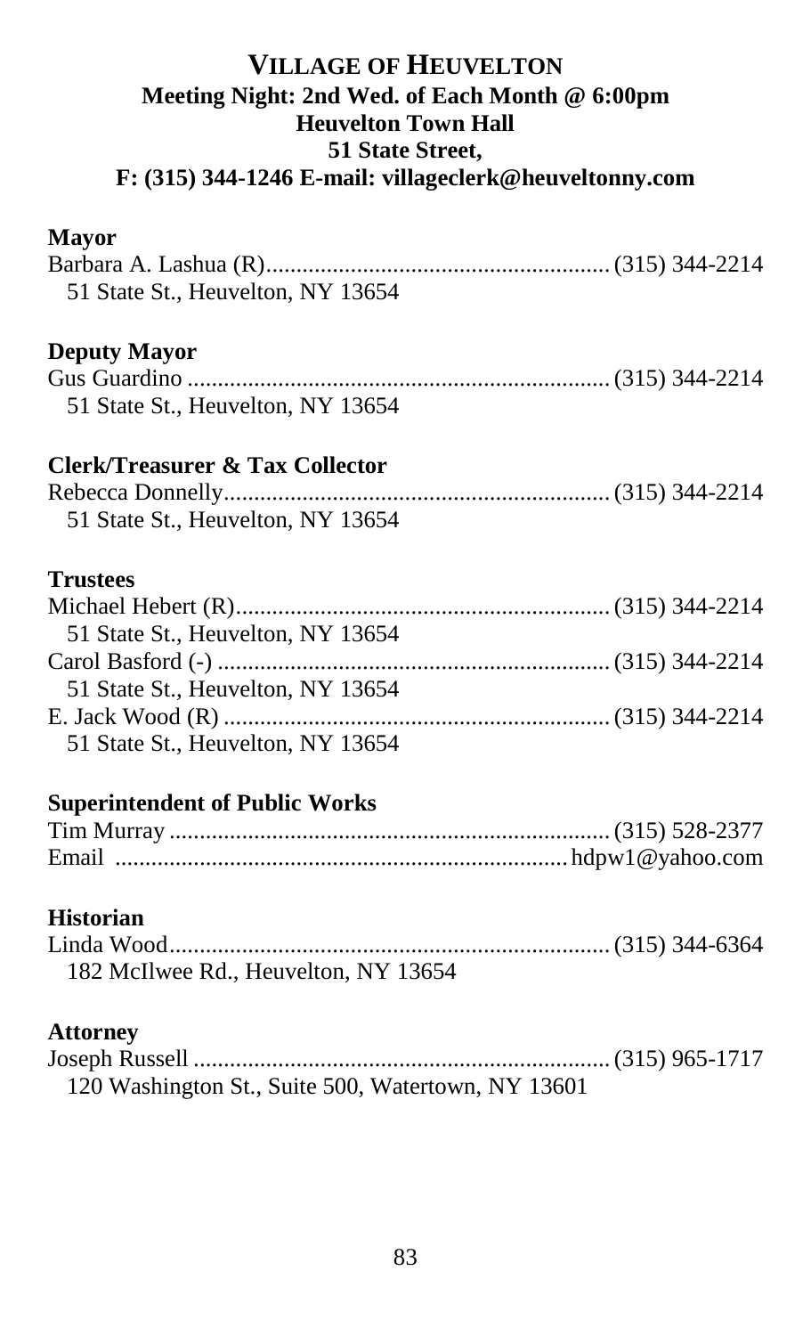# VILLAGE OF HEUVELTON

**Meeting Night: 2nd Wed. of Each Month @ 6:00pm**
**Heuvelton Town Hall**
**51 State Street,**
**F: (315) 344-1246 E-mail: villageclerk@heuveltonny.com**

### Mayor

Barbara A. Lashua (R)........................................................ (315) 344-2214
51 State St., Heuvelton, NY 13654

### Deputy Mayor

Gus Guardino .................................................................... (315) 344-2214
51 State St., Heuvelton, NY 13654

### Clerk/Treasurer & Tax Collector

Rebecca Donnelly............................................................... (315) 344-2214
51 State St., Heuvelton, NY 13654

### Trustees

Michael Hebert (R)............................................................. (315) 344-2214
51 State St., Heuvelton, NY 13654

Carol Basford (-) ................................................................ (315) 344-2214
51 State St., Heuvelton, NY 13654

E. Jack Wood (R) ............................................................... (315) 344-2214
51 State St., Heuvelton, NY 13654

### Superintendent of Public Works

Tim Murray ........................................................................ (315) 528-2377
Email ......................................................................... hdpw1@yahoo.com

### Historian

Linda Wood........................................................................ (315) 344-6364
182 McIlwee Rd., Heuvelton, NY 13654

### Attorney

Joseph Russell .................................................................... (315) 965-1717
120 Washington St., Suite 500, Watertown, NY 13601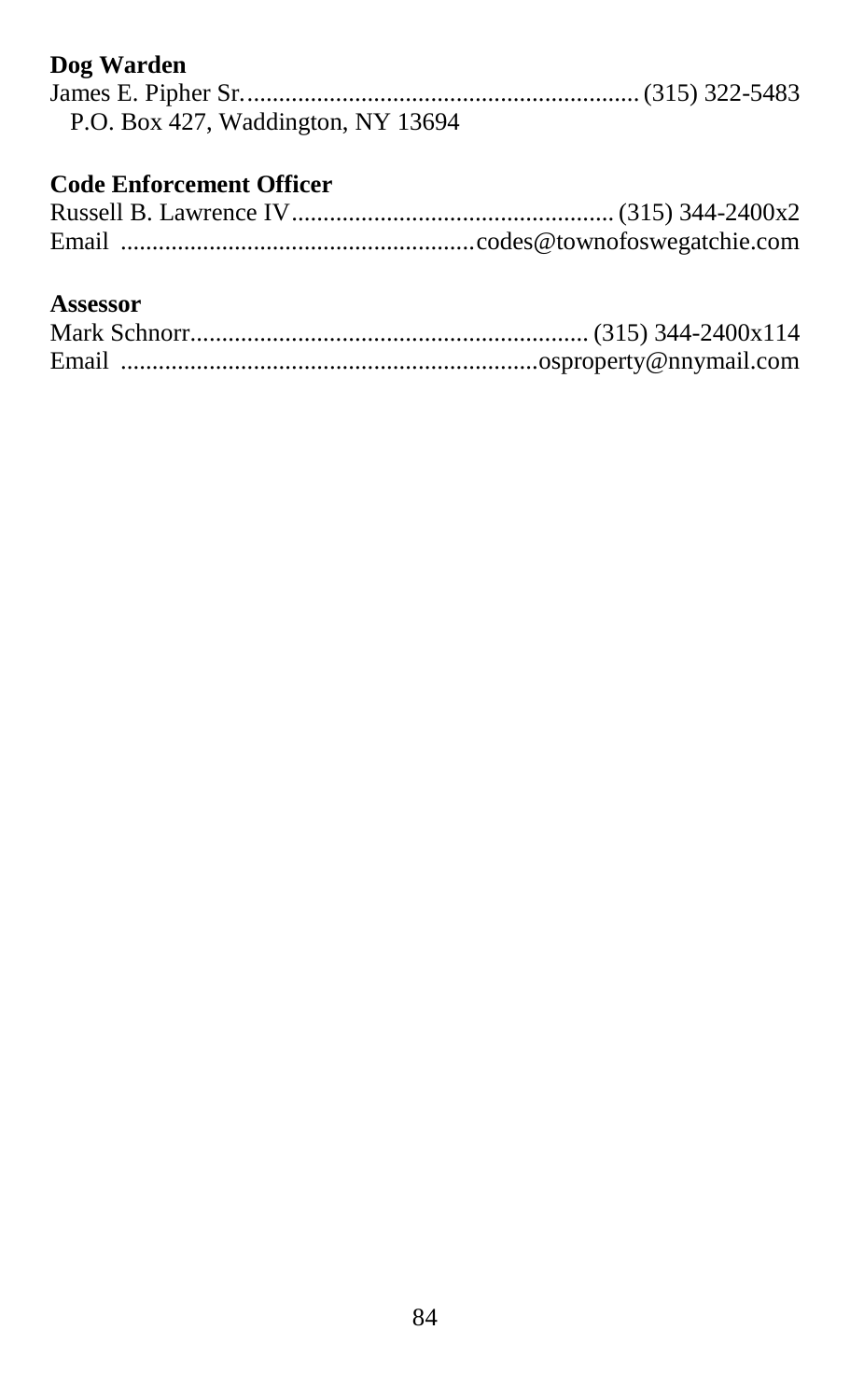**Dog Warden**

James E. Pipher Sr. .............................................................. (315) 322-5483
P.O. Box 427, Waddington, NY 13694

**Code Enforcement Officer**

Russell B. Lawrence IV.................................................. (315) 344-2400x2
Email .......................................................codes@townofoswegatchie.com

**Assessor**

Mark Schnorr.............................................................. (315) 344-2400x114
Email .................................................................osproperty@nnymail.com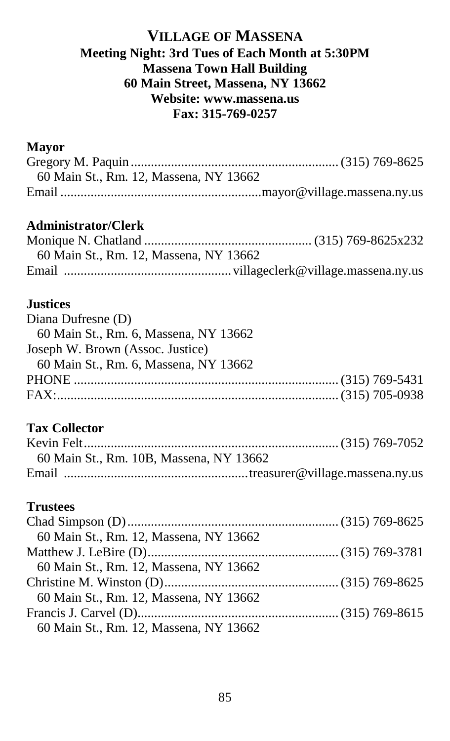# VILLAGE OF MASSENA

**Meeting Night: 3rd Tues of Each Month at 5:30PM**
**Massena Town Hall Building**
**60 Main Street, Massena, NY 13662**
**Website: www.massena.us**
**Fax: 315-769-0257**

**Mayor**

Gregory M. Paquin .......... (315) 769-8625
60 Main St., Rm. 12, Massena, NY 13662
Email .......... mayor@village.massena.ny.us

**Administrator/Clerk**

Monique N. Chatland .......... (315) 769-8625x232
60 Main St., Rm. 12, Massena, NY 13662
Email .......... villageclerk@village.massena.ny.us

**Justices**

Diana Dufresne (D)
60 Main St., Rm. 6, Massena, NY 13662
Joseph W. Brown (Assoc. Justice)
60 Main St., Rm. 6, Massena, NY 13662
PHONE .......... (315) 769-5431
FAX: .......... (315) 705-0938

**Tax Collector**

Kevin Felt .......... (315) 769-7052
60 Main St., Rm. 10B, Massena, NY 13662
Email .......... treasurer@village.massena.ny.us

**Trustees**

Chad Simpson (D) .......... (315) 769-8625
60 Main St., Rm. 12, Massena, NY 13662
Matthew J. LeBire (D) .......... (315) 769-3781
60 Main St., Rm. 12, Massena, NY 13662
Christine M. Winston (D) .......... (315) 769-8625
60 Main St., Rm. 12, Massena, NY 13662
Francis J. Carvel (D) .......... (315) 769-8615
60 Main St., Rm. 12, Massena, NY 13662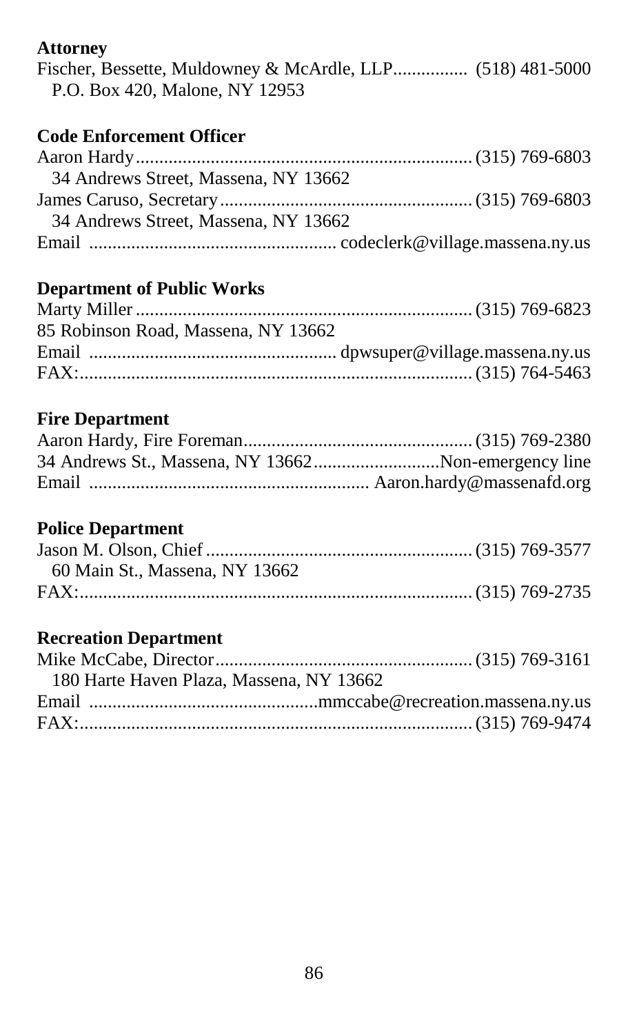**Attorney**

Fischer, Bessette, Muldowney & McArdle, LLP................ (518) 481-5000
P.O. Box 420, Malone, NY 12953

**Code Enforcement Officer**

Aaron Hardy....................................................................... (315) 769-6803
34 Andrews Street, Massena, NY 13662
James Caruso, Secretary...................................................... (315) 769-6803
34 Andrews Street, Massena, NY 13662
Email .................................................... codeclerk@village.massena.ny.us

**Department of Public Works**

Marty Miller ....................................................................... (315) 769-6823
85 Robinson Road, Massena, NY 13662
Email .................................................... dpwsuper@village.massena.ny.us
FAX:.................................................................................... (315) 764-5463

**Fire Department**

Aaron Hardy, Fire Foreman................................................. (315) 769-2380
34 Andrews St., Massena, NY 13662...........................Non-emergency line
Email ............................................................ Aaron.hardy@massenafd.org

**Police Department**

Jason M. Olson, Chief ......................................................... (315) 769-3577
60 Main St., Massena, NY 13662
FAX:.................................................................................... (315) 769-2735

**Recreation Department**

Mike McCabe, Director....................................................... (315) 769-3161
180 Harte Haven Plaza, Massena, NY 13662
Email ................................................mmccabe@recreation.massena.ny.us
FAX:.................................................................................... (315) 769-9474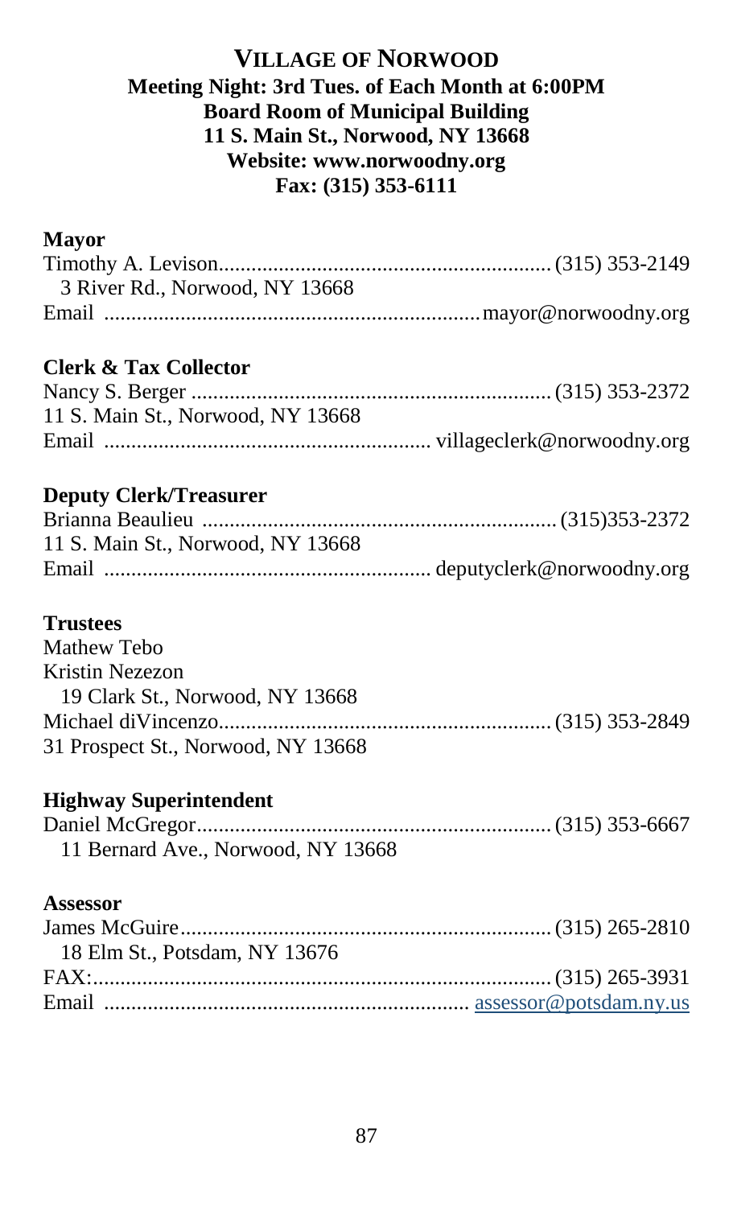## VILLAGE OF NORWOOD

**Meeting Night: 3rd Tues. of Each Month at 6:00PM**
**Board Room of Municipal Building**
**11 S. Main St., Norwood, NY 13668**
**Website: www.norwoodny.org**
**Fax: (315) 353-6111**

### Mayor

Timothy A. Levison............................................................ (315) 353-2149
3 River Rd., Norwood, NY 13668
Email ................................................................... mayor@norwoodny.org

### Clerk & Tax Collector

Nancy S. Berger ................................................................ (315) 353-2372
11 S. Main St., Norwood, NY 13668
Email .......................................................... villageclerk@norwoodny.org

### Deputy Clerk/Treasurer

Brianna Beaulieu ................................................................ (315)353-2372
11 S. Main St., Norwood, NY 13668
Email .......................................................... deputyclerk@norwoodny.org

### Trustees

Mathew Tebo
Kristin Nezezon
19 Clark St., Norwood, NY 13668
Michael diVincenzo............................................................ (315) 353-2849
31 Prospect St., Norwood, NY 13668

### Highway Superintendent

Daniel McGregor................................................................ (315) 353-6667
11 Bernard Ave., Norwood, NY 13668

### Assessor

James McGuire................................................................... (315) 265-2810
18 Elm St., Potsdam, NY 13676
FAX:.................................................................................. (315) 265-3931
Email ................................................................. assessor@potsdam.ny.us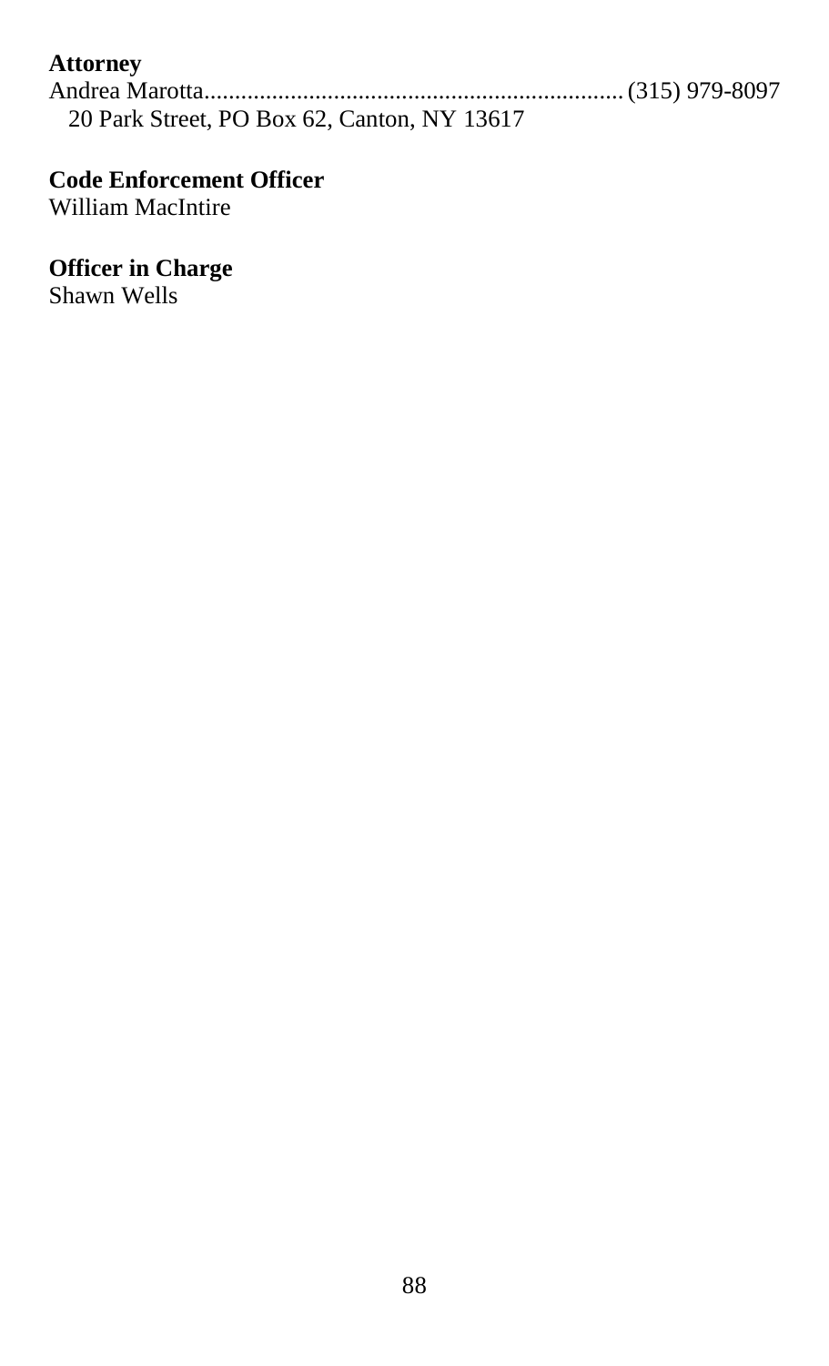**Attorney**

Andrea Marotta.................................................................. (315) 979-8097
20 Park Street, PO Box 62, Canton, NY 13617

**Code Enforcement Officer**

William MacIntire

**Officer in Charge**

Shawn Wells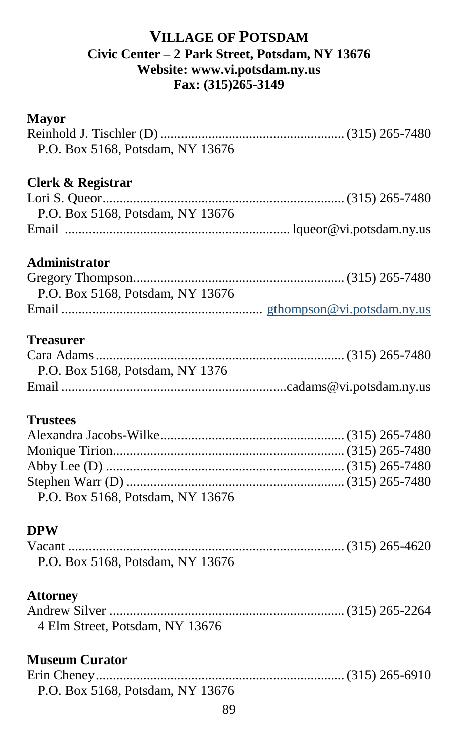# VILLAGE OF POTSDAM

**Civic Center – 2 Park Street, Potsdam, NY 13676**
**Website: www.vi.potsdam.ny.us**
**Fax: (315)265-3149**

### Mayor

Reinhold J. Tischler (D) .................................................... (315) 265-7480
P.O. Box 5168, Potsdam, NY 13676

### Clerk & Registrar

Lori S. Queor..................................................................... (315) 265-7480
P.O. Box 5168, Potsdam, NY 13676
Email ................................................................. lqueor@vi.potsdam.ny.us

### Administrator

Gregory Thompson............................................................ (315) 265-7480
P.O. Box 5168, Potsdam, NY 13676
Email .......................................................... gthompson@vi.potsdam.ny.us

### Treasurer

Cara Adams....................................................................... (315) 265-7480
P.O. Box 5168, Potsdam, NY 1376
Email .................................................................cadams@vi.potsdam.ny.us

### Trustees

Alexandra Jacobs-Wilke..................................................... (315) 265-7480
Monique Tirion.................................................................. (315) 265-7480
Abby Lee (D) .................................................................... (315) 265-7480
Stephen Warr (D) .............................................................. (315) 265-7480
P.O. Box 5168, Potsdam, NY 13676

### DPW

Vacant ............................................................................... (315) 265-4620
P.O. Box 5168, Potsdam, NY 13676

### Attorney

Andrew Silver ................................................................... (315) 265-2264
4 Elm Street, Potsdam, NY 13676

### Museum Curator

Erin Cheney....................................................................... (315) 265-6910
P.O. Box 5168, Potsdam, NY 13676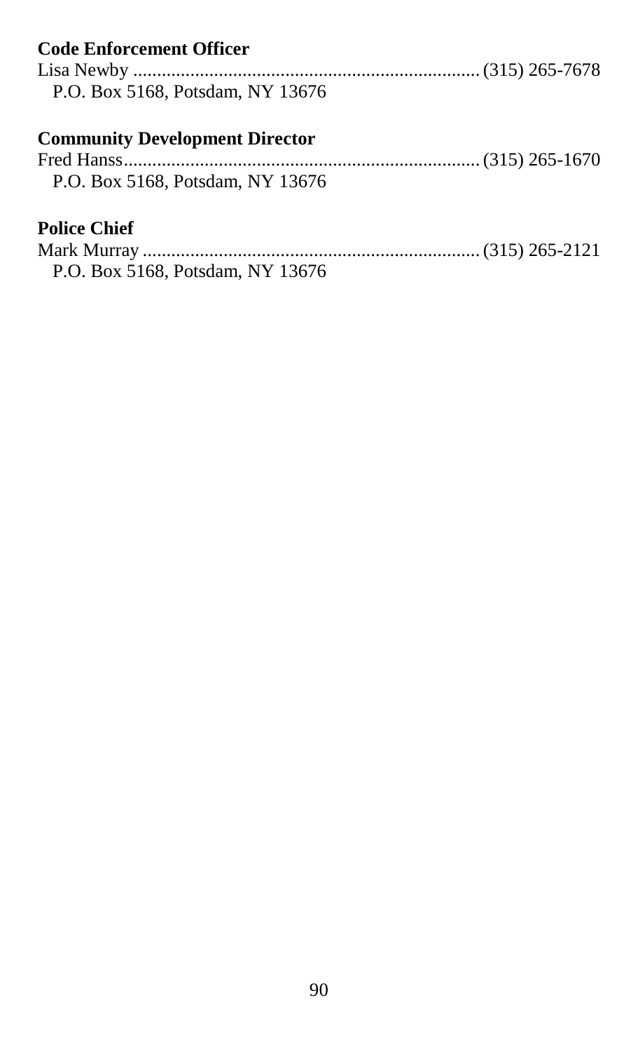**Code Enforcement Officer**

Lisa Newby ........................................................................ (315) 265-7678
P.O. Box 5168, Potsdam, NY 13676

**Community Development Director**

Fred Hanss.......................................................................... (315) 265-1670
P.O. Box 5168, Potsdam, NY 13676

**Police Chief**

Mark Murray ...................................................................... (315) 265-2121
P.O. Box 5168, Potsdam, NY 13676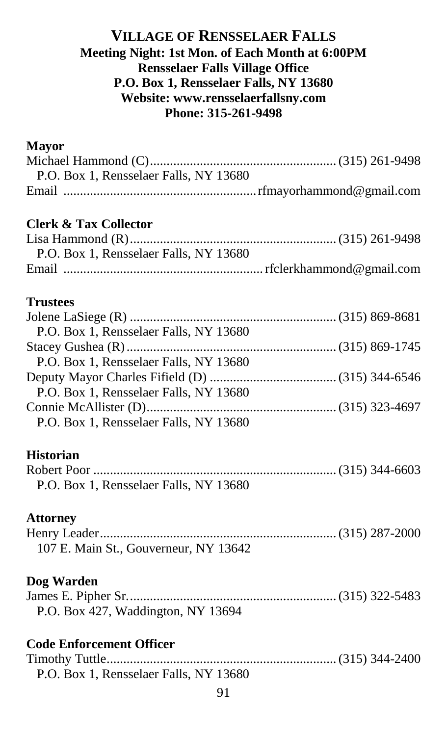# VILLAGE OF RENSSELAER FALLS

**Meeting Night: 1st Mon. of Each Month at 6:00PM**
**Rensselaer Falls Village Office**
**P.O. Box 1, Rensselaer Falls, NY 13680**
**Website: www.rensselaerfallsny.com**
**Phone: 315-261-9498**

### Mayor

Michael Hammond (C)........................................................(315) 261-9498
P.O. Box 1, Rensselaer Falls, NY 13680
Email ........................................................rfmayorhammond@gmail.com

### Clerk & Tax Collector

Lisa Hammond (R)..............................................................(315) 261-9498
P.O. Box 1, Rensselaer Falls, NY 13680
Email ..........................................................rfclerkhammond@gmail.com

### Trustees

Jolene LaSiege (R) ..............................................................(315) 869-8681
P.O. Box 1, Rensselaer Falls, NY 13680
Stacey Gushea (R)...............................................................(315) 869-1745
P.O. Box 1, Rensselaer Falls, NY 13680
Deputy Mayor Charles Fifield (D) ......................................(315) 344-6546
P.O. Box 1, Rensselaer Falls, NY 13680
Connie McAllister (D).........................................................(315) 323-4697
P.O. Box 1, Rensselaer Falls, NY 13680

### Historian

Robert Poor ........................................................................(315) 344-6603
P.O. Box 1, Rensselaer Falls, NY 13680

### Attorney

Henry Leader......................................................................(315) 287-2000
107 E. Main St., Gouverneur, NY 13642

### Dog Warden

James E. Pipher Sr..............................................................(315) 322-5483
P.O. Box 427, Waddington, NY 13694

### Code Enforcement Officer

Timothy Tuttle....................................................................(315) 344-2400
P.O. Box 1, Rensselaer Falls, NY 13680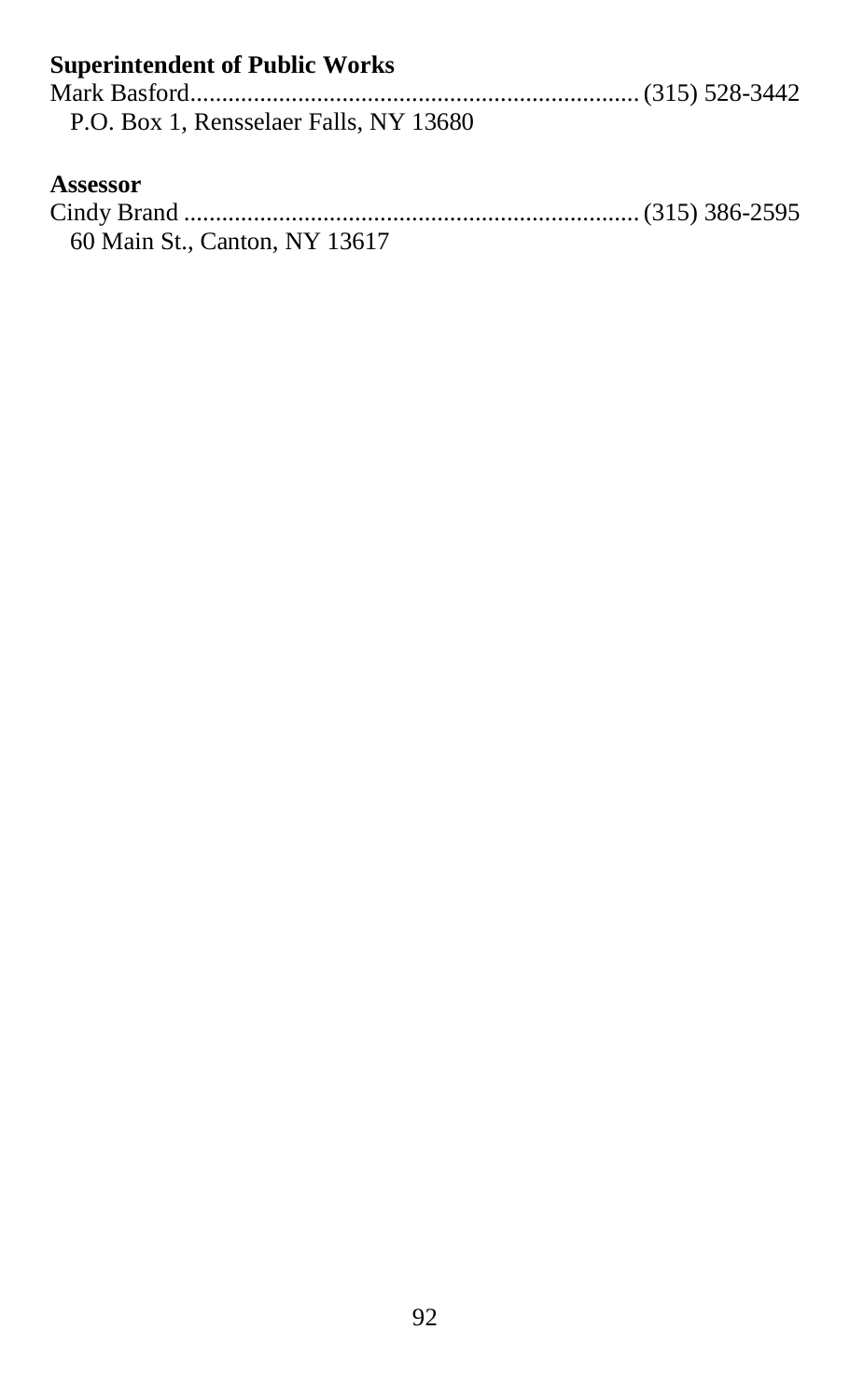**Superintendent of Public Works**

Mark Basford....................................................................... (315) 528-3442
P.O. Box 1, Rensselaer Falls, NY 13680

**Assessor**

Cindy Brand ....................................................................... (315) 386-2595
60 Main St., Canton, NY 13617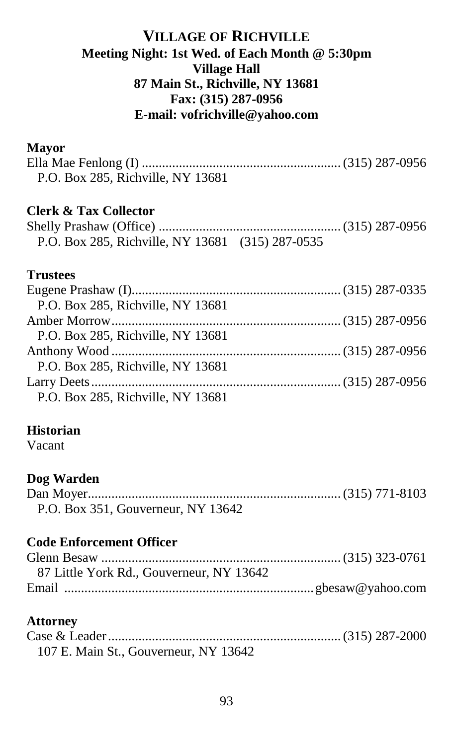# VILLAGE OF RICHVILLE

**Meeting Night: 1st Wed. of Each Month @ 5:30pm**
**Village Hall**
**87 Main St., Richville, NY 13681**
**Fax: (315) 287-0956**
**E-mail: vofrichville@yahoo.com**

### Mayor

Ella Mae Fenlong (I) .......... (315) 287-0956
P.O. Box 285, Richville, NY 13681

### Clerk & Tax Collector

Shelly Prashaw (Office) .......... (315) 287-0956
P.O. Box 285, Richville, NY 13681 (315) 287-0535

### Trustees

Eugene Prashaw (I).......... (315) 287-0335
P.O. Box 285, Richville, NY 13681

Amber Morrow.......... (315) 287-0956
P.O. Box 285, Richville, NY 13681

Anthony Wood .......... (315) 287-0956
P.O. Box 285, Richville, NY 13681

Larry Deets.......... (315) 287-0956
P.O. Box 285, Richville, NY 13681

### Historian

Vacant

### Dog Warden

Dan Moyer.......... (315) 771-8103
P.O. Box 351, Gouverneur, NY 13642

### Code Enforcement Officer

Glenn Besaw .......... (315) 323-0761
87 Little York Rd., Gouverneur, NY 13642
Email .......... gbesaw@yahoo.com

### Attorney

Case & Leader.......... (315) 287-2000
107 E. Main St., Gouverneur, NY 13642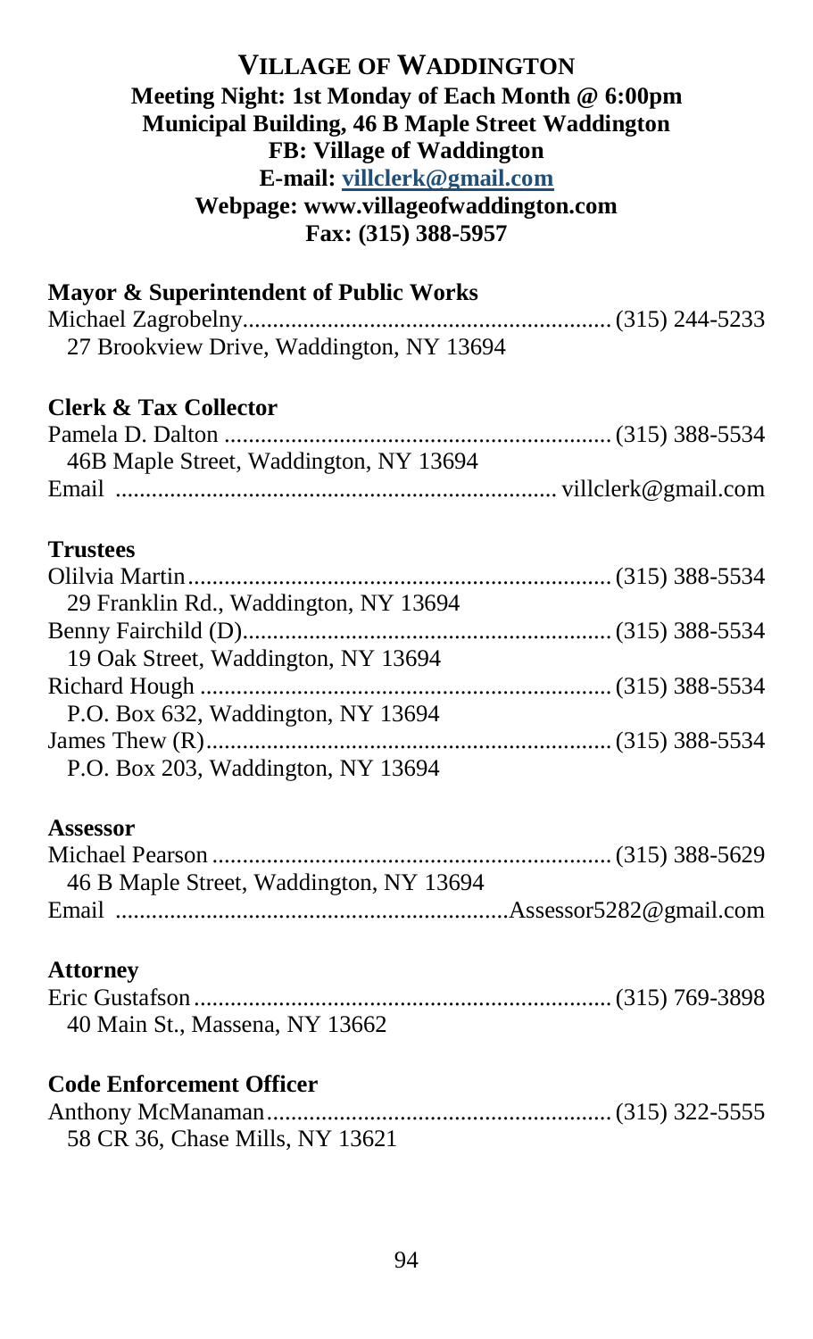# VILLAGE OF WADDINGTON

**Meeting Night: 1st Monday of Each Month @ 6:00pm**
**Municipal Building, 46 B Maple Street Waddington**
**FB: Village of Waddington**
**E-mail: villclerk@gmail.com**
**Webpage: www.villageofwaddington.com**
**Fax: (315) 388-5957**

### Mayor & Superintendent of Public Works

Michael Zagrobelny............................................................ (315) 244-5233
27 Brookview Drive, Waddington, NY 13694

### Clerk & Tax Collector

Pamela D. Dalton ............................................................... (315) 388-5534
46B Maple Street, Waddington, NY 13694
Email ....................................................................... villclerk@gmail.com

### Trustees

Olilvia Martin...................................................................... (315) 388-5534
29 Franklin Rd., Waddington, NY 13694
Benny Fairchild (D)............................................................ (315) 388-5534
19 Oak Street, Waddington, NY 13694
Richard Hough ................................................................... (315) 388-5534
P.O. Box 632, Waddington, NY 13694
James Thew (R).................................................................. (315) 388-5534
P.O. Box 203, Waddington, NY 13694

### Assessor

Michael Pearson ................................................................. (315) 388-5629
46 B Maple Street, Waddington, NY 13694
Email ................................................................Assessor5282@gmail.com

### Attorney

Eric Gustafson..................................................................... (315) 769-3898
40 Main St., Massena, NY 13662

### Code Enforcement Officer

Anthony McManaman........................................................ (315) 322-5555
58 CR 36, Chase Mills, NY 13621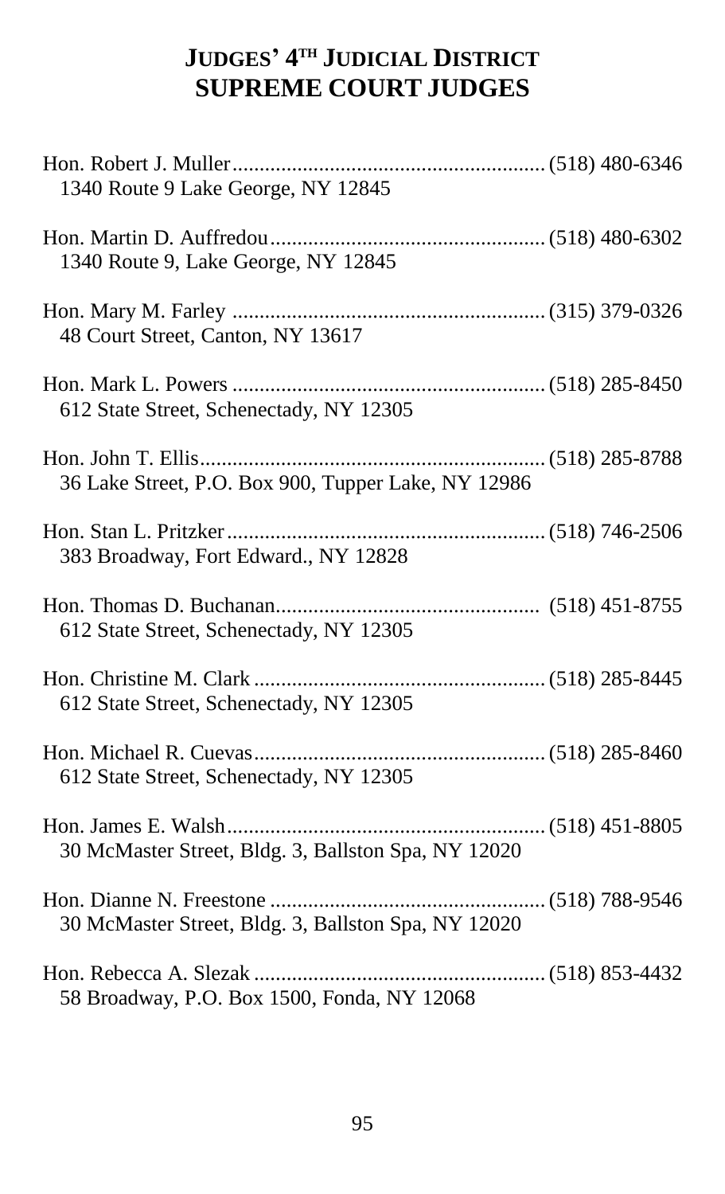# JUDGES' 4TH JUDICIAL DISTRICT
# SUPREME COURT JUDGES

Hon. Robert J. Muller.......................................................... (518) 480-6346
1340 Route 9 Lake George, NY 12845

Hon. Martin D. Auffredou.................................................. (518) 480-6302
1340 Route 9, Lake George, NY 12845

Hon. Mary M. Farley ......................................................... (315) 379-0326
48 Court Street, Canton, NY 13617

Hon. Mark L. Powers ......................................................... (518) 285-8450
612 State Street, Schenectady, NY 12305

Hon. John T. Ellis................................................................ (518) 285-8788
36 Lake Street, P.O. Box 900, Tupper Lake, NY 12986

Hon. Stan L. Pritzker.......................................................... (518) 746-2506
383 Broadway, Fort Edward., NY 12828

Hon. Thomas D. Buchanan................................................. (518) 451-8755
612 State Street, Schenectady, NY 12305

Hon. Christine M. Clark ..................................................... (518) 285-8445
612 State Street, Schenectady, NY 12305

Hon. Michael R. Cuevas..................................................... (518) 285-8460
612 State Street, Schenectady, NY 12305

Hon. James E. Walsh........................................................... (518) 451-8805
30 McMaster Street, Bldg. 3, Ballston Spa, NY 12020

Hon. Dianne N. Freestone .................................................. (518) 788-9546
30 McMaster Street, Bldg. 3, Ballston Spa, NY 12020

Hon. Rebecca A. Slezak ..................................................... (518) 853-4432
58 Broadway, P.O. Box 1500, Fonda, NY 12068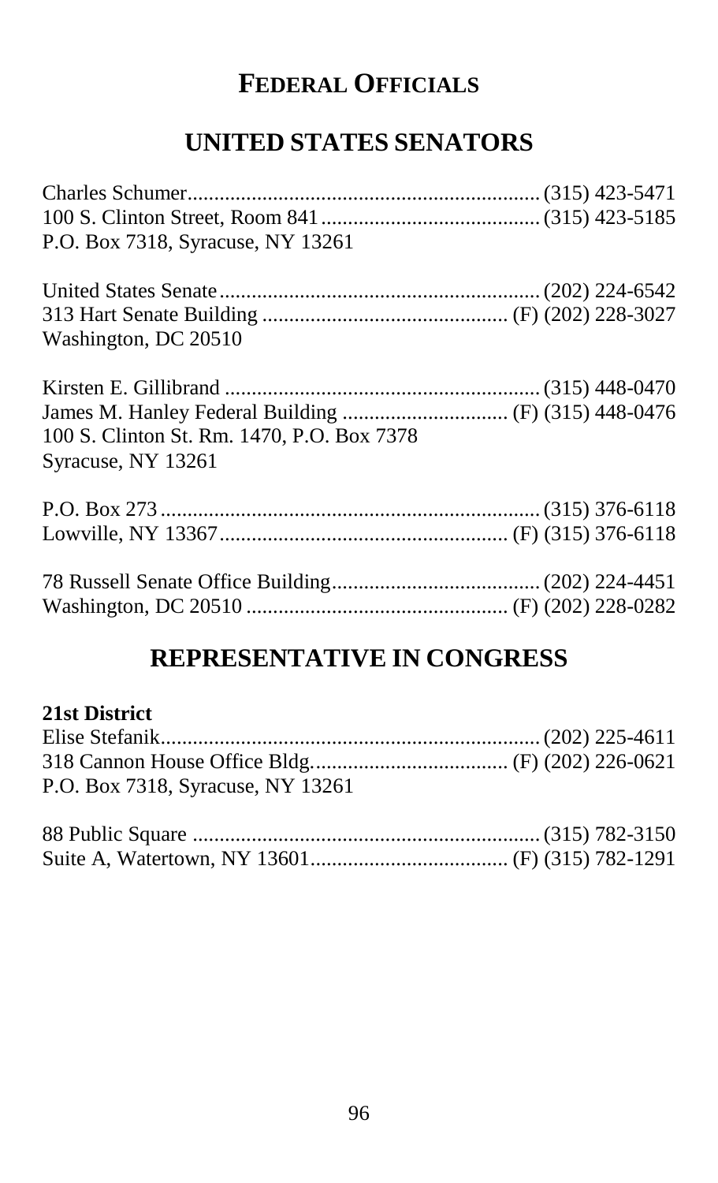# Federal Officials

## United States Senators

Charles Schumer ............ (315) 423-5471
100 S. Clinton Street, Room 841 ............ (315) 423-5185
P.O. Box 7318, Syracuse, NY 13261

United States Senate ............ (202) 224-6542
313 Hart Senate Building ............ (F) (202) 228-3027
Washington, DC 20510

Kirsten E. Gillibrand ............ (315) 448-0470
James M. Hanley Federal Building ............ (F) (315) 448-0476
100 S. Clinton St. Rm. 1470, P.O. Box 7378
Syracuse, NY 13261

P.O. Box 273 ............ (315) 376-6118
Lowville, NY 13367 ............ (F) (315) 376-6118

78 Russell Senate Office Building ............ (202) 224-4451
Washington, DC 20510 ............ (F) (202) 228-0282

## Representative in Congress

**21st District**
Elise Stefanik ............ (202) 225-4611
318 Cannon House Office Bldg. ............ (F) (202) 226-0621
P.O. Box 7318, Syracuse, NY 13261

88 Public Square ............ (315) 782-3150
Suite A, Watertown, NY 13601 ............ (F) (315) 782-1291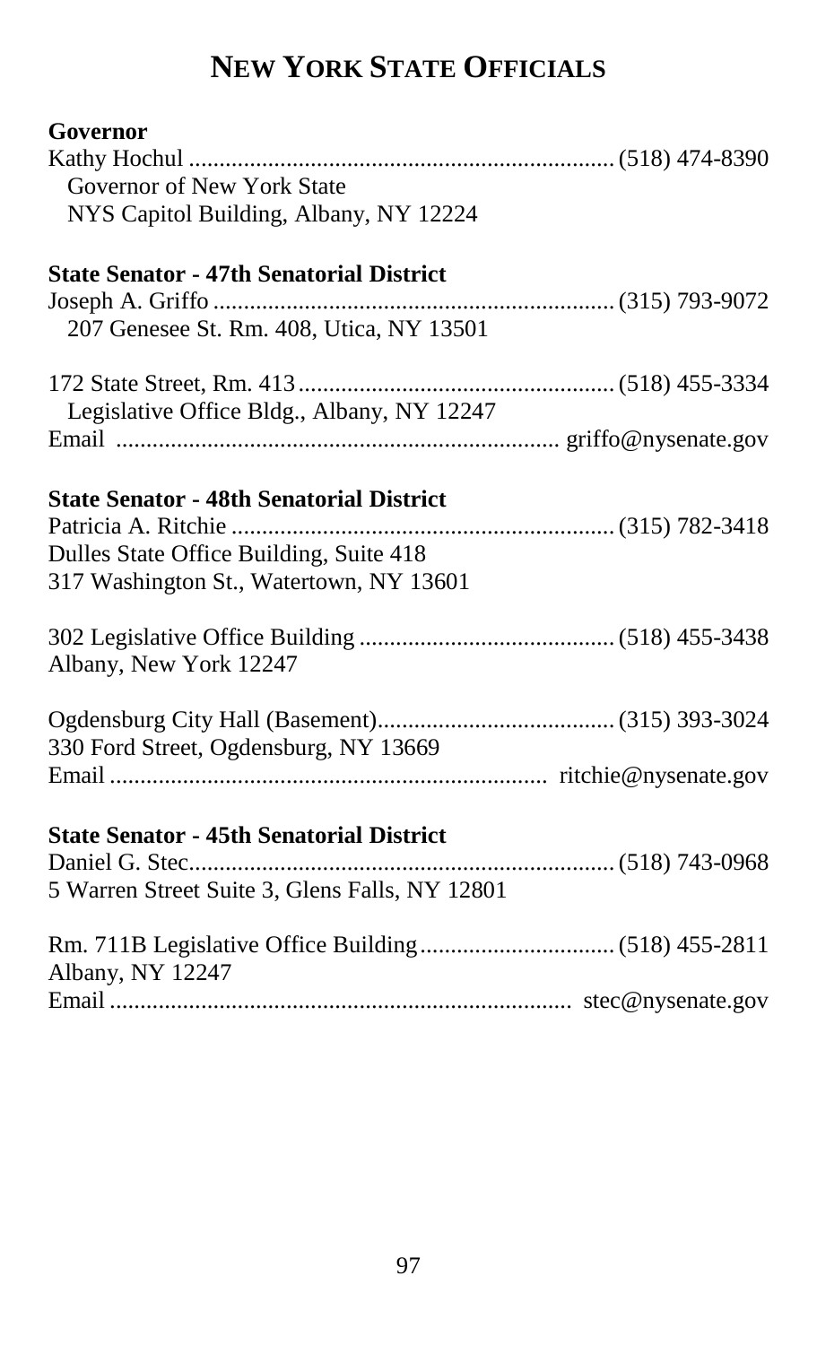# NEW YORK STATE OFFICIALS

**Governor**

Kathy Hochul ..................................................................... (518) 474-8390
Governor of New York State
NYS Capitol Building, Albany, NY 12224

**State Senator - 47th Senatorial District**

Joseph A. Griffo ................................................................. (315) 793-9072
207 Genesee St. Rm. 408, Utica, NY 13501

172 State Street, Rm. 413 .................................................... (518) 455-3334
Legislative Office Bldg., Albany, NY 12247
Email ........................................................................ griffo@nysenate.gov

**State Senator - 48th Senatorial District**

Patricia A. Ritchie .............................................................. (315) 782-3418
Dulles State Office Building, Suite 418
317 Washington St., Watertown, NY 13601

302 Legislative Office Building .......................................... (518) 455-3438
Albany, New York 12247

Ogdensburg City Hall (Basement)....................................... (315) 393-3024
330 Ford Street, Ogdensburg, NY 13669
Email ....................................................................... ritchie@nysenate.gov

**State Senator - 45th Senatorial District**

Daniel G. Stec...................................................................... (518) 743-0968
5 Warren Street Suite 3, Glens Falls, NY 12801

Rm. 711B Legislative Office Building................................ (518) 455-2811
Albany, NY 12247
Email ........................................................................... stec@nysenate.gov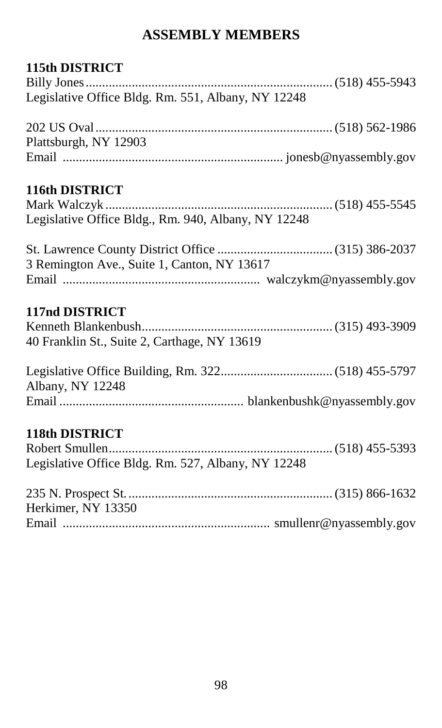# ASSEMBLY MEMBERS

### 115th DISTRICT

Billy Jones.......................................................................... (518) 455-5943
Legislative Office Bldg. Rm. 551, Albany, NY 12248

202 US Oval........................................................................ (518) 562-1986
Plattsburgh, NY 12903
Email .................................................................. jonesb@nyassembly.gov

### 116th DISTRICT

Mark Walczyk..................................................................... (518) 455-5545
Legislative Office Bldg., Rm. 940, Albany, NY 12248

St. Lawrence County District Office ................................... (315) 386-2037
3 Remington Ave., Suite 1, Canton, NY 13617
Email ........................................................... walczykm@nyassembly.gov

### 117nd DISTRICT

Kenneth Blankenbush.......................................................... (315) 493-3909
40 Franklin St., Suite 2, Carthage, NY 13619

Legislative Office Building, Rm. 322.................................. (518) 455-5797
Albany, NY 12248
Email ....................................................... blankenbushk@nyassembly.gov

### 118th DISTRICT

Robert Smullen.................................................................... (518) 455-5393
Legislative Office Bldg. Rm. 527, Albany, NY 12248

235 N. Prospect St............................................................... (315) 866-1632
Herkimer, NY 13350
Email .............................................................. smullenr@nyassembly.gov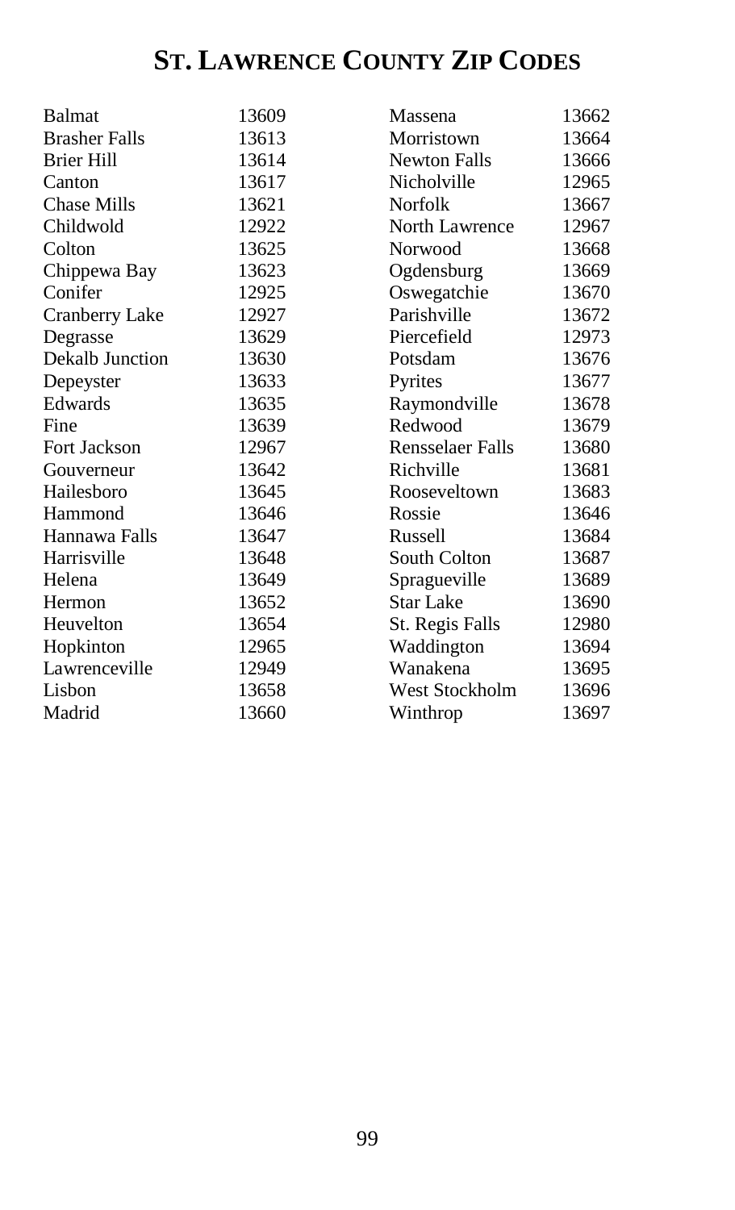# ST. LAWRENCE COUNTY ZIP CODES

| | |
|---|---|
| Balmat | 13609 |
| Brasher Falls | 13613 |
| Brier Hill | 13614 |
| Canton | 13617 |
| Chase Mills | 13621 |
| Childwold | 12922 |
| Colton | 13625 |
| Chippewa Bay | 13623 |
| Conifer | 12925 |
| Cranberry Lake | 12927 |
| Degrasse | 13629 |
| Dekalb Junction | 13630 |
| Depeyster | 13633 |
| Edwards | 13635 |
| Fine | 13639 |
| Fort Jackson | 12967 |
| Gouverneur | 13642 |
| Hailesboro | 13645 |
| Hammond | 13646 |
| Hannawa Falls | 13647 |
| Harrisville | 13648 |
| Helena | 13649 |
| Hermon | 13652 |
| Heuvelton | 13654 |
| Hopkinton | 12965 |
| Lawrenceville | 12949 |
| Lisbon | 13658 |
| Madrid | 13660 |
| Massena | 13662 |
| Morristown | 13664 |
| Newton Falls | 13666 |
| Nicholville | 12965 |
| Norfolk | 13667 |
| North Lawrence | 12967 |
| Norwood | 13668 |
| Ogdensburg | 13669 |
| Oswegatchie | 13670 |
| Parishville | 13672 |
| Piercefield | 12973 |
| Potsdam | 13676 |
| Pyrites | 13677 |
| Raymondville | 13678 |
| Redwood | 13679 |
| Rensselaer Falls | 13680 |
| Richville | 13681 |
| Rooseveltown | 13683 |
| Rossie | 13646 |
| Russell | 13684 |
| South Colton | 13687 |
| Spragueville | 13689 |
| Star Lake | 13690 |
| St. Regis Falls | 12980 |
| Waddington | 13694 |
| Wanakena | 13695 |
| West Stockholm | 13696 |
| Winthrop | 13697 |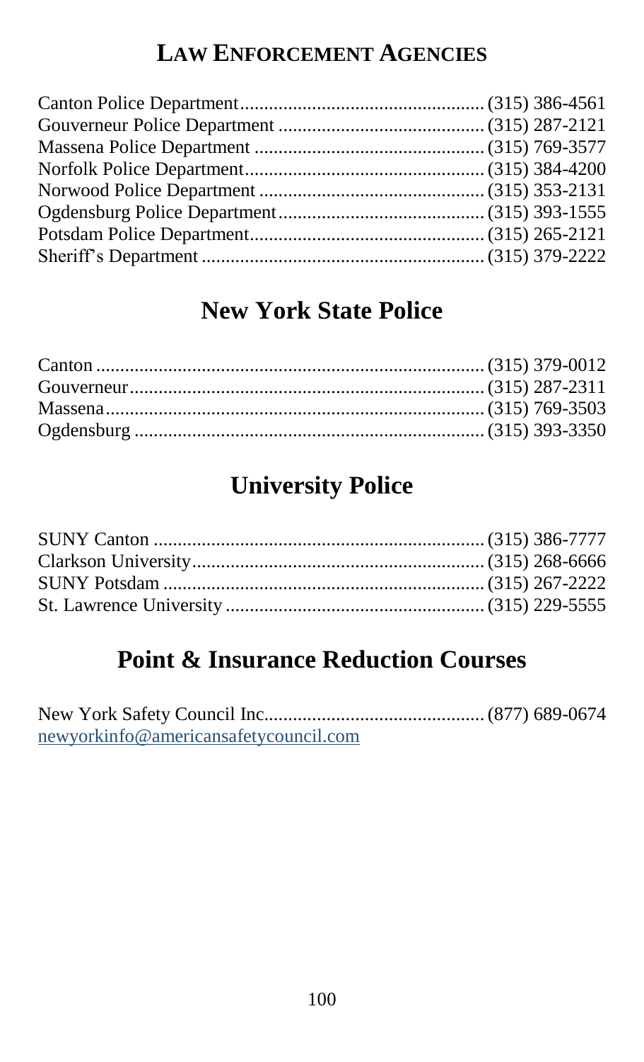## LAW ENFORCEMENT AGENCIES

Canton Police Department.................................................. (315) 386-4561
Gouverneur Police Department .......................................... (315) 287-2121
Massena Police Department ............................................... (315) 769-3577
Norfolk Police Department................................................. (315) 384-4200
Norwood Police Department .............................................. (315) 353-2131
Ogdensburg Police Department.......................................... (315) 393-1555
Potsdam Police Department................................................ (315) 265-2121
Sheriff's Department .......................................................... (315) 379-2222

## New York State Police

Canton ................................................................................ (315) 379-0012
Gouverneur......................................................................... (315) 287-2311
Massena.............................................................................. (315) 769-3503
Ogdensburg ........................................................................ (315) 393-3350

## University Police

SUNY Canton .................................................................... (315) 386-7777
Clarkson University............................................................ (315) 268-6666
SUNY Potsdam .................................................................. (315) 267-2222
St. Lawrence University ..................................................... (315) 229-5555

## Point & Insurance Reduction Courses

New York Safety Council Inc............................................. (877) 689-0674
newyorkinfo@americansafetycouncil.com